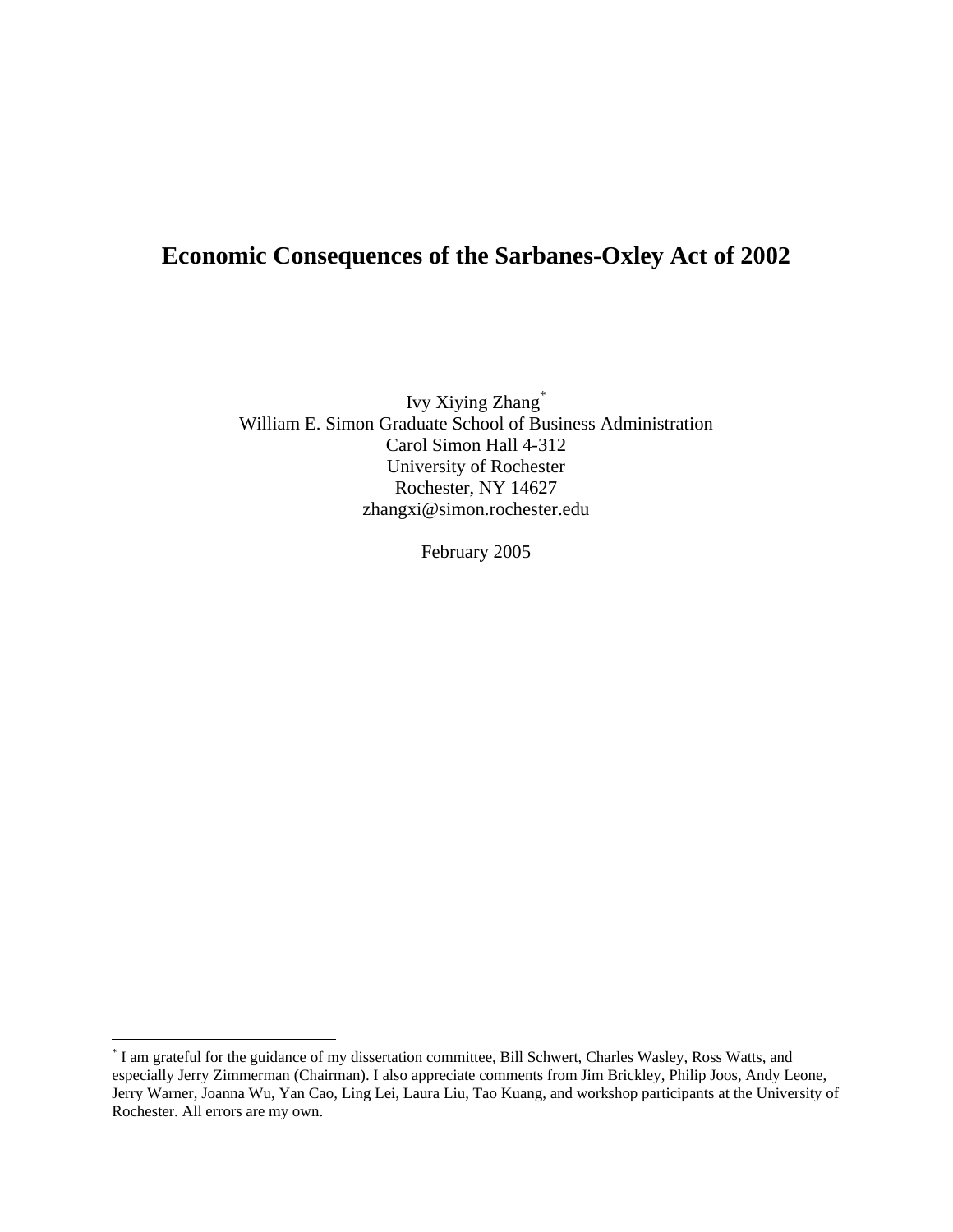# Economic Consequences of the Sarbanes-Oxley Act of 2002

Ivy Xiying Zhang*
William E. Simon Graduate School of Business Administration
Carol Simon Hall 4-312
University of Rochester
Rochester, NY 14627
zhangxi@simon.rochester.edu

February 2005

---

* I am grateful for the guidance of my dissertation committee, Bill Schwert, Charles Wasley, Ross Watts, and especially Jerry Zimmerman (Chairman). I also appreciate comments from Jim Brickley, Philip Joos, Andy Leone, Jerry Warner, Joanna Wu, Yan Cao, Ling Lei, Laura Liu, Tao Kuang, and workshop participants at the University of Rochester. All errors are my own.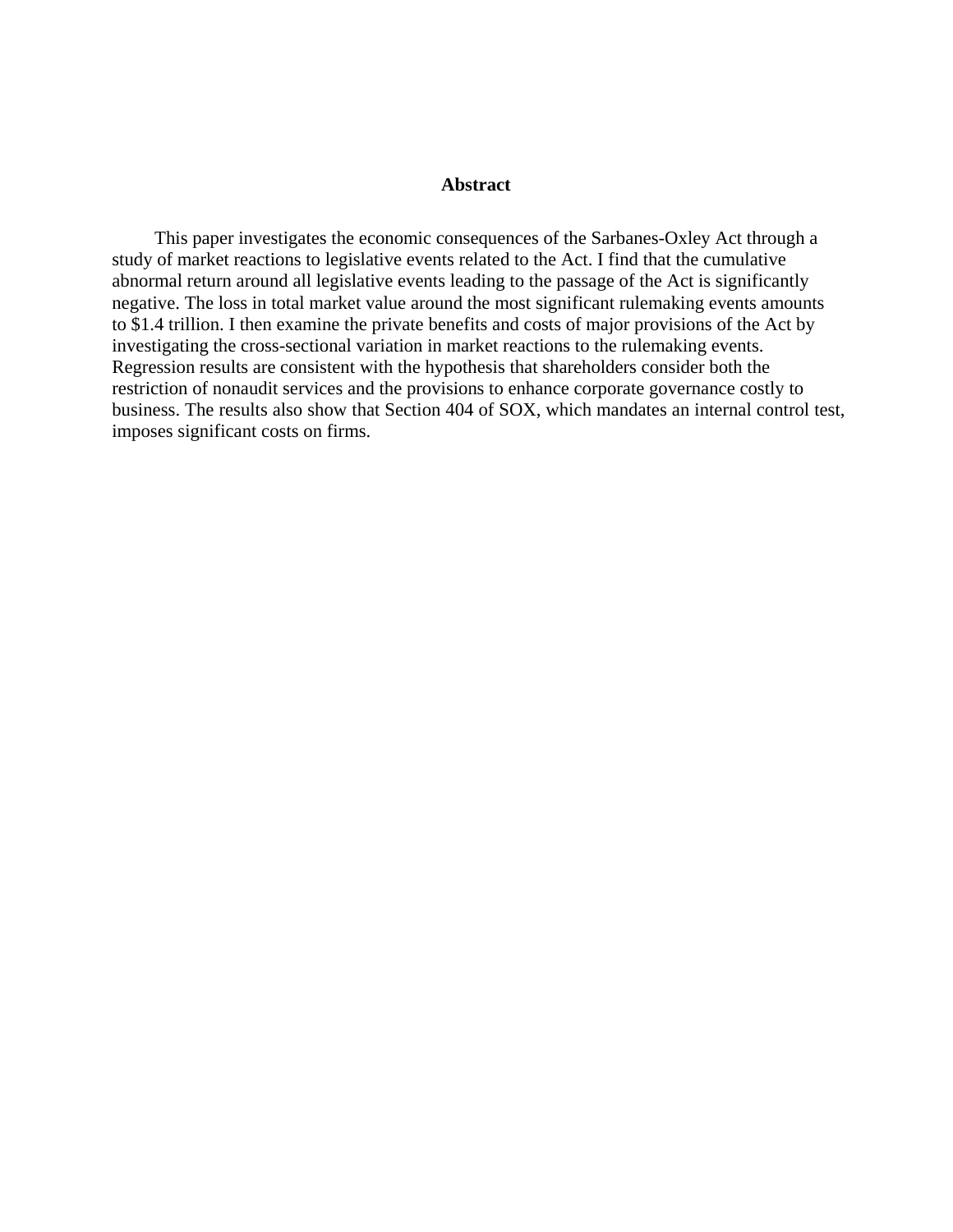## Abstract

This paper investigates the economic consequences of the Sarbanes-Oxley Act through a study of market reactions to legislative events related to the Act. I find that the cumulative abnormal return around all legislative events leading to the passage of the Act is significantly negative. The loss in total market value around the most significant rulemaking events amounts to $1.4 trillion. I then examine the private benefits and costs of major provisions of the Act by investigating the cross-sectional variation in market reactions to the rulemaking events. Regression results are consistent with the hypothesis that shareholders consider both the restriction of nonaudit services and the provisions to enhance corporate governance costly to business. The results also show that Section 404 of SOX, which mandates an internal control test, imposes significant costs on firms.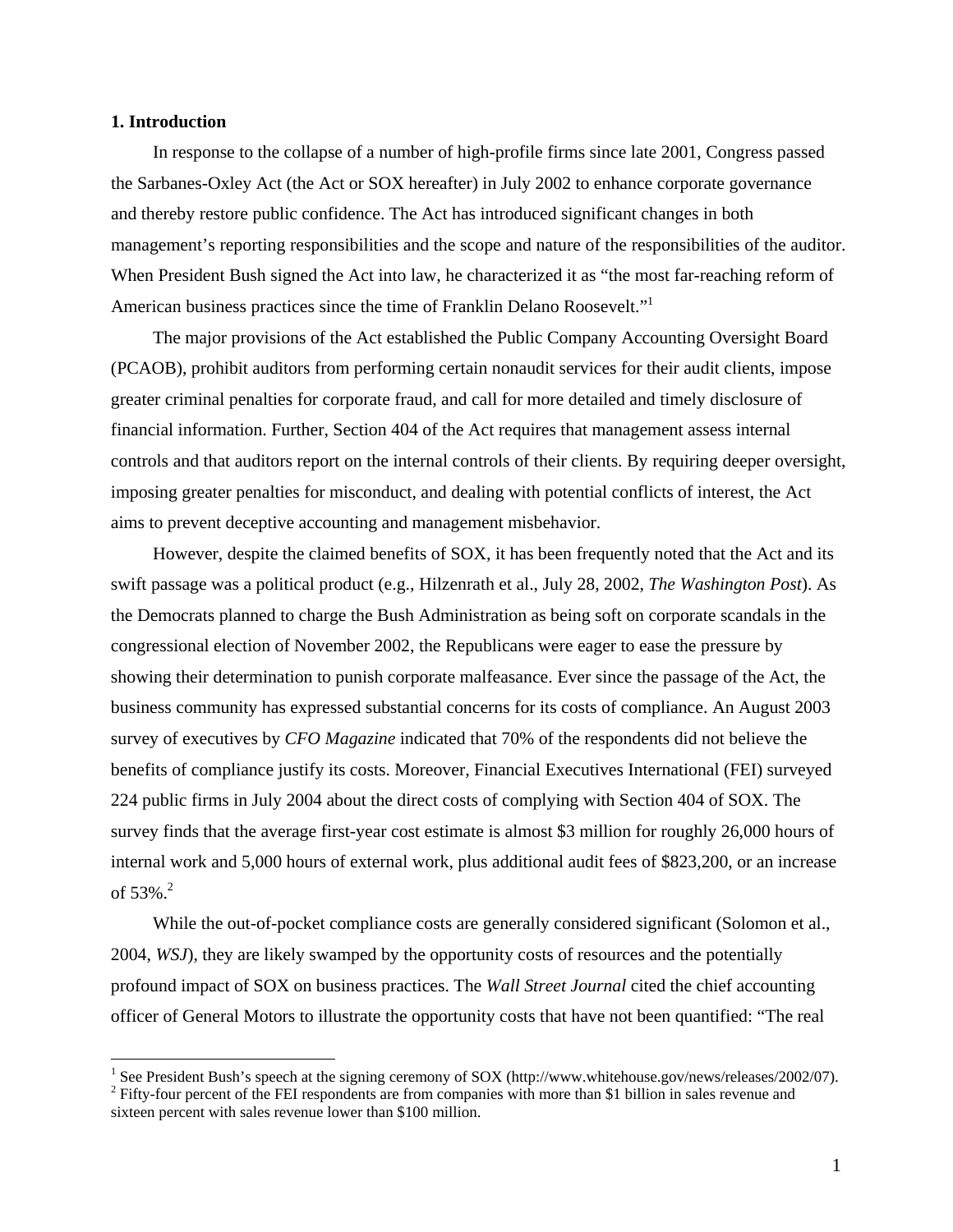## 1. Introduction

In response to the collapse of a number of high-profile firms since late 2001, Congress passed the Sarbanes-Oxley Act (the Act or SOX hereafter) in July 2002 to enhance corporate governance and thereby restore public confidence. The Act has introduced significant changes in both management's reporting responsibilities and the scope and nature of the responsibilities of the auditor. When President Bush signed the Act into law, he characterized it as "the most far-reaching reform of American business practices since the time of Franklin Delano Roosevelt."[1]

The major provisions of the Act established the Public Company Accounting Oversight Board (PCAOB), prohibit auditors from performing certain nonaudit services for their audit clients, impose greater criminal penalties for corporate fraud, and call for more detailed and timely disclosure of financial information. Further, Section 404 of the Act requires that management assess internal controls and that auditors report on the internal controls of their clients. By requiring deeper oversight, imposing greater penalties for misconduct, and dealing with potential conflicts of interest, the Act aims to prevent deceptive accounting and management misbehavior.

However, despite the claimed benefits of SOX, it has been frequently noted that the Act and its swift passage was a political product (e.g., Hilzenrath et al., July 28, 2002, *The Washington Post*). As the Democrats planned to charge the Bush Administration as being soft on corporate scandals in the congressional election of November 2002, the Republicans were eager to ease the pressure by showing their determination to punish corporate malfeasance. Ever since the passage of the Act, the business community has expressed substantial concerns for its costs of compliance. An August 2003 survey of executives by *CFO Magazine* indicated that 70% of the respondents did not believe the benefits of compliance justify its costs. Moreover, Financial Executives International (FEI) surveyed 224 public firms in July 2004 about the direct costs of complying with Section 404 of SOX. The survey finds that the average first-year cost estimate is almost \$3 million for roughly 26,000 hours of internal work and 5,000 hours of external work, plus additional audit fees of \$823,200, or an increase of 53%.[2]

While the out-of-pocket compliance costs are generally considered significant (Solomon et al., 2004, *WSJ*), they are likely swamped by the opportunity costs of resources and the potentially profound impact of SOX on business practices. The *Wall Street Journal* cited the chief accounting officer of General Motors to illustrate the opportunity costs that have not been quantified: "The real

---

[1] See President Bush's speech at the signing ceremony of SOX (http://www.whitehouse.gov/news/releases/2002/07).

[2] Fifty-four percent of the FEI respondents are from companies with more than \$1 billion in sales revenue and sixteen percent with sales revenue lower than \$100 million.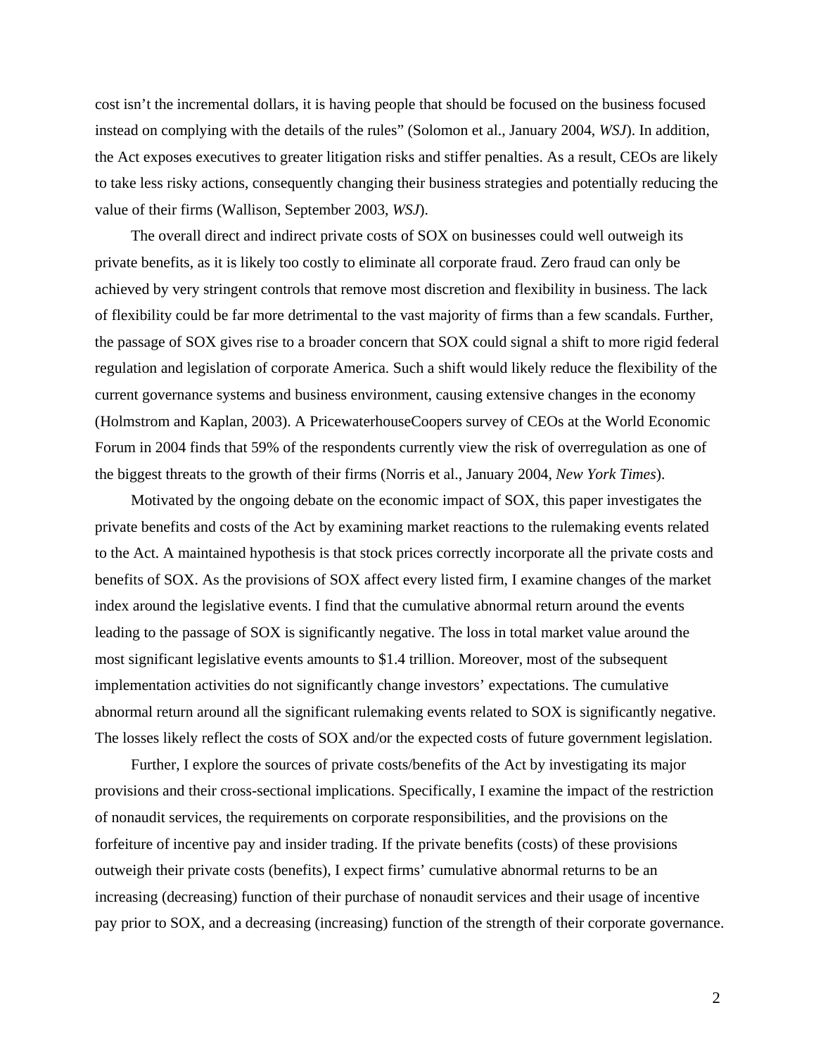cost isn't the incremental dollars, it is having people that should be focused on the business focused instead on complying with the details of the rules" (Solomon et al., January 2004, *WSJ*). In addition, the Act exposes executives to greater litigation risks and stiffer penalties. As a result, CEOs are likely to take less risky actions, consequently changing their business strategies and potentially reducing the value of their firms (Wallison, September 2003, *WSJ*).

The overall direct and indirect private costs of SOX on businesses could well outweigh its private benefits, as it is likely too costly to eliminate all corporate fraud. Zero fraud can only be achieved by very stringent controls that remove most discretion and flexibility in business. The lack of flexibility could be far more detrimental to the vast majority of firms than a few scandals. Further, the passage of SOX gives rise to a broader concern that SOX could signal a shift to more rigid federal regulation and legislation of corporate America. Such a shift would likely reduce the flexibility of the current governance systems and business environment, causing extensive changes in the economy (Holmstrom and Kaplan, 2003). A PricewaterhouseCoopers survey of CEOs at the World Economic Forum in 2004 finds that 59% of the respondents currently view the risk of overregulation as one of the biggest threats to the growth of their firms (Norris et al., January 2004, *New York Times*).

Motivated by the ongoing debate on the economic impact of SOX, this paper investigates the private benefits and costs of the Act by examining market reactions to the rulemaking events related to the Act. A maintained hypothesis is that stock prices correctly incorporate all the private costs and benefits of SOX. As the provisions of SOX affect every listed firm, I examine changes of the market index around the legislative events. I find that the cumulative abnormal return around the events leading to the passage of SOX is significantly negative. The loss in total market value around the most significant legislative events amounts to $1.4 trillion. Moreover, most of the subsequent implementation activities do not significantly change investors' expectations. The cumulative abnormal return around all the significant rulemaking events related to SOX is significantly negative. The losses likely reflect the costs of SOX and/or the expected costs of future government legislation.

Further, I explore the sources of private costs/benefits of the Act by investigating its major provisions and their cross-sectional implications. Specifically, I examine the impact of the restriction of nonaudit services, the requirements on corporate responsibilities, and the provisions on the forfeiture of incentive pay and insider trading. If the private benefits (costs) of these provisions outweigh their private costs (benefits), I expect firms' cumulative abnormal returns to be an increasing (decreasing) function of their purchase of nonaudit services and their usage of incentive pay prior to SOX, and a decreasing (increasing) function of the strength of their corporate governance.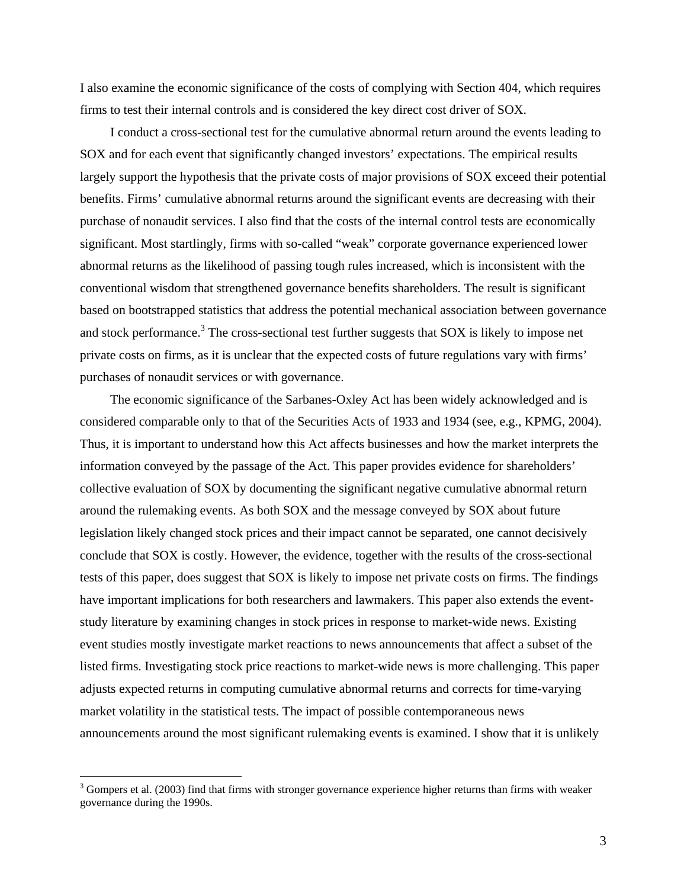I also examine the economic significance of the costs of complying with Section 404, which requires firms to test their internal controls and is considered the key direct cost driver of SOX.

I conduct a cross-sectional test for the cumulative abnormal return around the events leading to SOX and for each event that significantly changed investors' expectations. The empirical results largely support the hypothesis that the private costs of major provisions of SOX exceed their potential benefits. Firms' cumulative abnormal returns around the significant events are decreasing with their purchase of nonaudit services. I also find that the costs of the internal control tests are economically significant. Most startlingly, firms with so-called "weak" corporate governance experienced lower abnormal returns as the likelihood of passing tough rules increased, which is inconsistent with the conventional wisdom that strengthened governance benefits shareholders. The result is significant based on bootstrapped statistics that address the potential mechanical association between governance and stock performance.[3] The cross-sectional test further suggests that SOX is likely to impose net private costs on firms, as it is unclear that the expected costs of future regulations vary with firms' purchases of nonaudit services or with governance.

The economic significance of the Sarbanes-Oxley Act has been widely acknowledged and is considered comparable only to that of the Securities Acts of 1933 and 1934 (see, e.g., KPMG, 2004). Thus, it is important to understand how this Act affects businesses and how the market interprets the information conveyed by the passage of the Act. This paper provides evidence for shareholders' collective evaluation of SOX by documenting the significant negative cumulative abnormal return around the rulemaking events. As both SOX and the message conveyed by SOX about future legislation likely changed stock prices and their impact cannot be separated, one cannot decisively conclude that SOX is costly. However, the evidence, together with the results of the cross-sectional tests of this paper, does suggest that SOX is likely to impose net private costs on firms. The findings have important implications for both researchers and lawmakers. This paper also extends the event-study literature by examining changes in stock prices in response to market-wide news. Existing event studies mostly investigate market reactions to news announcements that affect a subset of the listed firms. Investigating stock price reactions to market-wide news is more challenging. This paper adjusts expected returns in computing cumulative abnormal returns and corrects for time-varying market volatility in the statistical tests. The impact of possible contemporaneous news announcements around the most significant rulemaking events is examined. I show that it is unlikely

[3] Gompers et al. (2003) find that firms with stronger governance experience higher returns than firms with weaker governance during the 1990s.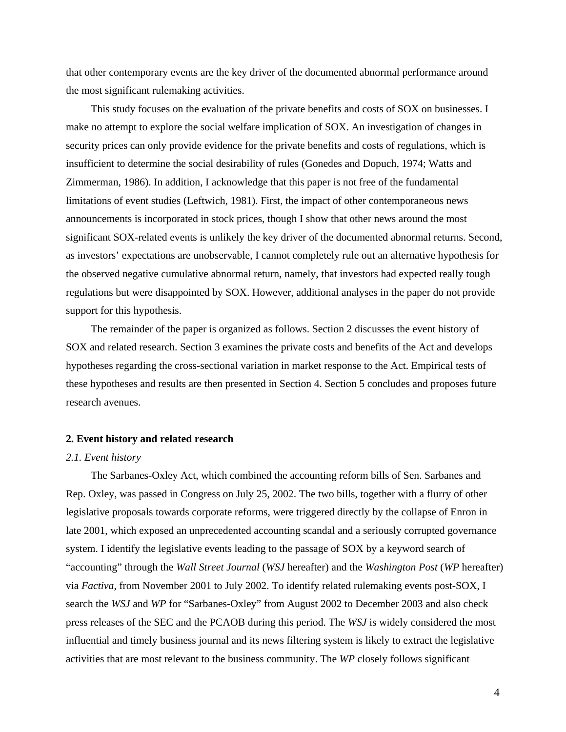that other contemporary events are the key driver of the documented abnormal performance around the most significant rulemaking activities.

This study focuses on the evaluation of the private benefits and costs of SOX on businesses. I make no attempt to explore the social welfare implication of SOX. An investigation of changes in security prices can only provide evidence for the private benefits and costs of regulations, which is insufficient to determine the social desirability of rules (Gonedes and Dopuch, 1974; Watts and Zimmerman, 1986). In addition, I acknowledge that this paper is not free of the fundamental limitations of event studies (Leftwich, 1981). First, the impact of other contemporaneous news announcements is incorporated in stock prices, though I show that other news around the most significant SOX-related events is unlikely the key driver of the documented abnormal returns. Second, as investors' expectations are unobservable, I cannot completely rule out an alternative hypothesis for the observed negative cumulative abnormal return, namely, that investors had expected really tough regulations but were disappointed by SOX. However, additional analyses in the paper do not provide support for this hypothesis.

The remainder of the paper is organized as follows. Section 2 discusses the event history of SOX and related research. Section 3 examines the private costs and benefits of the Act and develops hypotheses regarding the cross-sectional variation in market response to the Act. Empirical tests of these hypotheses and results are then presented in Section 4. Section 5 concludes and proposes future research avenues.

## 2. Event history and related research

### *2.1. Event history*

The Sarbanes-Oxley Act, which combined the accounting reform bills of Sen. Sarbanes and Rep. Oxley, was passed in Congress on July 25, 2002. The two bills, together with a flurry of other legislative proposals towards corporate reforms, were triggered directly by the collapse of Enron in late 2001, which exposed an unprecedented accounting scandal and a seriously corrupted governance system. I identify the legislative events leading to the passage of SOX by a keyword search of "accounting" through the *Wall Street Journal* (*WSJ* hereafter) and the *Washington Post* (*WP* hereafter) via *Factiva*, from November 2001 to July 2002. To identify related rulemaking events post-SOX, I search the *WSJ* and *WP* for "Sarbanes-Oxley" from August 2002 to December 2003 and also check press releases of the SEC and the PCAOB during this period. The *WSJ* is widely considered the most influential and timely business journal and its news filtering system is likely to extract the legislative activities that are most relevant to the business community. The *WP* closely follows significant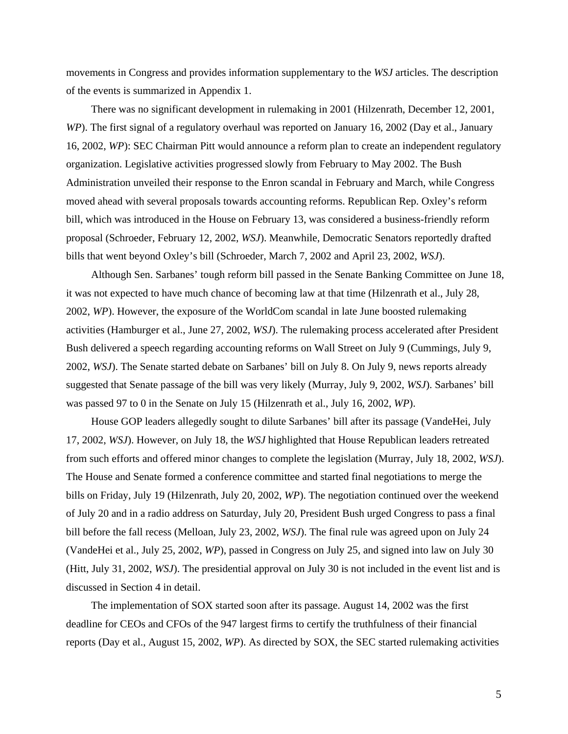movements in Congress and provides information supplementary to the *WSJ* articles. The description of the events is summarized in Appendix 1.

There was no significant development in rulemaking in 2001 (Hilzenrath, December 12, 2001, *WP*). The first signal of a regulatory overhaul was reported on January 16, 2002 (Day et al., January 16, 2002, *WP*): SEC Chairman Pitt would announce a reform plan to create an independent regulatory organization. Legislative activities progressed slowly from February to May 2002. The Bush Administration unveiled their response to the Enron scandal in February and March, while Congress moved ahead with several proposals towards accounting reforms. Republican Rep. Oxley's reform bill, which was introduced in the House on February 13, was considered a business-friendly reform proposal (Schroeder, February 12, 2002, *WSJ*). Meanwhile, Democratic Senators reportedly drafted bills that went beyond Oxley's bill (Schroeder, March 7, 2002 and April 23, 2002, *WSJ*).

Although Sen. Sarbanes' tough reform bill passed in the Senate Banking Committee on June 18, it was not expected to have much chance of becoming law at that time (Hilzenrath et al., July 28, 2002, *WP*). However, the exposure of the WorldCom scandal in late June boosted rulemaking activities (Hamburger et al., June 27, 2002, *WSJ*). The rulemaking process accelerated after President Bush delivered a speech regarding accounting reforms on Wall Street on July 9 (Cummings, July 9, 2002, *WSJ*). The Senate started debate on Sarbanes' bill on July 8. On July 9, news reports already suggested that Senate passage of the bill was very likely (Murray, July 9, 2002, *WSJ*). Sarbanes' bill was passed 97 to 0 in the Senate on July 15 (Hilzenrath et al., July 16, 2002, *WP*).

House GOP leaders allegedly sought to dilute Sarbanes' bill after its passage (VandeHei, July 17, 2002, *WSJ*). However, on July 18, the *WSJ* highlighted that House Republican leaders retreated from such efforts and offered minor changes to complete the legislation (Murray, July 18, 2002, *WSJ*). The House and Senate formed a conference committee and started final negotiations to merge the bills on Friday, July 19 (Hilzenrath, July 20, 2002, *WP*). The negotiation continued over the weekend of July 20 and in a radio address on Saturday, July 20, President Bush urged Congress to pass a final bill before the fall recess (Melloan, July 23, 2002, *WSJ*). The final rule was agreed upon on July 24 (VandeHei et al., July 25, 2002, *WP*), passed in Congress on July 25, and signed into law on July 30 (Hitt, July 31, 2002, *WSJ*). The presidential approval on July 30 is not included in the event list and is discussed in Section 4 in detail.

The implementation of SOX started soon after its passage. August 14, 2002 was the first deadline for CEOs and CFOs of the 947 largest firms to certify the truthfulness of their financial reports (Day et al., August 15, 2002, *WP*). As directed by SOX, the SEC started rulemaking activities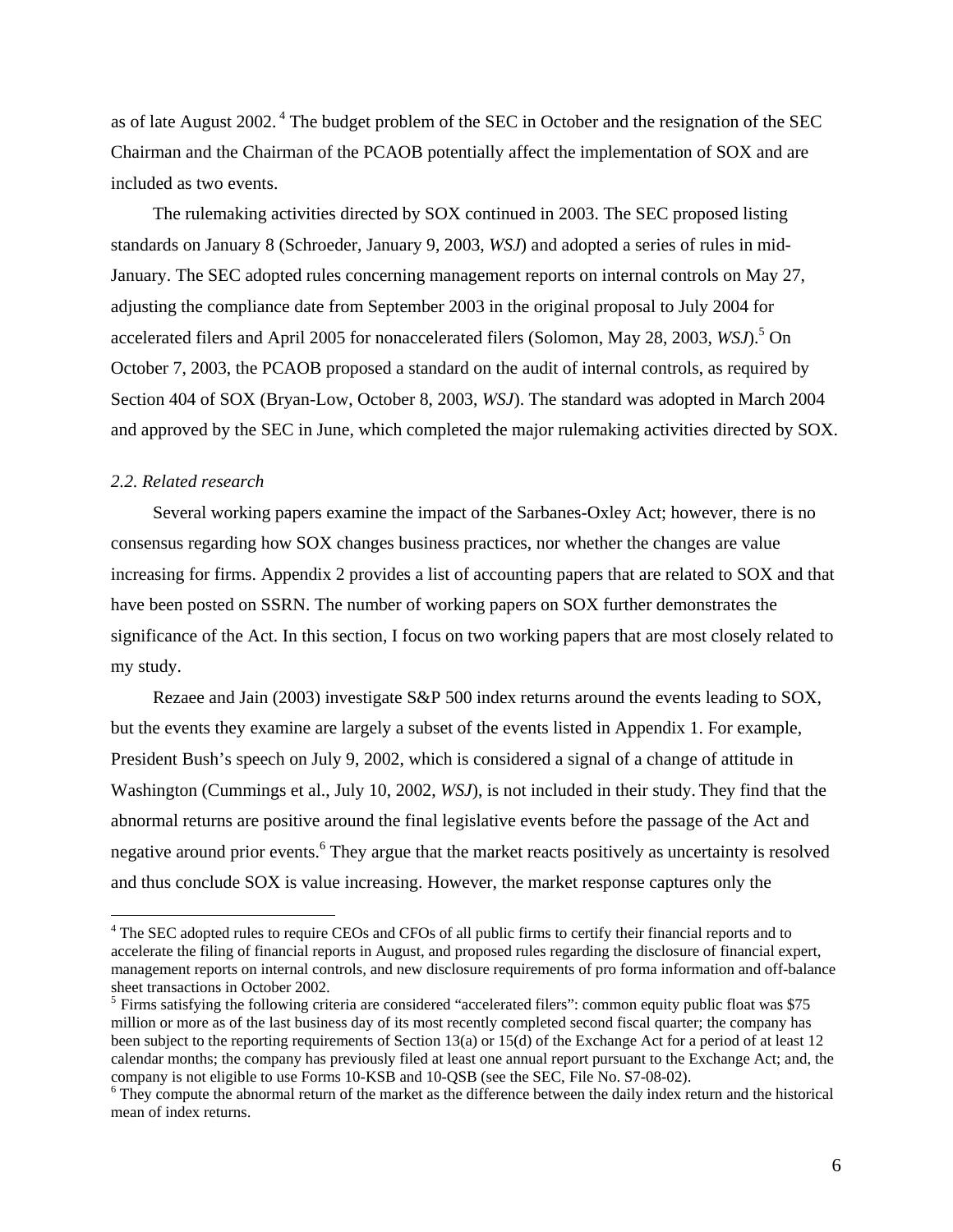as of late August 2002. [4] The budget problem of the SEC in October and the resignation of the SEC Chairman and the Chairman of the PCAOB potentially affect the implementation of SOX and are included as two events.

The rulemaking activities directed by SOX continued in 2003. The SEC proposed listing standards on January 8 (Schroeder, January 9, 2003, *WSJ*) and adopted a series of rules in mid-January. The SEC adopted rules concerning management reports on internal controls on May 27, adjusting the compliance date from September 2003 in the original proposal to July 2004 for accelerated filers and April 2005 for nonaccelerated filers (Solomon, May 28, 2003, *WSJ*).[5] On October 7, 2003, the PCAOB proposed a standard on the audit of internal controls, as required by Section 404 of SOX (Bryan-Low, October 8, 2003, *WSJ*). The standard was adopted in March 2004 and approved by the SEC in June, which completed the major rulemaking activities directed by SOX.

### *2.2. Related research*

Several working papers examine the impact of the Sarbanes-Oxley Act; however, there is no consensus regarding how SOX changes business practices, nor whether the changes are value increasing for firms. Appendix 2 provides a list of accounting papers that are related to SOX and that have been posted on SSRN. The number of working papers on SOX further demonstrates the significance of the Act. In this section, I focus on two working papers that are most closely related to my study.

Rezaee and Jain (2003) investigate S&P 500 index returns around the events leading to SOX, but the events they examine are largely a subset of the events listed in Appendix 1. For example, President Bush's speech on July 9, 2002, which is considered a signal of a change of attitude in Washington (Cummings et al., July 10, 2002, *WSJ*), is not included in their study. They find that the abnormal returns are positive around the final legislative events before the passage of the Act and negative around prior events.[6] They argue that the market reacts positively as uncertainty is resolved and thus conclude SOX is value increasing. However, the market response captures only the

---

[4] The SEC adopted rules to require CEOs and CFOs of all public firms to certify their financial reports and to accelerate the filing of financial reports in August, and proposed rules regarding the disclosure of financial expert, management reports on internal controls, and new disclosure requirements of pro forma information and off-balance sheet transactions in October 2002.

[5] Firms satisfying the following criteria are considered "accelerated filers": common equity public float was $75 million or more as of the last business day of its most recently completed second fiscal quarter; the company has been subject to the reporting requirements of Section 13(a) or 15(d) of the Exchange Act for a period of at least 12 calendar months; the company has previously filed at least one annual report pursuant to the Exchange Act; and, the company is not eligible to use Forms 10-KSB and 10-QSB (see the SEC, File No. S7-08-02).

[6] They compute the abnormal return of the market as the difference between the daily index return and the historical mean of index returns.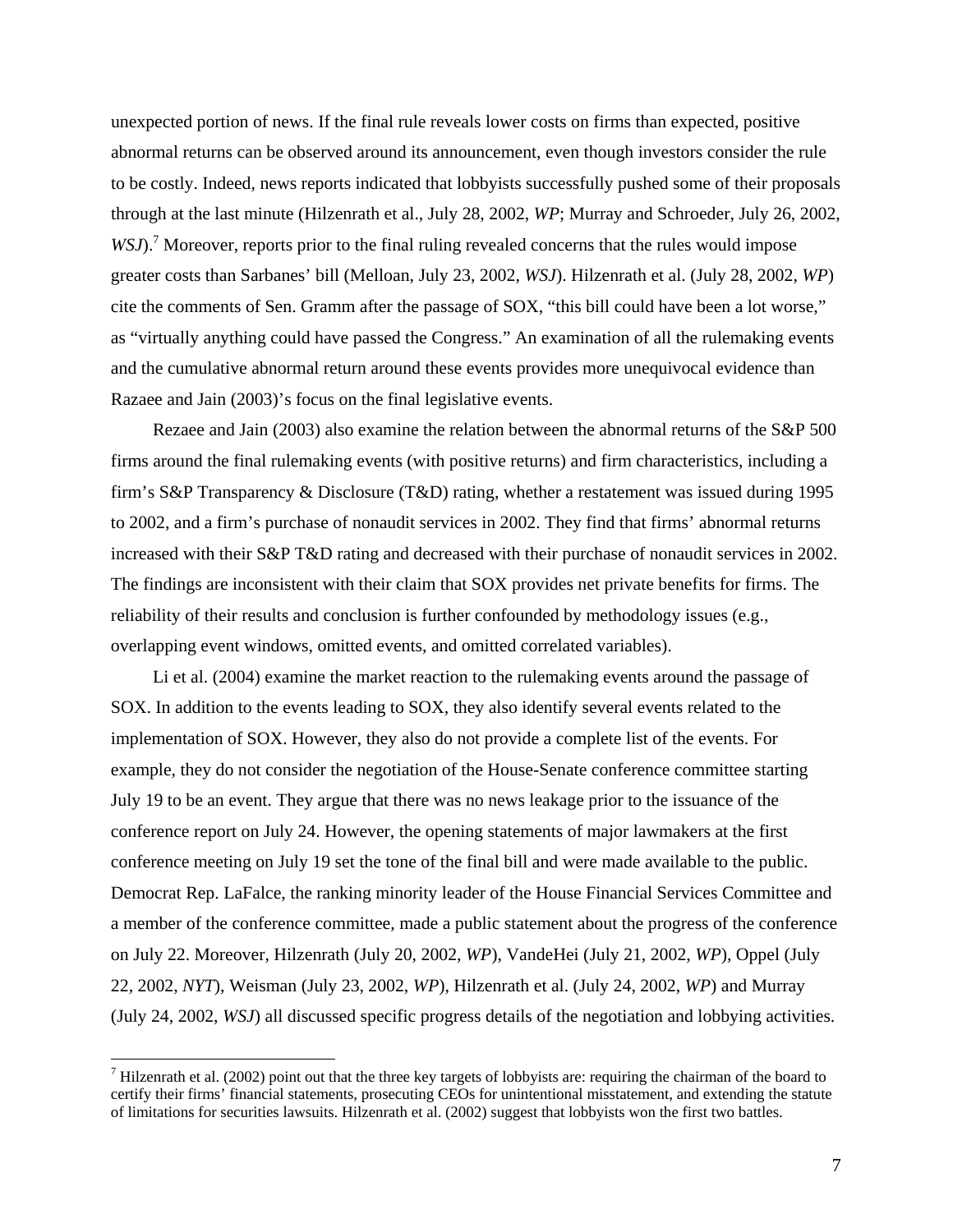unexpected portion of news. If the final rule reveals lower costs on firms than expected, positive abnormal returns can be observed around its announcement, even though investors consider the rule to be costly. Indeed, news reports indicated that lobbyists successfully pushed some of their proposals through at the last minute (Hilzenrath et al., July 28, 2002, *WP*; Murray and Schroeder, July 26, 2002, *WSJ*).[7] Moreover, reports prior to the final ruling revealed concerns that the rules would impose greater costs than Sarbanes' bill (Melloan, July 23, 2002, *WSJ*). Hilzenrath et al. (July 28, 2002, *WP*) cite the comments of Sen. Gramm after the passage of SOX, "this bill could have been a lot worse," as "virtually anything could have passed the Congress." An examination of all the rulemaking events and the cumulative abnormal return around these events provides more unequivocal evidence than Razaee and Jain (2003)'s focus on the final legislative events.

Rezaee and Jain (2003) also examine the relation between the abnormal returns of the S&P 500 firms around the final rulemaking events (with positive returns) and firm characteristics, including a firm's S&P Transparency & Disclosure (T&D) rating, whether a restatement was issued during 1995 to 2002, and a firm's purchase of nonaudit services in 2002. They find that firms' abnormal returns increased with their S&P T&D rating and decreased with their purchase of nonaudit services in 2002. The findings are inconsistent with their claim that SOX provides net private benefits for firms. The reliability of their results and conclusion is further confounded by methodology issues (e.g., overlapping event windows, omitted events, and omitted correlated variables).

Li et al. (2004) examine the market reaction to the rulemaking events around the passage of SOX. In addition to the events leading to SOX, they also identify several events related to the implementation of SOX. However, they also do not provide a complete list of the events. For example, they do not consider the negotiation of the House-Senate conference committee starting July 19 to be an event. They argue that there was no news leakage prior to the issuance of the conference report on July 24. However, the opening statements of major lawmakers at the first conference meeting on July 19 set the tone of the final bill and were made available to the public. Democrat Rep. LaFalce, the ranking minority leader of the House Financial Services Committee and a member of the conference committee, made a public statement about the progress of the conference on July 22. Moreover, Hilzenrath (July 20, 2002, *WP*), VandeHei (July 21, 2002, *WP*), Oppel (July 22, 2002, *NYT*), Weisman (July 23, 2002, *WP*), Hilzenrath et al. (July 24, 2002, *WP*) and Murray (July 24, 2002, *WSJ*) all discussed specific progress details of the negotiation and lobbying activities.

---

[7] Hilzenrath et al. (2002) point out that the three key targets of lobbyists are: requiring the chairman of the board to certify their firms' financial statements, prosecuting CEOs for unintentional misstatement, and extending the statute of limitations for securities lawsuits. Hilzenrath et al. (2002) suggest that lobbyists won the first two battles.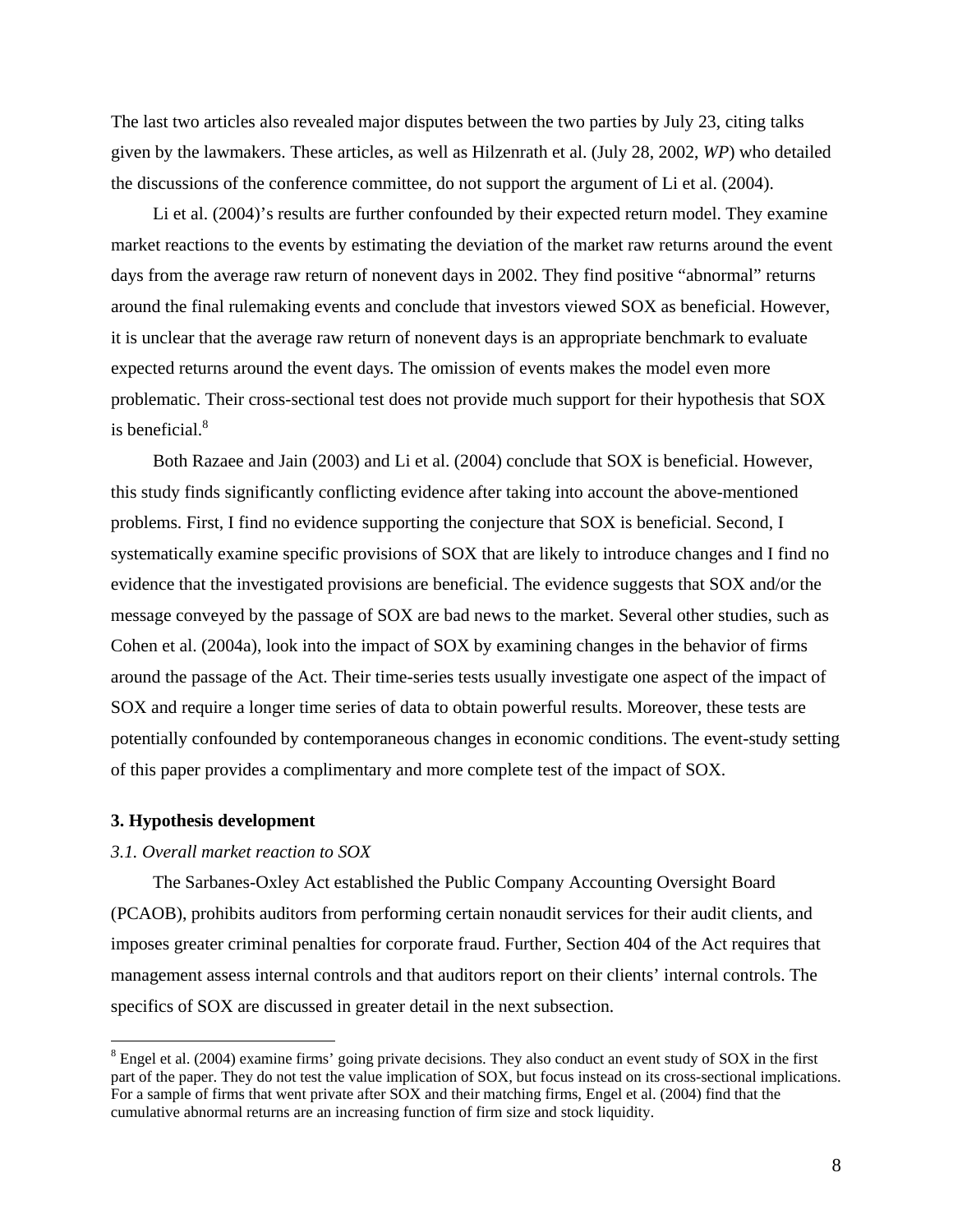The last two articles also revealed major disputes between the two parties by July 23, citing talks given by the lawmakers. These articles, as well as Hilzenrath et al. (July 28, 2002, *WP*) who detailed the discussions of the conference committee, do not support the argument of Li et al. (2004).

Li et al. (2004)'s results are further confounded by their expected return model. They examine market reactions to the events by estimating the deviation of the market raw returns around the event days from the average raw return of nonevent days in 2002. They find positive "abnormal" returns around the final rulemaking events and conclude that investors viewed SOX as beneficial. However, it is unclear that the average raw return of nonevent days is an appropriate benchmark to evaluate expected returns around the event days. The omission of events makes the model even more problematic. Their cross-sectional test does not provide much support for their hypothesis that SOX is beneficial.[8]

Both Razaee and Jain (2003) and Li et al. (2004) conclude that SOX is beneficial. However, this study finds significantly conflicting evidence after taking into account the above-mentioned problems. First, I find no evidence supporting the conjecture that SOX is beneficial. Second, I systematically examine specific provisions of SOX that are likely to introduce changes and I find no evidence that the investigated provisions are beneficial. The evidence suggests that SOX and/or the message conveyed by the passage of SOX are bad news to the market. Several other studies, such as Cohen et al. (2004a), look into the impact of SOX by examining changes in the behavior of firms around the passage of the Act. Their time-series tests usually investigate one aspect of the impact of SOX and require a longer time series of data to obtain powerful results. Moreover, these tests are potentially confounded by contemporaneous changes in economic conditions. The event-study setting of this paper provides a complimentary and more complete test of the impact of SOX.

## 3. Hypothesis development

### *3.1. Overall market reaction to SOX*

The Sarbanes-Oxley Act established the Public Company Accounting Oversight Board (PCAOB), prohibits auditors from performing certain nonaudit services for their audit clients, and imposes greater criminal penalties for corporate fraud. Further, Section 404 of the Act requires that management assess internal controls and that auditors report on their clients' internal controls. The specifics of SOX are discussed in greater detail in the next subsection.

[8] Engel et al. (2004) examine firms' going private decisions. They also conduct an event study of SOX in the first part of the paper. They do not test the value implication of SOX, but focus instead on its cross-sectional implications. For a sample of firms that went private after SOX and their matching firms, Engel et al. (2004) find that the cumulative abnormal returns are an increasing function of firm size and stock liquidity.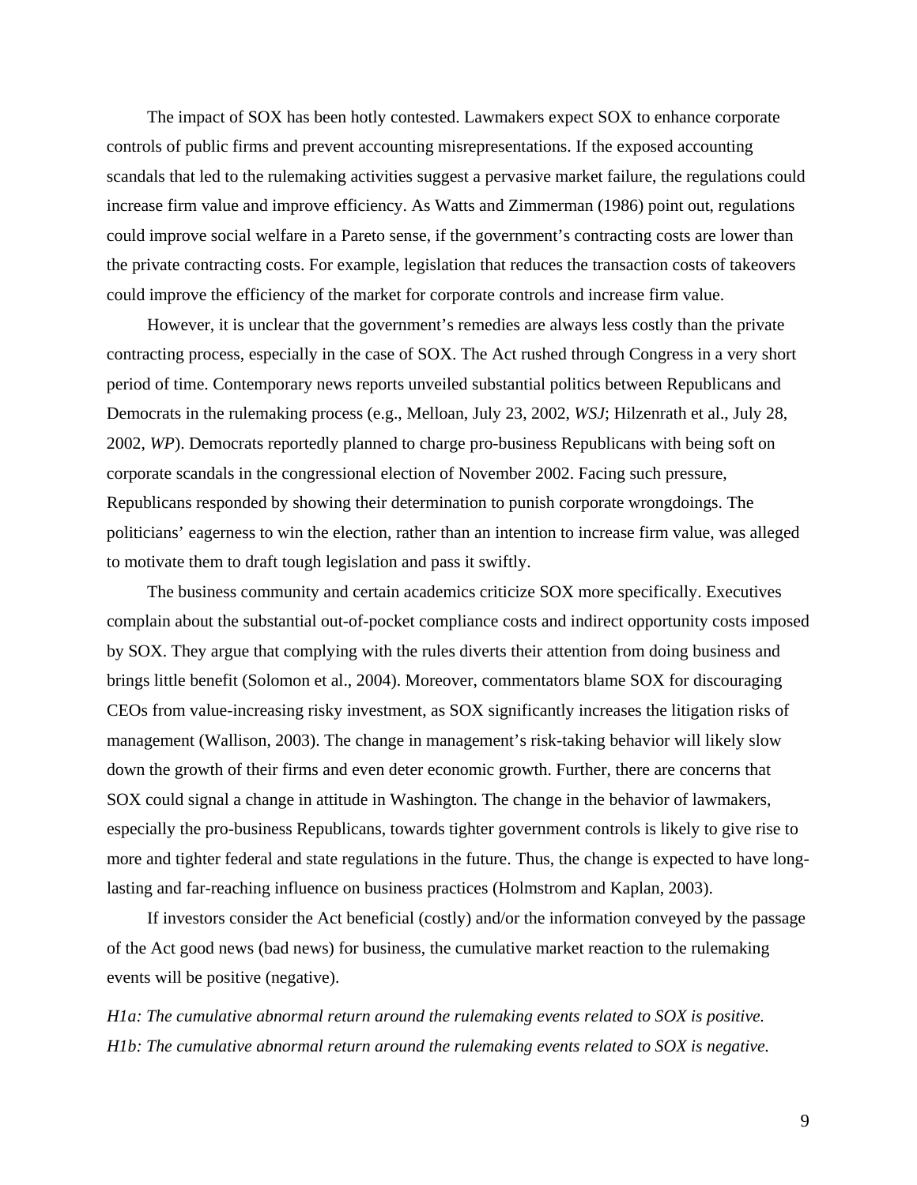The impact of SOX has been hotly contested. Lawmakers expect SOX to enhance corporate controls of public firms and prevent accounting misrepresentations. If the exposed accounting scandals that led to the rulemaking activities suggest a pervasive market failure, the regulations could increase firm value and improve efficiency. As Watts and Zimmerman (1986) point out, regulations could improve social welfare in a Pareto sense, if the government's contracting costs are lower than the private contracting costs. For example, legislation that reduces the transaction costs of takeovers could improve the efficiency of the market for corporate controls and increase firm value.

However, it is unclear that the government's remedies are always less costly than the private contracting process, especially in the case of SOX. The Act rushed through Congress in a very short period of time. Contemporary news reports unveiled substantial politics between Republicans and Democrats in the rulemaking process (e.g., Melloan, July 23, 2002, *WSJ*; Hilzenrath et al., July 28, 2002, *WP*). Democrats reportedly planned to charge pro-business Republicans with being soft on corporate scandals in the congressional election of November 2002. Facing such pressure, Republicans responded by showing their determination to punish corporate wrongdoings. The politicians' eagerness to win the election, rather than an intention to increase firm value, was alleged to motivate them to draft tough legislation and pass it swiftly.

The business community and certain academics criticize SOX more specifically. Executives complain about the substantial out-of-pocket compliance costs and indirect opportunity costs imposed by SOX. They argue that complying with the rules diverts their attention from doing business and brings little benefit (Solomon et al., 2004). Moreover, commentators blame SOX for discouraging CEOs from value-increasing risky investment, as SOX significantly increases the litigation risks of management (Wallison, 2003). The change in management's risk-taking behavior will likely slow down the growth of their firms and even deter economic growth. Further, there are concerns that SOX could signal a change in attitude in Washington. The change in the behavior of lawmakers, especially the pro-business Republicans, towards tighter government controls is likely to give rise to more and tighter federal and state regulations in the future. Thus, the change is expected to have long-lasting and far-reaching influence on business practices (Holmstrom and Kaplan, 2003).

If investors consider the Act beneficial (costly) and/or the information conveyed by the passage of the Act good news (bad news) for business, the cumulative market reaction to the rulemaking events will be positive (negative).

*H1a: The cumulative abnormal return around the rulemaking events related to SOX is positive.*
*H1b: The cumulative abnormal return around the rulemaking events related to SOX is negative.*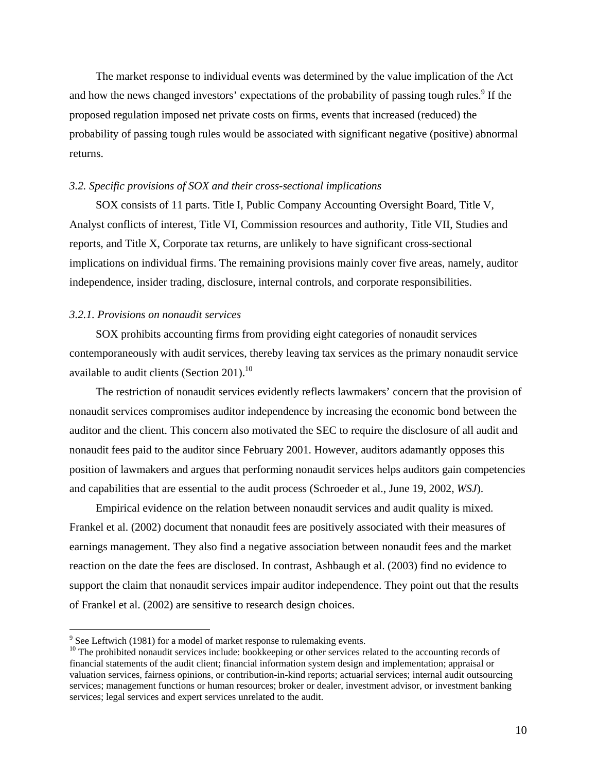The market response to individual events was determined by the value implication of the Act and how the news changed investors' expectations of the probability of passing tough rules.[9] If the proposed regulation imposed net private costs on firms, events that increased (reduced) the probability of passing tough rules would be associated with significant negative (positive) abnormal returns.

### *3.2. Specific provisions of SOX and their cross-sectional implications*

SOX consists of 11 parts. Title I, Public Company Accounting Oversight Board, Title V, Analyst conflicts of interest, Title VI, Commission resources and authority, Title VII, Studies and reports, and Title X, Corporate tax returns, are unlikely to have significant cross-sectional implications on individual firms. The remaining provisions mainly cover five areas, namely, auditor independence, insider trading, disclosure, internal controls, and corporate responsibilities.

#### *3.2.1. Provisions on nonaudit services*

SOX prohibits accounting firms from providing eight categories of nonaudit services contemporaneously with audit services, thereby leaving tax services as the primary nonaudit service available to audit clients (Section 201).[10]

The restriction of nonaudit services evidently reflects lawmakers' concern that the provision of nonaudit services compromises auditor independence by increasing the economic bond between the auditor and the client. This concern also motivated the SEC to require the disclosure of all audit and nonaudit fees paid to the auditor since February 2001. However, auditors adamantly opposes this position of lawmakers and argues that performing nonaudit services helps auditors gain competencies and capabilities that are essential to the audit process (Schroeder et al., June 19, 2002, *WSJ*).

Empirical evidence on the relation between nonaudit services and audit quality is mixed. Frankel et al. (2002) document that nonaudit fees are positively associated with their measures of earnings management. They also find a negative association between nonaudit fees and the market reaction on the date the fees are disclosed. In contrast, Ashbaugh et al. (2003) find no evidence to support the claim that nonaudit services impair auditor independence. They point out that the results of Frankel et al. (2002) are sensitive to research design choices.

---

[9] See Leftwich (1981) for a model of market response to rulemaking events.

[10] The prohibited nonaudit services include: bookkeeping or other services related to the accounting records of financial statements of the audit client; financial information system design and implementation; appraisal or valuation services, fairness opinions, or contribution-in-kind reports; actuarial services; internal audit outsourcing services; management functions or human resources; broker or dealer, investment advisor, or investment banking services; legal services and expert services unrelated to the audit.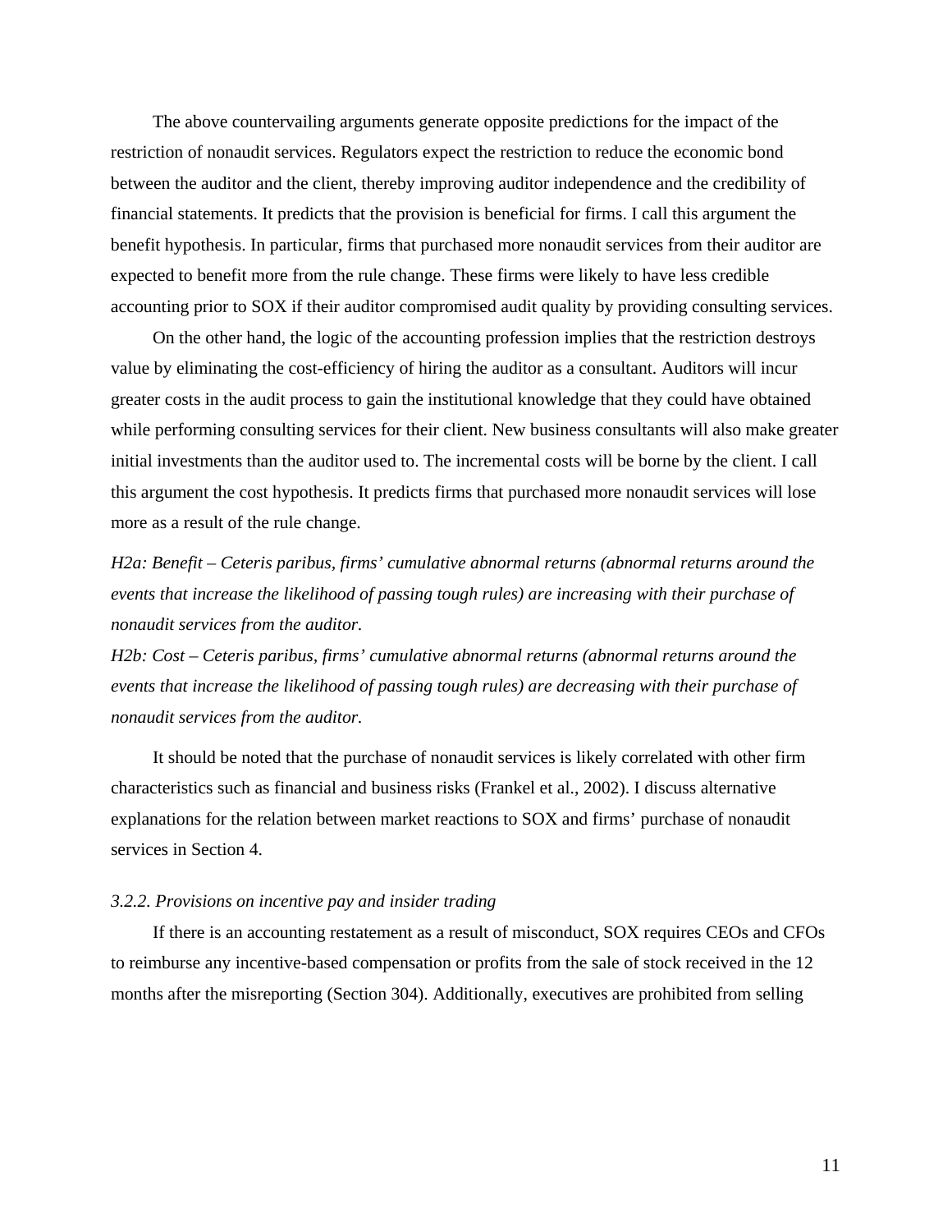The above countervailing arguments generate opposite predictions for the impact of the restriction of nonaudit services. Regulators expect the restriction to reduce the economic bond between the auditor and the client, thereby improving auditor independence and the credibility of financial statements. It predicts that the provision is beneficial for firms. I call this argument the benefit hypothesis. In particular, firms that purchased more nonaudit services from their auditor are expected to benefit more from the rule change. These firms were likely to have less credible accounting prior to SOX if their auditor compromised audit quality by providing consulting services.

On the other hand, the logic of the accounting profession implies that the restriction destroys value by eliminating the cost-efficiency of hiring the auditor as a consultant. Auditors will incur greater costs in the audit process to gain the institutional knowledge that they could have obtained while performing consulting services for their client. New business consultants will also make greater initial investments than the auditor used to. The incremental costs will be borne by the client. I call this argument the cost hypothesis. It predicts firms that purchased more nonaudit services will lose more as a result of the rule change.

*H2a: Benefit – Ceteris paribus, firms' cumulative abnormal returns (abnormal returns around the events that increase the likelihood of passing tough rules) are increasing with their purchase of nonaudit services from the auditor.*

*H2b: Cost – Ceteris paribus, firms' cumulative abnormal returns (abnormal returns around the events that increase the likelihood of passing tough rules) are decreasing with their purchase of nonaudit services from the auditor.*

It should be noted that the purchase of nonaudit services is likely correlated with other firm characteristics such as financial and business risks (Frankel et al., 2002). I discuss alternative explanations for the relation between market reactions to SOX and firms' purchase of nonaudit services in Section 4.

### *3.2.2. Provisions on incentive pay and insider trading*

If there is an accounting restatement as a result of misconduct, SOX requires CEOs and CFOs to reimburse any incentive-based compensation or profits from the sale of stock received in the 12 months after the misreporting (Section 304). Additionally, executives are prohibited from selling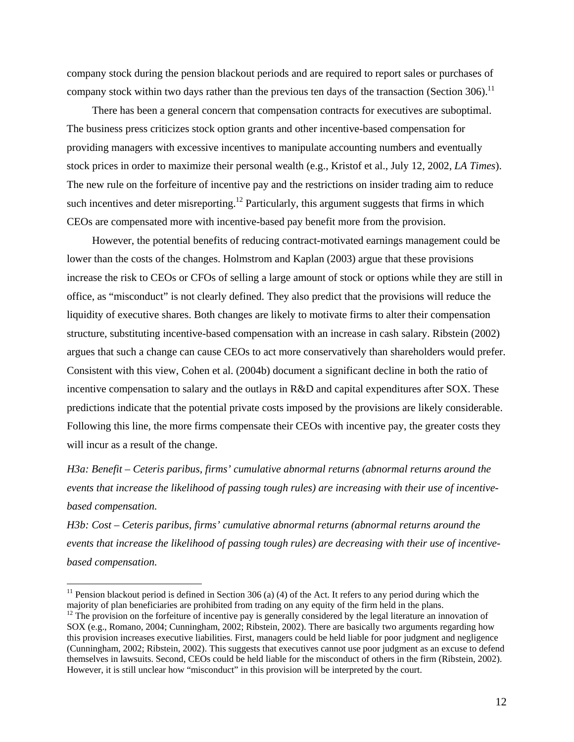company stock during the pension blackout periods and are required to report sales or purchases of company stock within two days rather than the previous ten days of the transaction (Section 306).[11]

There has been a general concern that compensation contracts for executives are suboptimal. The business press criticizes stock option grants and other incentive-based compensation for providing managers with excessive incentives to manipulate accounting numbers and eventually stock prices in order to maximize their personal wealth (e.g., Kristof et al., July 12, 2002, *LA Times*). The new rule on the forfeiture of incentive pay and the restrictions on insider trading aim to reduce such incentives and deter misreporting.[12] Particularly, this argument suggests that firms in which CEOs are compensated more with incentive-based pay benefit more from the provision.

However, the potential benefits of reducing contract-motivated earnings management could be lower than the costs of the changes. Holmstrom and Kaplan (2003) argue that these provisions increase the risk to CEOs or CFOs of selling a large amount of stock or options while they are still in office, as "misconduct" is not clearly defined. They also predict that the provisions will reduce the liquidity of executive shares. Both changes are likely to motivate firms to alter their compensation structure, substituting incentive-based compensation with an increase in cash salary. Ribstein (2002) argues that such a change can cause CEOs to act more conservatively than shareholders would prefer. Consistent with this view, Cohen et al. (2004b) document a significant decline in both the ratio of incentive compensation to salary and the outlays in R&D and capital expenditures after SOX. These predictions indicate that the potential private costs imposed by the provisions are likely considerable. Following this line, the more firms compensate their CEOs with incentive pay, the greater costs they will incur as a result of the change.

*H3a: Benefit – Ceteris paribus, firms' cumulative abnormal returns (abnormal returns around the events that increase the likelihood of passing tough rules) are increasing with their use of incentive-based compensation.*

*H3b: Cost – Ceteris paribus, firms' cumulative abnormal returns (abnormal returns around the events that increase the likelihood of passing tough rules) are decreasing with their use of incentive-based compensation.*

---

[11] Pension blackout period is defined in Section 306 (a) (4) of the Act. It refers to any period during which the majority of plan beneficiaries are prohibited from trading on any equity of the firm held in the plans.

[12] The provision on the forfeiture of incentive pay is generally considered by the legal literature an innovation of SOX (e.g., Romano, 2004; Cunningham, 2002; Ribstein, 2002). There are basically two arguments regarding how this provision increases executive liabilities. First, managers could be held liable for poor judgment and negligence (Cunningham, 2002; Ribstein, 2002). This suggests that executives cannot use poor judgment as an excuse to defend themselves in lawsuits. Second, CEOs could be held liable for the misconduct of others in the firm (Ribstein, 2002). However, it is still unclear how "misconduct" in this provision will be interpreted by the court.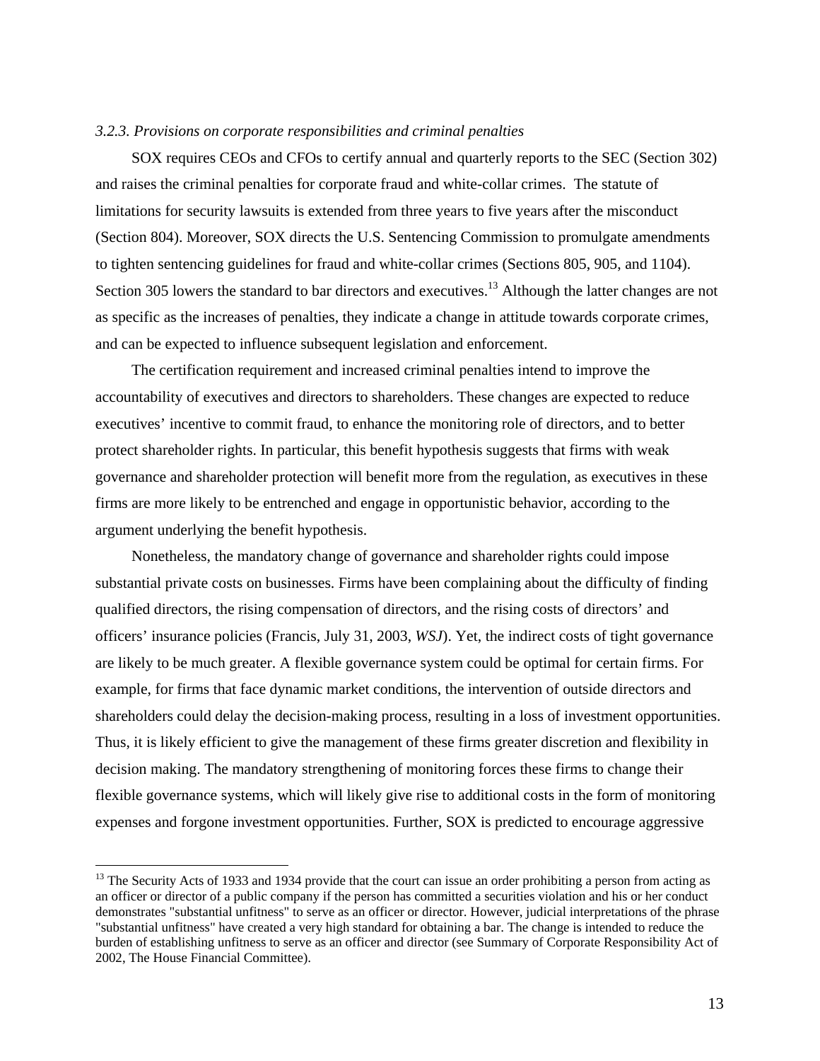*3.2.3. Provisions on corporate responsibilities and criminal penalties*

SOX requires CEOs and CFOs to certify annual and quarterly reports to the SEC (Section 302) and raises the criminal penalties for corporate fraud and white-collar crimes. The statute of limitations for security lawsuits is extended from three years to five years after the misconduct (Section 804). Moreover, SOX directs the U.S. Sentencing Commission to promulgate amendments to tighten sentencing guidelines for fraud and white-collar crimes (Sections 805, 905, and 1104). Section 305 lowers the standard to bar directors and executives.[13] Although the latter changes are not as specific as the increases of penalties, they indicate a change in attitude towards corporate crimes, and can be expected to influence subsequent legislation and enforcement.

The certification requirement and increased criminal penalties intend to improve the accountability of executives and directors to shareholders. These changes are expected to reduce executives' incentive to commit fraud, to enhance the monitoring role of directors, and to better protect shareholder rights. In particular, this benefit hypothesis suggests that firms with weak governance and shareholder protection will benefit more from the regulation, as executives in these firms are more likely to be entrenched and engage in opportunistic behavior, according to the argument underlying the benefit hypothesis.

Nonetheless, the mandatory change of governance and shareholder rights could impose substantial private costs on businesses. Firms have been complaining about the difficulty of finding qualified directors, the rising compensation of directors, and the rising costs of directors' and officers' insurance policies (Francis, July 31, 2003, *WSJ*). Yet, the indirect costs of tight governance are likely to be much greater. A flexible governance system could be optimal for certain firms. For example, for firms that face dynamic market conditions, the intervention of outside directors and shareholders could delay the decision-making process, resulting in a loss of investment opportunities. Thus, it is likely efficient to give the management of these firms greater discretion and flexibility in decision making. The mandatory strengthening of monitoring forces these firms to change their flexible governance systems, which will likely give rise to additional costs in the form of monitoring expenses and forgone investment opportunities. Further, SOX is predicted to encourage aggressive

[13] The Security Acts of 1933 and 1934 provide that the court can issue an order prohibiting a person from acting as an officer or director of a public company if the person has committed a securities violation and his or her conduct demonstrates "substantial unfitness" to serve as an officer or director. However, judicial interpretations of the phrase "substantial unfitness" have created a very high standard for obtaining a bar. The change is intended to reduce the burden of establishing unfitness to serve as an officer and director (see Summary of Corporate Responsibility Act of 2002, The House Financial Committee).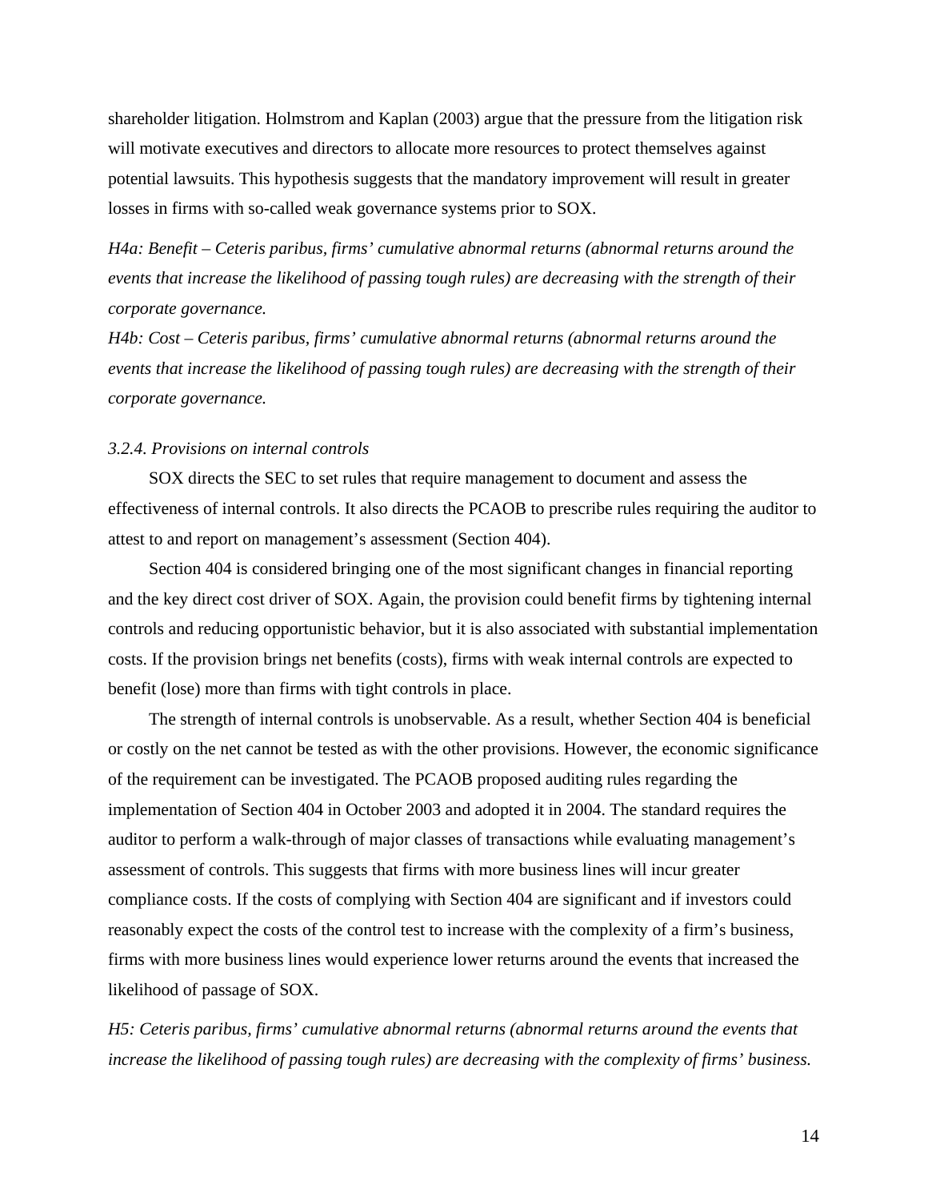shareholder litigation. Holmstrom and Kaplan (2003) argue that the pressure from the litigation risk will motivate executives and directors to allocate more resources to protect themselves against potential lawsuits. This hypothesis suggests that the mandatory improvement will result in greater losses in firms with so-called weak governance systems prior to SOX.

*H4a: Benefit – Ceteris paribus, firms' cumulative abnormal returns (abnormal returns around the events that increase the likelihood of passing tough rules) are decreasing with the strength of their corporate governance.*

*H4b: Cost – Ceteris paribus, firms' cumulative abnormal returns (abnormal returns around the events that increase the likelihood of passing tough rules) are decreasing with the strength of their corporate governance.*

*3.2.4. Provisions on internal controls*

SOX directs the SEC to set rules that require management to document and assess the effectiveness of internal controls. It also directs the PCAOB to prescribe rules requiring the auditor to attest to and report on management's assessment (Section 404).

Section 404 is considered bringing one of the most significant changes in financial reporting and the key direct cost driver of SOX. Again, the provision could benefit firms by tightening internal controls and reducing opportunistic behavior, but it is also associated with substantial implementation costs. If the provision brings net benefits (costs), firms with weak internal controls are expected to benefit (lose) more than firms with tight controls in place.

The strength of internal controls is unobservable. As a result, whether Section 404 is beneficial or costly on the net cannot be tested as with the other provisions. However, the economic significance of the requirement can be investigated. The PCAOB proposed auditing rules regarding the implementation of Section 404 in October 2003 and adopted it in 2004. The standard requires the auditor to perform a walk-through of major classes of transactions while evaluating management's assessment of controls. This suggests that firms with more business lines will incur greater compliance costs. If the costs of complying with Section 404 are significant and if investors could reasonably expect the costs of the control test to increase with the complexity of a firm's business, firms with more business lines would experience lower returns around the events that increased the likelihood of passage of SOX.

*H5: Ceteris paribus, firms' cumulative abnormal returns (abnormal returns around the events that increase the likelihood of passing tough rules) are decreasing with the complexity of firms' business.*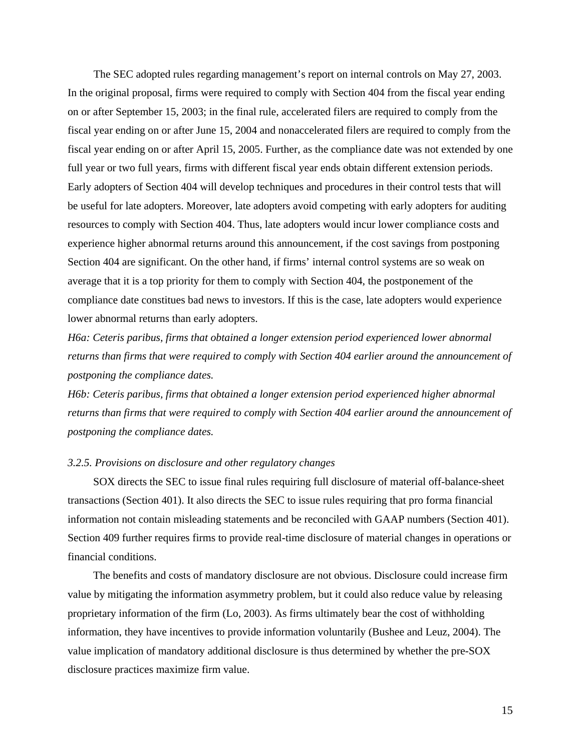The SEC adopted rules regarding management's report on internal controls on May 27, 2003. In the original proposal, firms were required to comply with Section 404 from the fiscal year ending on or after September 15, 2003; in the final rule, accelerated filers are required to comply from the fiscal year ending on or after June 15, 2004 and nonaccelerated filers are required to comply from the fiscal year ending on or after April 15, 2005. Further, as the compliance date was not extended by one full year or two full years, firms with different fiscal year ends obtain different extension periods. Early adopters of Section 404 will develop techniques and procedures in their control tests that will be useful for late adopters. Moreover, late adopters avoid competing with early adopters for auditing resources to comply with Section 404. Thus, late adopters would incur lower compliance costs and experience higher abnormal returns around this announcement, if the cost savings from postponing Section 404 are significant. On the other hand, if firms' internal control systems are so weak on average that it is a top priority for them to comply with Section 404, the postponement of the compliance date constitues bad news to investors. If this is the case, late adopters would experience lower abnormal returns than early adopters.

*H6a: Ceteris paribus, firms that obtained a longer extension period experienced lower abnormal returns than firms that were required to comply with Section 404 earlier around the announcement of postponing the compliance dates.*

*H6b: Ceteris paribus, firms that obtained a longer extension period experienced higher abnormal returns than firms that were required to comply with Section 404 earlier around the announcement of postponing the compliance dates.*

### *3.2.5. Provisions on disclosure and other regulatory changes*

SOX directs the SEC to issue final rules requiring full disclosure of material off-balance-sheet transactions (Section 401). It also directs the SEC to issue rules requiring that pro forma financial information not contain misleading statements and be reconciled with GAAP numbers (Section 401). Section 409 further requires firms to provide real-time disclosure of material changes in operations or financial conditions.

The benefits and costs of mandatory disclosure are not obvious. Disclosure could increase firm value by mitigating the information asymmetry problem, but it could also reduce value by releasing proprietary information of the firm (Lo, 2003). As firms ultimately bear the cost of withholding information, they have incentives to provide information voluntarily (Bushee and Leuz, 2004). The value implication of mandatory additional disclosure is thus determined by whether the pre-SOX disclosure practices maximize firm value.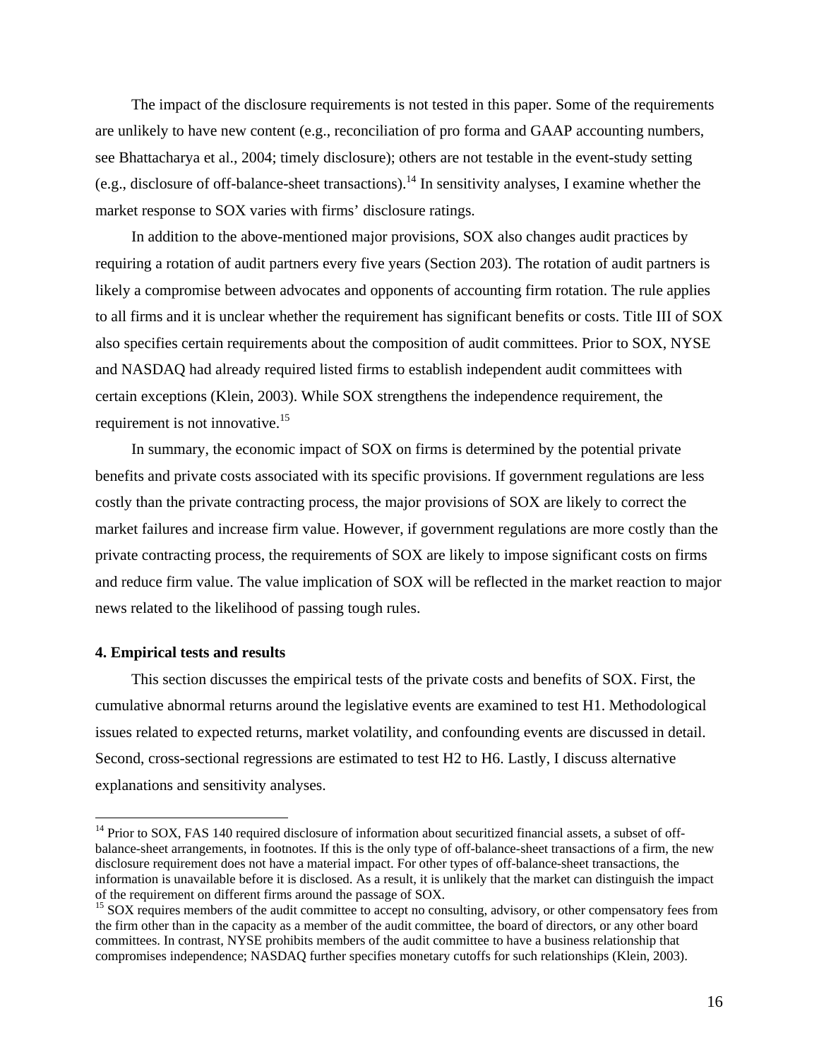The impact of the disclosure requirements is not tested in this paper. Some of the requirements are unlikely to have new content (e.g., reconciliation of pro forma and GAAP accounting numbers, see Bhattacharya et al., 2004; timely disclosure); others are not testable in the event-study setting (e.g., disclosure of off-balance-sheet transactions).[14] In sensitivity analyses, I examine whether the market response to SOX varies with firms' disclosure ratings.

In addition to the above-mentioned major provisions, SOX also changes audit practices by requiring a rotation of audit partners every five years (Section 203). The rotation of audit partners is likely a compromise between advocates and opponents of accounting firm rotation. The rule applies to all firms and it is unclear whether the requirement has significant benefits or costs. Title III of SOX also specifies certain requirements about the composition of audit committees. Prior to SOX, NYSE and NASDAQ had already required listed firms to establish independent audit committees with certain exceptions (Klein, 2003). While SOX strengthens the independence requirement, the requirement is not innovative.[15]

In summary, the economic impact of SOX on firms is determined by the potential private benefits and private costs associated with its specific provisions. If government regulations are less costly than the private contracting process, the major provisions of SOX are likely to correct the market failures and increase firm value. However, if government regulations are more costly than the private contracting process, the requirements of SOX are likely to impose significant costs on firms and reduce firm value. The value implication of SOX will be reflected in the market reaction to major news related to the likelihood of passing tough rules.

## 4. Empirical tests and results

This section discusses the empirical tests of the private costs and benefits of SOX. First, the cumulative abnormal returns around the legislative events are examined to test H1. Methodological issues related to expected returns, market volatility, and confounding events are discussed in detail. Second, cross-sectional regressions are estimated to test H2 to H6. Lastly, I discuss alternative explanations and sensitivity analyses.

---

[14] Prior to SOX, FAS 140 required disclosure of information about securitized financial assets, a subset of off-balance-sheet arrangements, in footnotes. If this is the only type of off-balance-sheet transactions of a firm, the new disclosure requirement does not have a material impact. For other types of off-balance-sheet transactions, the information is unavailable before it is disclosed. As a result, it is unlikely that the market can distinguish the impact of the requirement on different firms around the passage of SOX.

[15] SOX requires members of the audit committee to accept no consulting, advisory, or other compensatory fees from the firm other than in the capacity as a member of the audit committee, the board of directors, or any other board committees. In contrast, NYSE prohibits members of the audit committee to have a business relationship that compromises independence; NASDAQ further specifies monetary cutoffs for such relationships (Klein, 2003).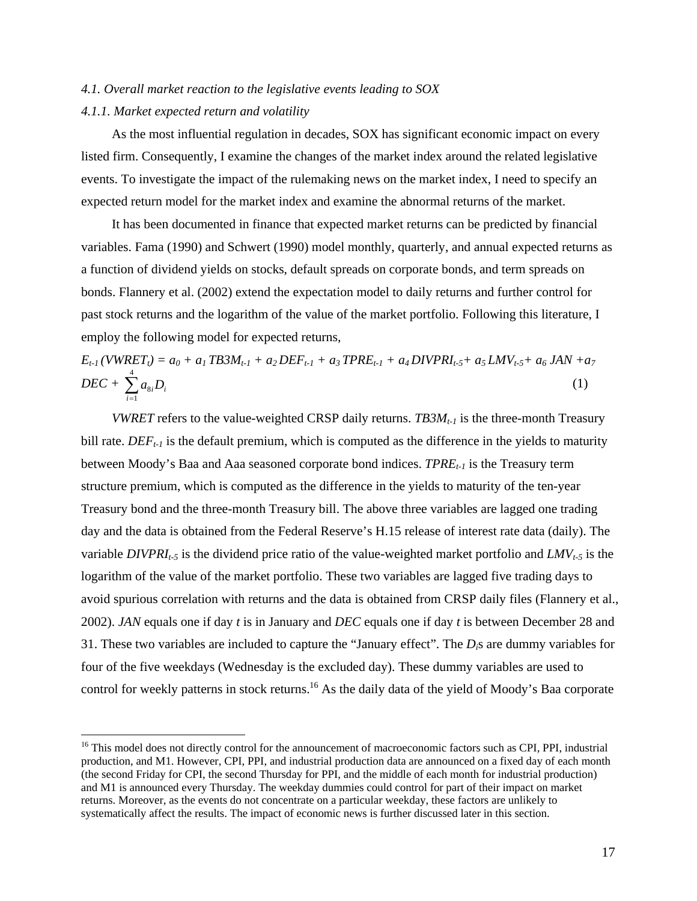*4.1. Overall market reaction to the legislative events leading to SOX*

*4.1.1. Market expected return and volatility*

As the most influential regulation in decades, SOX has significant economic impact on every listed firm. Consequently, I examine the changes of the market index around the related legislative events. To investigate the impact of the rulemaking news on the market index, I need to specify an expected return model for the market index and examine the abnormal returns of the market.

It has been documented in finance that expected market returns can be predicted by financial variables. Fama (1990) and Schwert (1990) model monthly, quarterly, and annual expected returns as a function of dividend yields on stocks, default spreads on corporate bonds, and term spreads on bonds. Flannery et al. (2002) extend the expectation model to daily returns and further control for past stock returns and the logarithm of the value of the market portfolio. Following this literature, I employ the following model for expected returns,

$$E_{t-1}(VWRET_t) = a_0 + a_1\, TB3M_{t-1} + a_2\, DEF_{t-1} + a_3\, TPRE_{t-1} + a_4\, DIVPRI_{t-5} + a_5\, LMV_{t-5} + a_6\, JAN + a_7\, DEC + \sum_{i=1}^{4} a_{8i} D_i \quad (1)$$

$VWRET$ refers to the value-weighted CRSP daily returns. $TB3M_{t-1}$ is the three-month Treasury bill rate. $DEF_{t-1}$ is the default premium, which is computed as the difference in the yields to maturity between Moody's Baa and Aaa seasoned corporate bond indices. $TPRE_{t-1}$ is the Treasury term structure premium, which is computed as the difference in the yields to maturity of the ten-year Treasury bond and the three-month Treasury bill. The above three variables are lagged one trading day and the data is obtained from the Federal Reserve's H.15 release of interest rate data (daily). The variable $DIVPRI_{t-5}$ is the dividend price ratio of the value-weighted market portfolio and $LMV_{t-5}$ is the logarithm of the value of the market portfolio. These two variables are lagged five trading days to avoid spurious correlation with returns and the data is obtained from CRSP daily files (Flannery et al., 2002). $JAN$ equals one if day $t$ is in January and $DEC$ equals one if day $t$ is between December 28 and 31. These two variables are included to capture the "January effect". The $D_i$s are dummy variables for four of the five weekdays (Wednesday is the excluded day). These dummy variables are used to control for weekly patterns in stock returns.[16] As the daily data of the yield of Moody's Baa corporate

[16] This model does not directly control for the announcement of macroeconomic factors such as CPI, PPI, industrial production, and M1. However, CPI, PPI, and industrial production data are announced on a fixed day of each month (the second Friday for CPI, the second Thursday for PPI, and the middle of each month for industrial production) and M1 is announced every Thursday. The weekday dummies could control for part of their impact on market returns. Moreover, as the events do not concentrate on a particular weekday, these factors are unlikely to systematically affect the results. The impact of economic news is further discussed later in this section.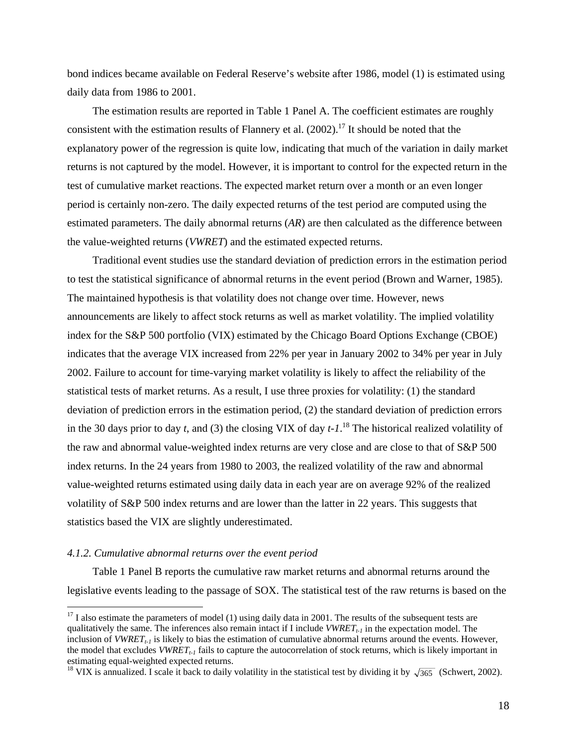bond indices became available on Federal Reserve's website after 1986, model (1) is estimated using daily data from 1986 to 2001.

The estimation results are reported in Table 1 Panel A. The coefficient estimates are roughly consistent with the estimation results of Flannery et al. (2002).[17] It should be noted that the explanatory power of the regression is quite low, indicating that much of the variation in daily market returns is not captured by the model. However, it is important to control for the expected return in the test of cumulative market reactions. The expected market return over a month or an even longer period is certainly non-zero. The daily expected returns of the test period are computed using the estimated parameters. The daily abnormal returns (*AR*) are then calculated as the difference between the value-weighted returns (*VWRET*) and the estimated expected returns.

Traditional event studies use the standard deviation of prediction errors in the estimation period to test the statistical significance of abnormal returns in the event period (Brown and Warner, 1985). The maintained hypothesis is that volatility does not change over time. However, news announcements are likely to affect stock returns as well as market volatility. The implied volatility index for the S&P 500 portfolio (VIX) estimated by the Chicago Board Options Exchange (CBOE) indicates that the average VIX increased from 22% per year in January 2002 to 34% per year in July 2002. Failure to account for time-varying market volatility is likely to affect the reliability of the statistical tests of market returns. As a result, I use three proxies for volatility: (1) the standard deviation of prediction errors in the estimation period, (2) the standard deviation of prediction errors in the 30 days prior to day $t$, and (3) the closing VIX of day $t$-$1$.[18] The historical realized volatility of the raw and abnormal value-weighted index returns are very close and are close to that of S&P 500 index returns. In the 24 years from 1980 to 2003, the realized volatility of the raw and abnormal value-weighted returns estimated using daily data in each year are on average 92% of the realized volatility of S&P 500 index returns and are lower than the latter in 22 years. This suggests that statistics based the VIX are slightly underestimated.

#### *4.1.2. Cumulative abnormal returns over the event period*

Table 1 Panel B reports the cumulative raw market returns and abnormal returns around the legislative events leading to the passage of SOX. The statistical test of the raw returns is based on the

---

[17] I also estimate the parameters of model (1) using daily data in 2001. The results of the subsequent tests are qualitatively the same. The inferences also remain intact if I include $VWRET_{t-1}$ in the expectation model. The inclusion of $VWRET_{t-1}$ is likely to bias the estimation of cumulative abnormal returns around the events. However, the model that excludes $VWRET_{t-1}$ fails to capture the autocorrelation of stock returns, which is likely important in estimating equal-weighted expected returns.

[18] VIX is annualized. I scale it back to daily volatility in the statistical test by dividing it by $\sqrt{365}$ (Schwert, 2002).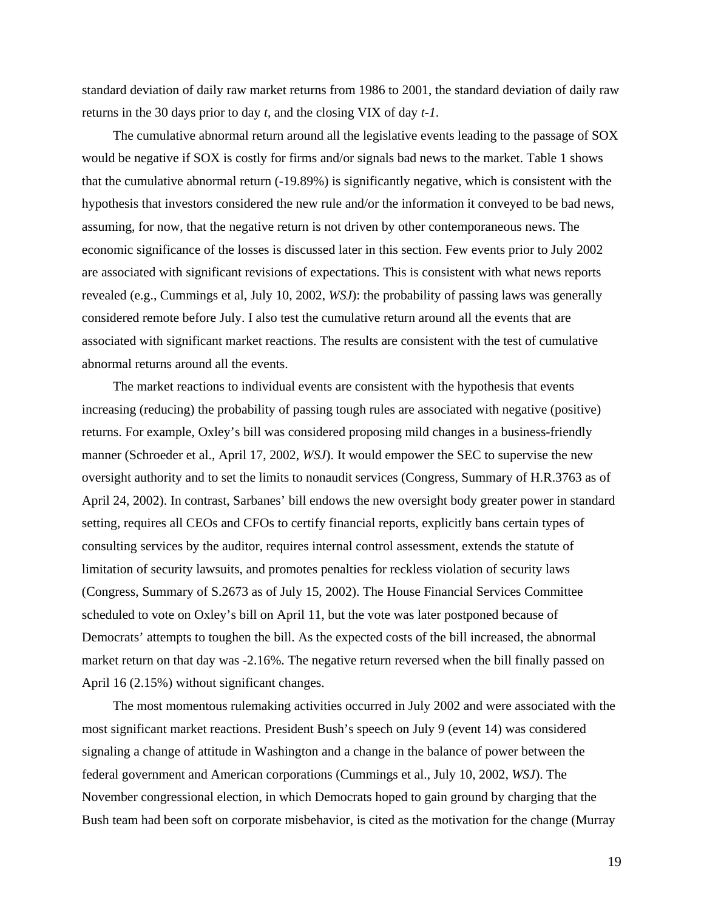standard deviation of daily raw market returns from 1986 to 2001, the standard deviation of daily raw returns in the 30 days prior to day $t$, and the closing VIX of day $t$-$1$.

The cumulative abnormal return around all the legislative events leading to the passage of SOX would be negative if SOX is costly for firms and/or signals bad news to the market. Table 1 shows that the cumulative abnormal return (-19.89%) is significantly negative, which is consistent with the hypothesis that investors considered the new rule and/or the information it conveyed to be bad news, assuming, for now, that the negative return is not driven by other contemporaneous news. The economic significance of the losses is discussed later in this section. Few events prior to July 2002 are associated with significant revisions of expectations. This is consistent with what news reports revealed (e.g., Cummings et al, July 10, 2002, *WSJ*): the probability of passing laws was generally considered remote before July. I also test the cumulative return around all the events that are associated with significant market reactions. The results are consistent with the test of cumulative abnormal returns around all the events.

The market reactions to individual events are consistent with the hypothesis that events increasing (reducing) the probability of passing tough rules are associated with negative (positive) returns. For example, Oxley's bill was considered proposing mild changes in a business-friendly manner (Schroeder et al., April 17, 2002, *WSJ*). It would empower the SEC to supervise the new oversight authority and to set the limits to nonaudit services (Congress, Summary of H.R.3763 as of April 24, 2002). In contrast, Sarbanes' bill endows the new oversight body greater power in standard setting, requires all CEOs and CFOs to certify financial reports, explicitly bans certain types of consulting services by the auditor, requires internal control assessment, extends the statute of limitation of security lawsuits, and promotes penalties for reckless violation of security laws (Congress, Summary of S.2673 as of July 15, 2002). The House Financial Services Committee scheduled to vote on Oxley's bill on April 11, but the vote was later postponed because of Democrats' attempts to toughen the bill. As the expected costs of the bill increased, the abnormal market return on that day was -2.16%. The negative return reversed when the bill finally passed on April 16 (2.15%) without significant changes.

The most momentous rulemaking activities occurred in July 2002 and were associated with the most significant market reactions. President Bush's speech on July 9 (event 14) was considered signaling a change of attitude in Washington and a change in the balance of power between the federal government and American corporations (Cummings et al., July 10, 2002, *WSJ*). The November congressional election, in which Democrats hoped to gain ground by charging that the Bush team had been soft on corporate misbehavior, is cited as the motivation for the change (Murray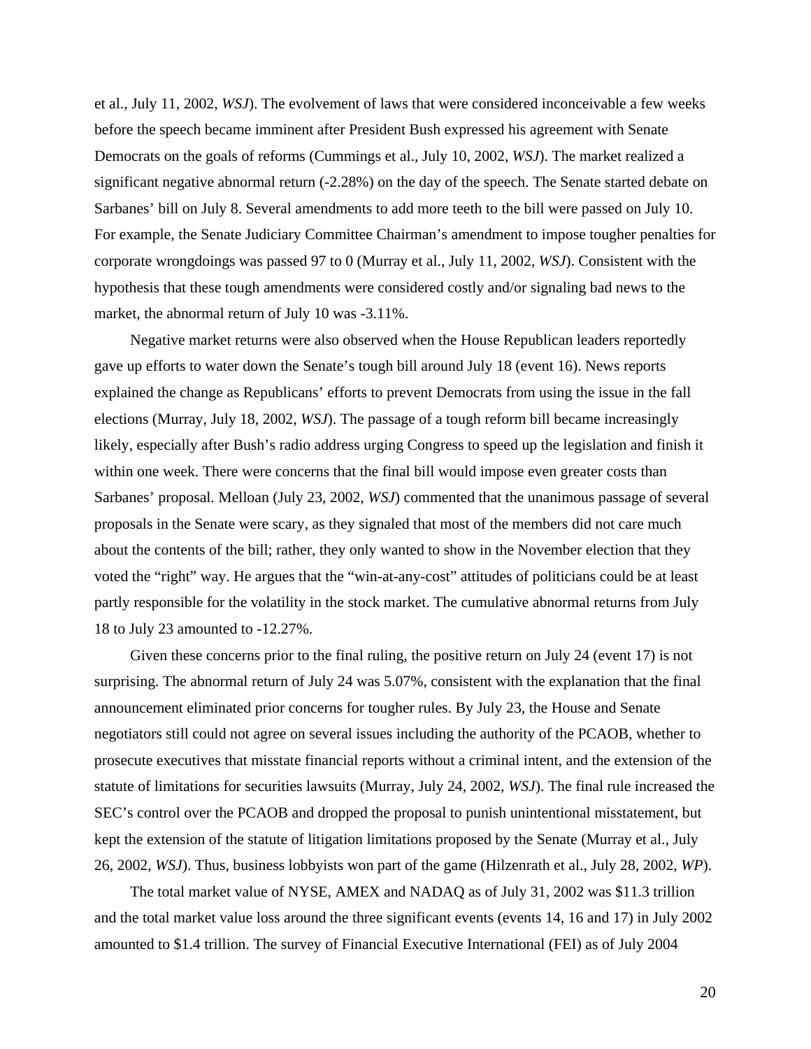et al., July 11, 2002, *WSJ*). The evolvement of laws that were considered inconceivable a few weeks before the speech became imminent after President Bush expressed his agreement with Senate Democrats on the goals of reforms (Cummings et al., July 10, 2002, *WSJ*). The market realized a significant negative abnormal return (-2.28%) on the day of the speech. The Senate started debate on Sarbanes' bill on July 8. Several amendments to add more teeth to the bill were passed on July 10. For example, the Senate Judiciary Committee Chairman's amendment to impose tougher penalties for corporate wrongdoings was passed 97 to 0 (Murray et al., July 11, 2002, *WSJ*). Consistent with the hypothesis that these tough amendments were considered costly and/or signaling bad news to the market, the abnormal return of July 10 was -3.11%.

Negative market returns were also observed when the House Republican leaders reportedly gave up efforts to water down the Senate's tough bill around July 18 (event 16). News reports explained the change as Republicans' efforts to prevent Democrats from using the issue in the fall elections (Murray, July 18, 2002, *WSJ*). The passage of a tough reform bill became increasingly likely, especially after Bush's radio address urging Congress to speed up the legislation and finish it within one week. There were concerns that the final bill would impose even greater costs than Sarbanes' proposal. Melloan (July 23, 2002, *WSJ*) commented that the unanimous passage of several proposals in the Senate were scary, as they signaled that most of the members did not care much about the contents of the bill; rather, they only wanted to show in the November election that they voted the "right" way. He argues that the "win-at-any-cost" attitudes of politicians could be at least partly responsible for the volatility in the stock market. The cumulative abnormal returns from July 18 to July 23 amounted to -12.27%.

Given these concerns prior to the final ruling, the positive return on July 24 (event 17) is not surprising. The abnormal return of July 24 was 5.07%, consistent with the explanation that the final announcement eliminated prior concerns for tougher rules. By July 23, the House and Senate negotiators still could not agree on several issues including the authority of the PCAOB, whether to prosecute executives that misstate financial reports without a criminal intent, and the extension of the statute of limitations for securities lawsuits (Murray, July 24, 2002, *WSJ*). The final rule increased the SEC's control over the PCAOB and dropped the proposal to punish unintentional misstatement, but kept the extension of the statute of litigation limitations proposed by the Senate (Murray et al., July 26, 2002, *WSJ*). Thus, business lobbyists won part of the game (Hilzenrath et al., July 28, 2002, *WP*).

The total market value of NYSE, AMEX and NADAQ as of July 31, 2002 was $11.3 trillion and the total market value loss around the three significant events (events 14, 16 and 17) in July 2002 amounted to $1.4 trillion. The survey of Financial Executive International (FEI) as of July 2004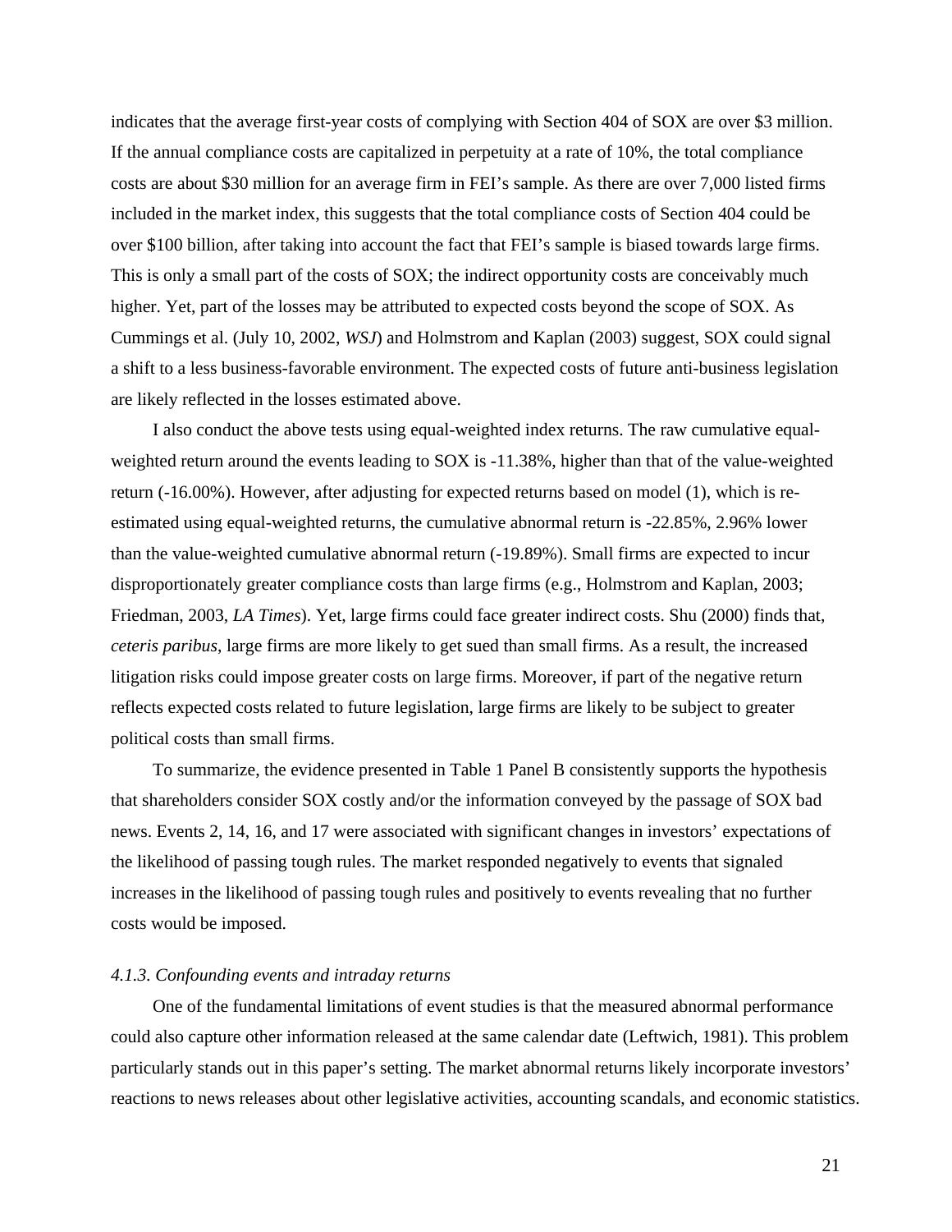indicates that the average first-year costs of complying with Section 404 of SOX are over $3 million. If the annual compliance costs are capitalized in perpetuity at a rate of 10%, the total compliance costs are about $30 million for an average firm in FEI's sample. As there are over 7,000 listed firms included in the market index, this suggests that the total compliance costs of Section 404 could be over $100 billion, after taking into account the fact that FEI's sample is biased towards large firms. This is only a small part of the costs of SOX; the indirect opportunity costs are conceivably much higher. Yet, part of the losses may be attributed to expected costs beyond the scope of SOX. As Cummings et al. (July 10, 2002, *WSJ*) and Holmstrom and Kaplan (2003) suggest, SOX could signal a shift to a less business-favorable environment. The expected costs of future anti-business legislation are likely reflected in the losses estimated above.

I also conduct the above tests using equal-weighted index returns. The raw cumulative equal-weighted return around the events leading to SOX is -11.38%, higher than that of the value-weighted return (-16.00%). However, after adjusting for expected returns based on model (1), which is re-estimated using equal-weighted returns, the cumulative abnormal return is -22.85%, 2.96% lower than the value-weighted cumulative abnormal return (-19.89%). Small firms are expected to incur disproportionately greater compliance costs than large firms (e.g., Holmstrom and Kaplan, 2003; Friedman, 2003, *LA Times*). Yet, large firms could face greater indirect costs. Shu (2000) finds that, *ceteris paribus*, large firms are more likely to get sued than small firms. As a result, the increased litigation risks could impose greater costs on large firms. Moreover, if part of the negative return reflects expected costs related to future legislation, large firms are likely to be subject to greater political costs than small firms.

To summarize, the evidence presented in Table 1 Panel B consistently supports the hypothesis that shareholders consider SOX costly and/or the information conveyed by the passage of SOX bad news. Events 2, 14, 16, and 17 were associated with significant changes in investors' expectations of the likelihood of passing tough rules. The market responded negatively to events that signaled increases in the likelihood of passing tough rules and positively to events revealing that no further costs would be imposed.

#### *4.1.3. Confounding events and intraday returns*

One of the fundamental limitations of event studies is that the measured abnormal performance could also capture other information released at the same calendar date (Leftwich, 1981). This problem particularly stands out in this paper's setting. The market abnormal returns likely incorporate investors' reactions to news releases about other legislative activities, accounting scandals, and economic statistics.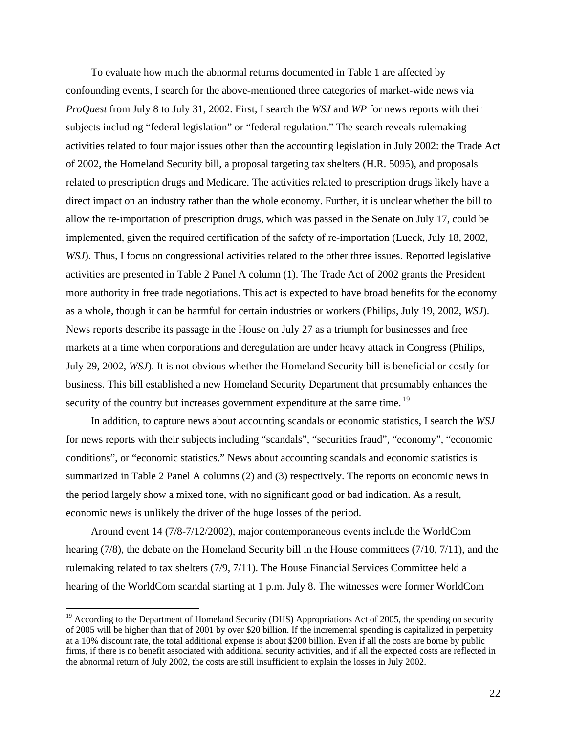To evaluate how much the abnormal returns documented in Table 1 are affected by confounding events, I search for the above-mentioned three categories of market-wide news via *ProQuest* from July 8 to July 31, 2002. First, I search the *WSJ* and *WP* for news reports with their subjects including "federal legislation" or "federal regulation." The search reveals rulemaking activities related to four major issues other than the accounting legislation in July 2002: the Trade Act of 2002, the Homeland Security bill, a proposal targeting tax shelters (H.R. 5095), and proposals related to prescription drugs and Medicare. The activities related to prescription drugs likely have a direct impact on an industry rather than the whole economy. Further, it is unclear whether the bill to allow the re-importation of prescription drugs, which was passed in the Senate on July 17, could be implemented, given the required certification of the safety of re-importation (Lueck, July 18, 2002, *WSJ*). Thus, I focus on congressional activities related to the other three issues. Reported legislative activities are presented in Table 2 Panel A column (1). The Trade Act of 2002 grants the President more authority in free trade negotiations. This act is expected to have broad benefits for the economy as a whole, though it can be harmful for certain industries or workers (Philips, July 19, 2002, *WSJ*). News reports describe its passage in the House on July 27 as a triumph for businesses and free markets at a time when corporations and deregulation are under heavy attack in Congress (Philips, July 29, 2002, *WSJ*). It is not obvious whether the Homeland Security bill is beneficial or costly for business. This bill established a new Homeland Security Department that presumably enhances the security of the country but increases government expenditure at the same time.[19]

In addition, to capture news about accounting scandals or economic statistics, I search the *WSJ* for news reports with their subjects including "scandals", "securities fraud", "economy", "economic conditions", or "economic statistics." News about accounting scandals and economic statistics is summarized in Table 2 Panel A columns (2) and (3) respectively. The reports on economic news in the period largely show a mixed tone, with no significant good or bad indication. As a result, economic news is unlikely the driver of the huge losses of the period.

Around event 14 (7/8-7/12/2002), major contemporaneous events include the WorldCom hearing (7/8), the debate on the Homeland Security bill in the House committees (7/10, 7/11), and the rulemaking related to tax shelters (7/9, 7/11). The House Financial Services Committee held a hearing of the WorldCom scandal starting at 1 p.m. July 8. The witnesses were former WorldCom

---

[19] According to the Department of Homeland Security (DHS) Appropriations Act of 2005, the spending on security of 2005 will be higher than that of 2001 by over $20 billion. If the incremental spending is capitalized in perpetuity at a 10% discount rate, the total additional expense is about $200 billion. Even if all the costs are borne by public firms, if there is no benefit associated with additional security activities, and if all the expected costs are reflected in the abnormal return of July 2002, the costs are still insufficient to explain the losses in July 2002.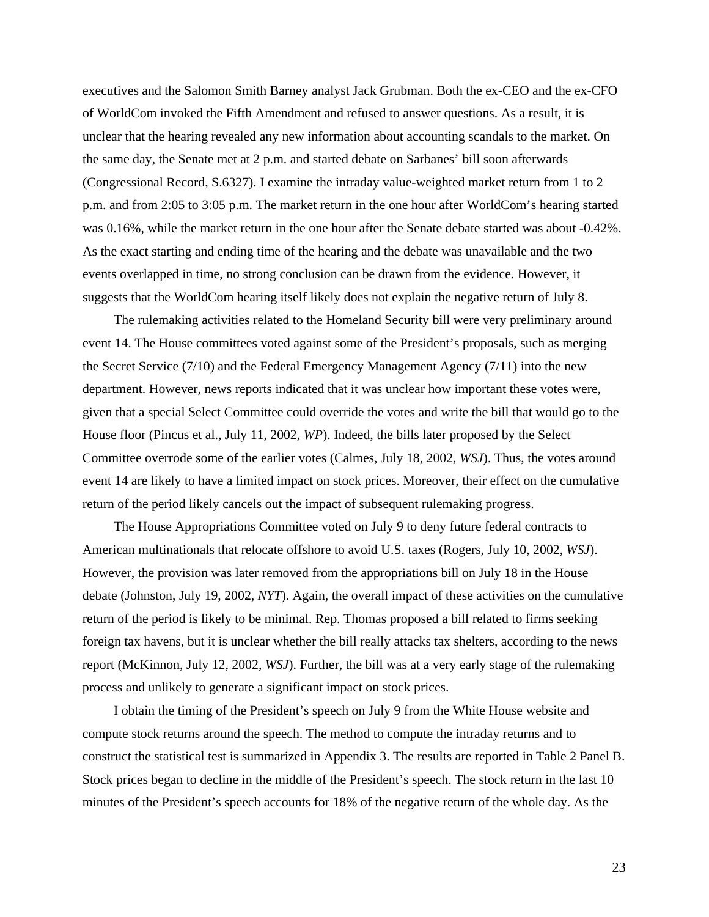executives and the Salomon Smith Barney analyst Jack Grubman. Both the ex-CEO and the ex-CFO of WorldCom invoked the Fifth Amendment and refused to answer questions. As a result, it is unclear that the hearing revealed any new information about accounting scandals to the market. On the same day, the Senate met at 2 p.m. and started debate on Sarbanes' bill soon afterwards (Congressional Record, S.6327). I examine the intraday value-weighted market return from 1 to 2 p.m. and from 2:05 to 3:05 p.m. The market return in the one hour after WorldCom's hearing started was 0.16%, while the market return in the one hour after the Senate debate started was about -0.42%. As the exact starting and ending time of the hearing and the debate was unavailable and the two events overlapped in time, no strong conclusion can be drawn from the evidence. However, it suggests that the WorldCom hearing itself likely does not explain the negative return of July 8.

The rulemaking activities related to the Homeland Security bill were very preliminary around event 14. The House committees voted against some of the President's proposals, such as merging the Secret Service (7/10) and the Federal Emergency Management Agency (7/11) into the new department. However, news reports indicated that it was unclear how important these votes were, given that a special Select Committee could override the votes and write the bill that would go to the House floor (Pincus et al., July 11, 2002, *WP*). Indeed, the bills later proposed by the Select Committee overrode some of the earlier votes (Calmes, July 18, 2002, *WSJ*). Thus, the votes around event 14 are likely to have a limited impact on stock prices. Moreover, their effect on the cumulative return of the period likely cancels out the impact of subsequent rulemaking progress.

The House Appropriations Committee voted on July 9 to deny future federal contracts to American multinationals that relocate offshore to avoid U.S. taxes (Rogers, July 10, 2002, *WSJ*). However, the provision was later removed from the appropriations bill on July 18 in the House debate (Johnston, July 19, 2002, *NYT*). Again, the overall impact of these activities on the cumulative return of the period is likely to be minimal. Rep. Thomas proposed a bill related to firms seeking foreign tax havens, but it is unclear whether the bill really attacks tax shelters, according to the news report (McKinnon, July 12, 2002, *WSJ*). Further, the bill was at a very early stage of the rulemaking process and unlikely to generate a significant impact on stock prices.

I obtain the timing of the President's speech on July 9 from the White House website and compute stock returns around the speech. The method to compute the intraday returns and to construct the statistical test is summarized in Appendix 3. The results are reported in Table 2 Panel B. Stock prices began to decline in the middle of the President's speech. The stock return in the last 10 minutes of the President's speech accounts for 18% of the negative return of the whole day. As the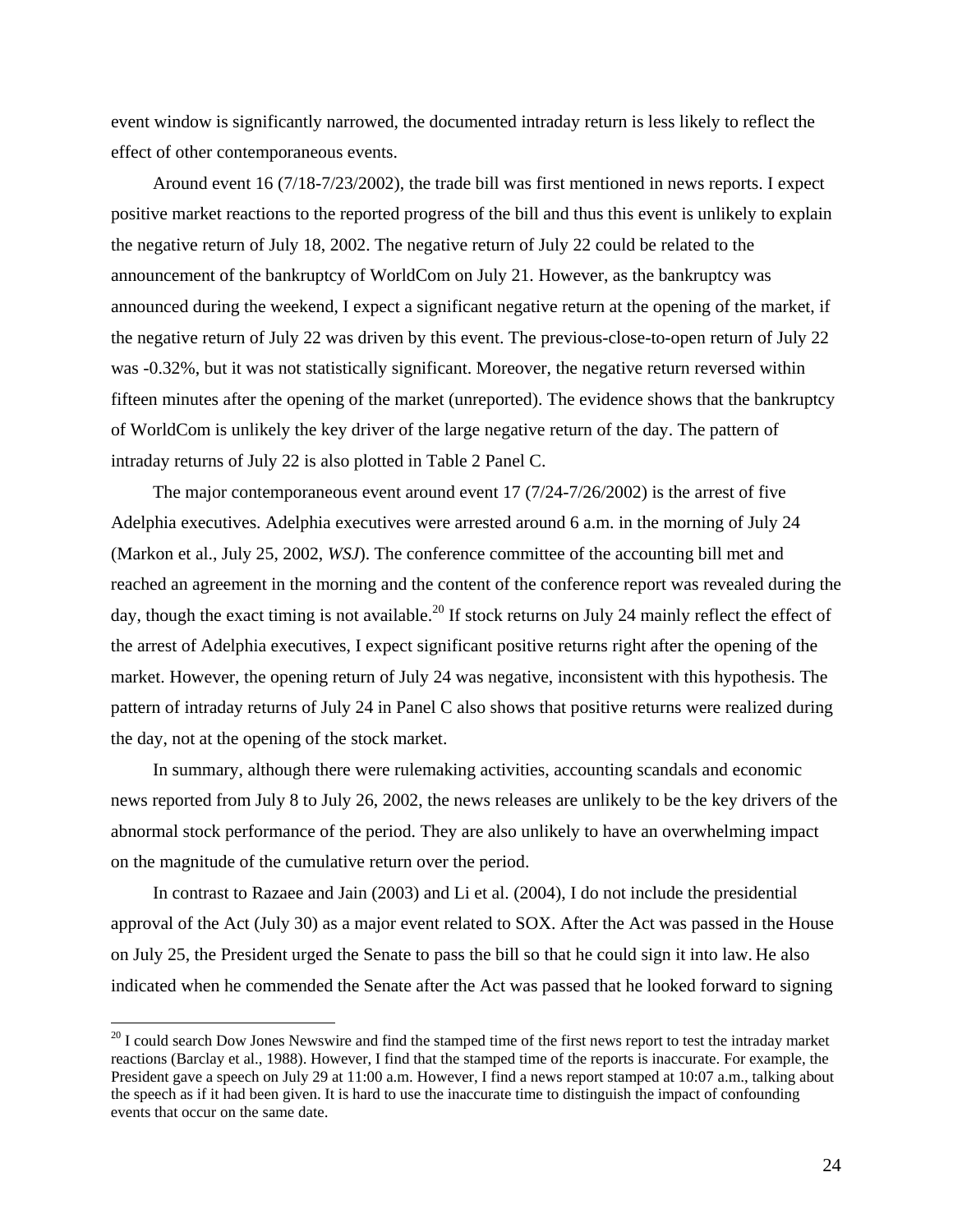event window is significantly narrowed, the documented intraday return is less likely to reflect the effect of other contemporaneous events.

Around event 16 (7/18-7/23/2002), the trade bill was first mentioned in news reports. I expect positive market reactions to the reported progress of the bill and thus this event is unlikely to explain the negative return of July 18, 2002. The negative return of July 22 could be related to the announcement of the bankruptcy of WorldCom on July 21. However, as the bankruptcy was announced during the weekend, I expect a significant negative return at the opening of the market, if the negative return of July 22 was driven by this event. The previous-close-to-open return of July 22 was -0.32%, but it was not statistically significant. Moreover, the negative return reversed within fifteen minutes after the opening of the market (unreported). The evidence shows that the bankruptcy of WorldCom is unlikely the key driver of the large negative return of the day. The pattern of intraday returns of July 22 is also plotted in Table 2 Panel C.

The major contemporaneous event around event 17 (7/24-7/26/2002) is the arrest of five Adelphia executives. Adelphia executives were arrested around 6 a.m. in the morning of July 24 (Markon et al., July 25, 2002, *WSJ*). The conference committee of the accounting bill met and reached an agreement in the morning and the content of the conference report was revealed during the day, though the exact timing is not available.[20] If stock returns on July 24 mainly reflect the effect of the arrest of Adelphia executives, I expect significant positive returns right after the opening of the market. However, the opening return of July 24 was negative, inconsistent with this hypothesis. The pattern of intraday returns of July 24 in Panel C also shows that positive returns were realized during the day, not at the opening of the stock market.

In summary, although there were rulemaking activities, accounting scandals and economic news reported from July 8 to July 26, 2002, the news releases are unlikely to be the key drivers of the abnormal stock performance of the period. They are also unlikely to have an overwhelming impact on the magnitude of the cumulative return over the period.

In contrast to Razaee and Jain (2003) and Li et al. (2004), I do not include the presidential approval of the Act (July 30) as a major event related to SOX. After the Act was passed in the House on July 25, the President urged the Senate to pass the bill so that he could sign it into law. He also indicated when he commended the Senate after the Act was passed that he looked forward to signing

---

[20] I could search Dow Jones Newswire and find the stamped time of the first news report to test the intraday market reactions (Barclay et al., 1988). However, I find that the stamped time of the reports is inaccurate. For example, the President gave a speech on July 29 at 11:00 a.m. However, I find a news report stamped at 10:07 a.m., talking about the speech as if it had been given. It is hard to use the inaccurate time to distinguish the impact of confounding events that occur on the same date.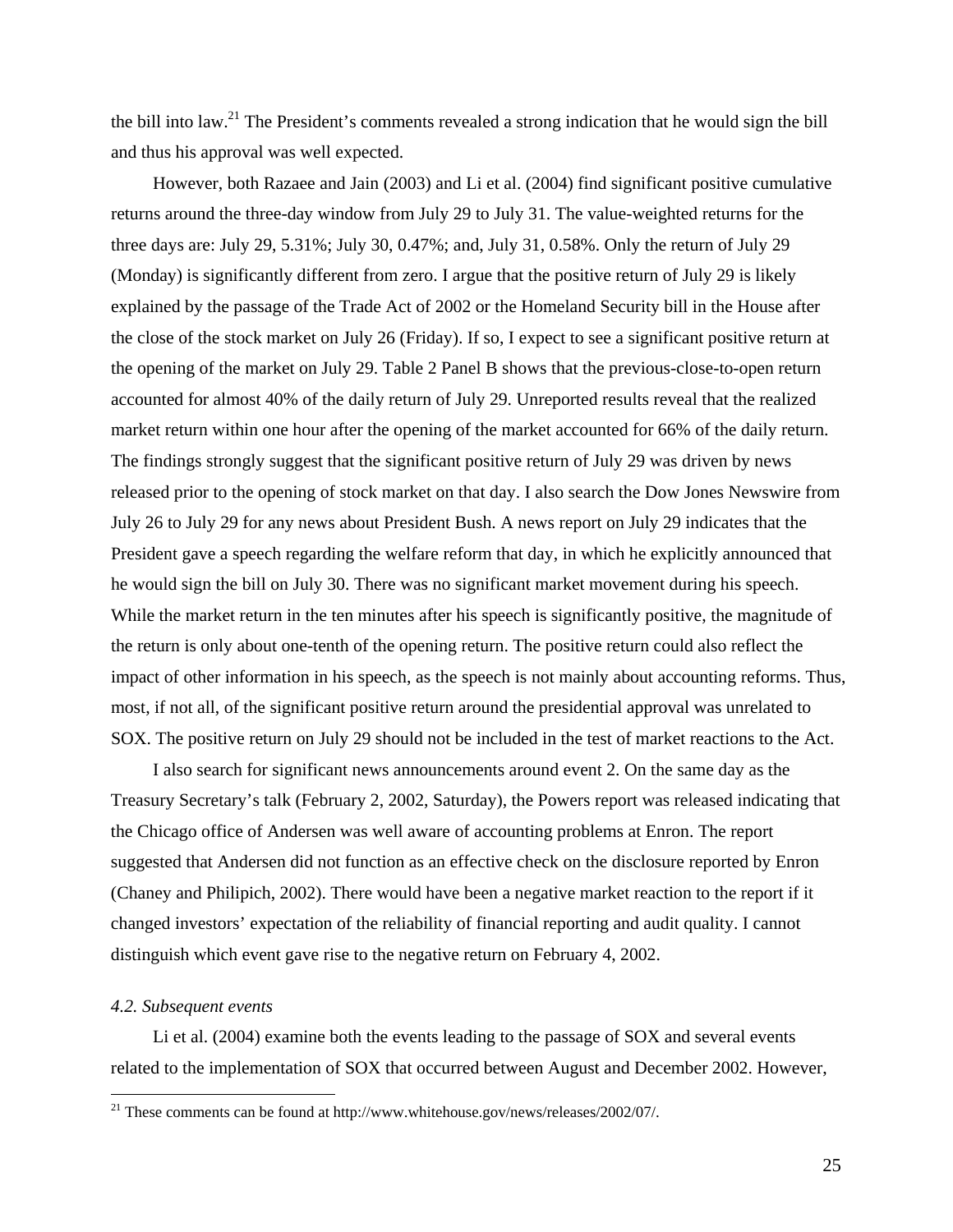the bill into law.[21] The President's comments revealed a strong indication that he would sign the bill and thus his approval was well expected.

However, both Razaee and Jain (2003) and Li et al. (2004) find significant positive cumulative returns around the three-day window from July 29 to July 31. The value-weighted returns for the three days are: July 29, 5.31%; July 30, 0.47%; and, July 31, 0.58%. Only the return of July 29 (Monday) is significantly different from zero. I argue that the positive return of July 29 is likely explained by the passage of the Trade Act of 2002 or the Homeland Security bill in the House after the close of the stock market on July 26 (Friday). If so, I expect to see a significant positive return at the opening of the market on July 29. Table 2 Panel B shows that the previous-close-to-open return accounted for almost 40% of the daily return of July 29. Unreported results reveal that the realized market return within one hour after the opening of the market accounted for 66% of the daily return. The findings strongly suggest that the significant positive return of July 29 was driven by news released prior to the opening of stock market on that day. I also search the Dow Jones Newswire from July 26 to July 29 for any news about President Bush. A news report on July 29 indicates that the President gave a speech regarding the welfare reform that day, in which he explicitly announced that he would sign the bill on July 30. There was no significant market movement during his speech. While the market return in the ten minutes after his speech is significantly positive, the magnitude of the return is only about one-tenth of the opening return. The positive return could also reflect the impact of other information in his speech, as the speech is not mainly about accounting reforms. Thus, most, if not all, of the significant positive return around the presidential approval was unrelated to SOX. The positive return on July 29 should not be included in the test of market reactions to the Act.

I also search for significant news announcements around event 2. On the same day as the Treasury Secretary's talk (February 2, 2002, Saturday), the Powers report was released indicating that the Chicago office of Andersen was well aware of accounting problems at Enron. The report suggested that Andersen did not function as an effective check on the disclosure reported by Enron (Chaney and Philipich, 2002). There would have been a negative market reaction to the report if it changed investors' expectation of the reliability of financial reporting and audit quality. I cannot distinguish which event gave rise to the negative return on February 4, 2002.

### *4.2. Subsequent events*

Li et al. (2004) examine both the events leading to the passage of SOX and several events related to the implementation of SOX that occurred between August and December 2002. However,

[21] These comments can be found at http://www.whitehouse.gov/news/releases/2002/07/.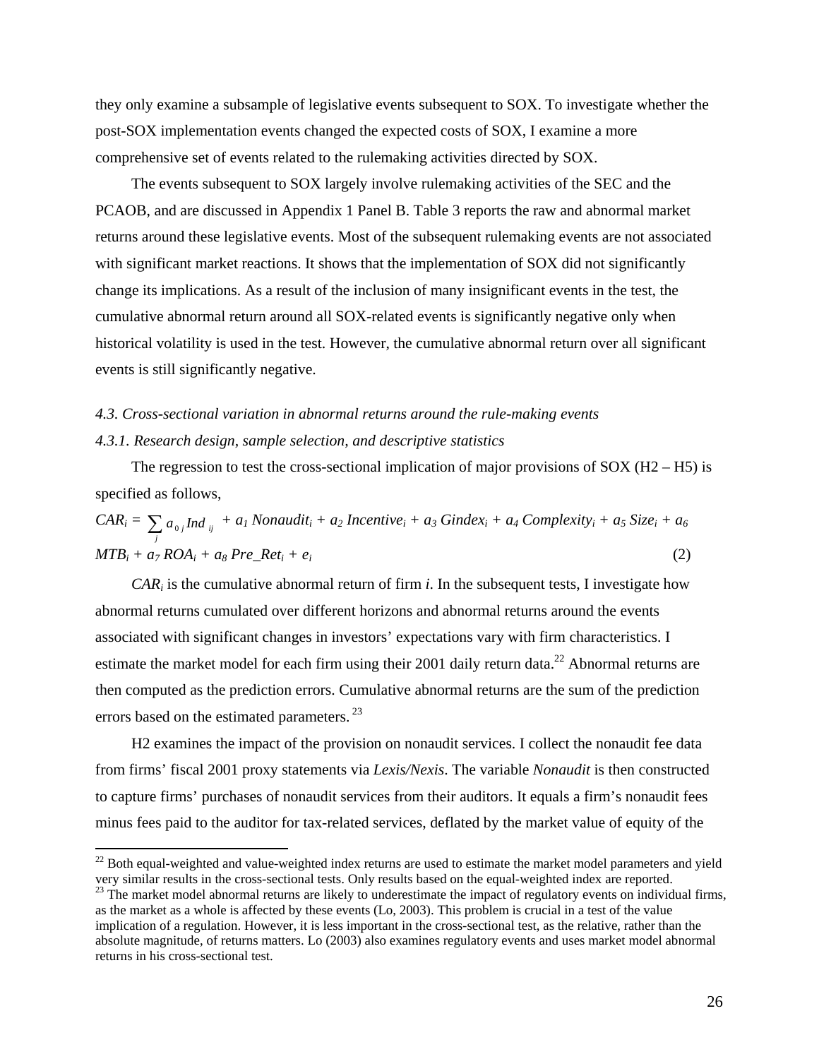they only examine a subsample of legislative events subsequent to SOX. To investigate whether the post-SOX implementation events changed the expected costs of SOX, I examine a more comprehensive set of events related to the rulemaking activities directed by SOX.

The events subsequent to SOX largely involve rulemaking activities of the SEC and the PCAOB, and are discussed in Appendix 1 Panel B. Table 3 reports the raw and abnormal market returns around these legislative events. Most of the subsequent rulemaking events are not associated with significant market reactions. It shows that the implementation of SOX did not significantly change its implications. As a result of the inclusion of many insignificant events in the test, the cumulative abnormal return around all SOX-related events is significantly negative only when historical volatility is used in the test. However, the cumulative abnormal return over all significant events is still significantly negative.

*4.3. Cross-sectional variation in abnormal returns around the rule-making events*

*4.3.1. Research design, sample selection, and descriptive statistics*

The regression to test the cross-sectional implication of major provisions of SOX (H2 – H5) is specified as follows,

$$CAR_i = \sum_j a_{0j} Ind_{ij} + a_1\, Nonaudit_i + a_2\, Incentive_i + a_3\, Gindex_i + a_4\, Complexity_i + a_5\, Size_i + a_6\, MTB_i + a_7\, ROA_i + a_8\, Pre\_Ret_i + e_i \quad (2)$$

$CAR_i$ is the cumulative abnormal return of firm $i$. In the subsequent tests, I investigate how abnormal returns cumulated over different horizons and abnormal returns around the events associated with significant changes in investors' expectations vary with firm characteristics. I estimate the market model for each firm using their 2001 daily return data.[22] Abnormal returns are then computed as the prediction errors. Cumulative abnormal returns are the sum of the prediction errors based on the estimated parameters.[23]

H2 examines the impact of the provision on nonaudit services. I collect the nonaudit fee data from firms' fiscal 2001 proxy statements via *Lexis/Nexis*. The variable *Nonaudit* is then constructed to capture firms' purchases of nonaudit services from their auditors. It equals a firm's nonaudit fees minus fees paid to the auditor for tax-related services, deflated by the market value of equity of the

[22] Both equal-weighted and value-weighted index returns are used to estimate the market model parameters and yield very similar results in the cross-sectional tests. Only results based on the equal-weighted index are reported.

[23] The market model abnormal returns are likely to underestimate the impact of regulatory events on individual firms, as the market as a whole is affected by these events (Lo, 2003). This problem is crucial in a test of the value implication of a regulation. However, it is less important in the cross-sectional test, as the relative, rather than the absolute magnitude, of returns matters. Lo (2003) also examines regulatory events and uses market model abnormal returns in his cross-sectional test.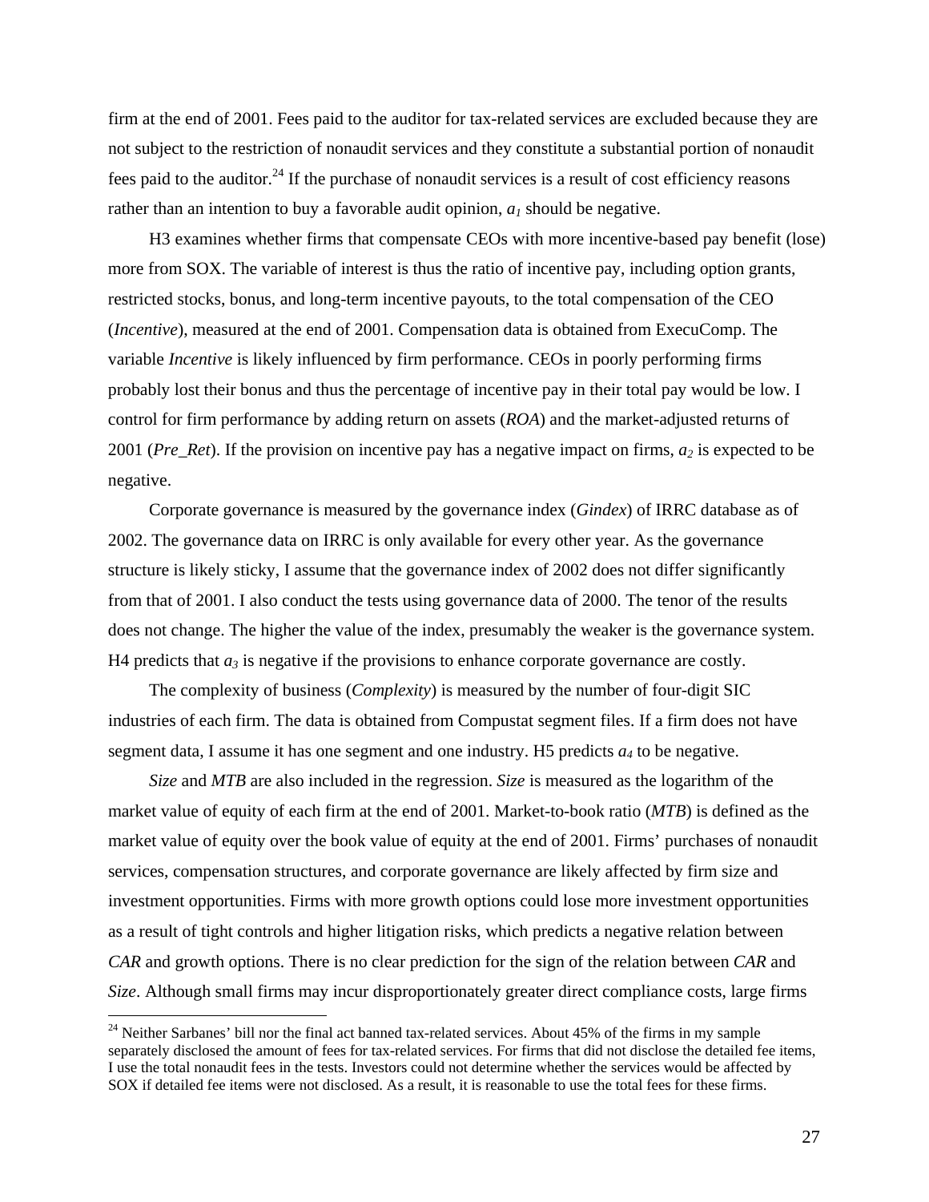firm at the end of 2001. Fees paid to the auditor for tax-related services are excluded because they are not subject to the restriction of nonaudit services and they constitute a substantial portion of nonaudit fees paid to the auditor.[24] If the purchase of nonaudit services is a result of cost efficiency reasons rather than an intention to buy a favorable audit opinion, $a_1$ should be negative.

H3 examines whether firms that compensate CEOs with more incentive-based pay benefit (lose) more from SOX. The variable of interest is thus the ratio of incentive pay, including option grants, restricted stocks, bonus, and long-term incentive payouts, to the total compensation of the CEO (*Incentive*), measured at the end of 2001. Compensation data is obtained from ExecuComp. The variable *Incentive* is likely influenced by firm performance. CEOs in poorly performing firms probably lost their bonus and thus the percentage of incentive pay in their total pay would be low. I control for firm performance by adding return on assets (*ROA*) and the market-adjusted returns of 2001 (*Pre_Ret*). If the provision on incentive pay has a negative impact on firms, $a_2$ is expected to be negative.

Corporate governance is measured by the governance index (*Gindex*) of IRRC database as of 2002. The governance data on IRRC is only available for every other year. As the governance structure is likely sticky, I assume that the governance index of 2002 does not differ significantly from that of 2001. I also conduct the tests using governance data of 2000. The tenor of the results does not change. The higher the value of the index, presumably the weaker is the governance system. H4 predicts that $a_3$ is negative if the provisions to enhance corporate governance are costly.

The complexity of business (*Complexity*) is measured by the number of four-digit SIC industries of each firm. The data is obtained from Compustat segment files. If a firm does not have segment data, I assume it has one segment and one industry. H5 predicts $a_4$ to be negative.

*Size* and *MTB* are also included in the regression. *Size* is measured as the logarithm of the market value of equity of each firm at the end of 2001. Market-to-book ratio (*MTB*) is defined as the market value of equity over the book value of equity at the end of 2001. Firms' purchases of nonaudit services, compensation structures, and corporate governance are likely affected by firm size and investment opportunities. Firms with more growth options could lose more investment opportunities as a result of tight controls and higher litigation risks, which predicts a negative relation between *CAR* and growth options. There is no clear prediction for the sign of the relation between *CAR* and *Size*. Although small firms may incur disproportionately greater direct compliance costs, large firms

[24] Neither Sarbanes' bill nor the final act banned tax-related services. About 45% of the firms in my sample separately disclosed the amount of fees for tax-related services. For firms that did not disclose the detailed fee items, I use the total nonaudit fees in the tests. Investors could not determine whether the services would be affected by SOX if detailed fee items were not disclosed. As a result, it is reasonable to use the total fees for these firms.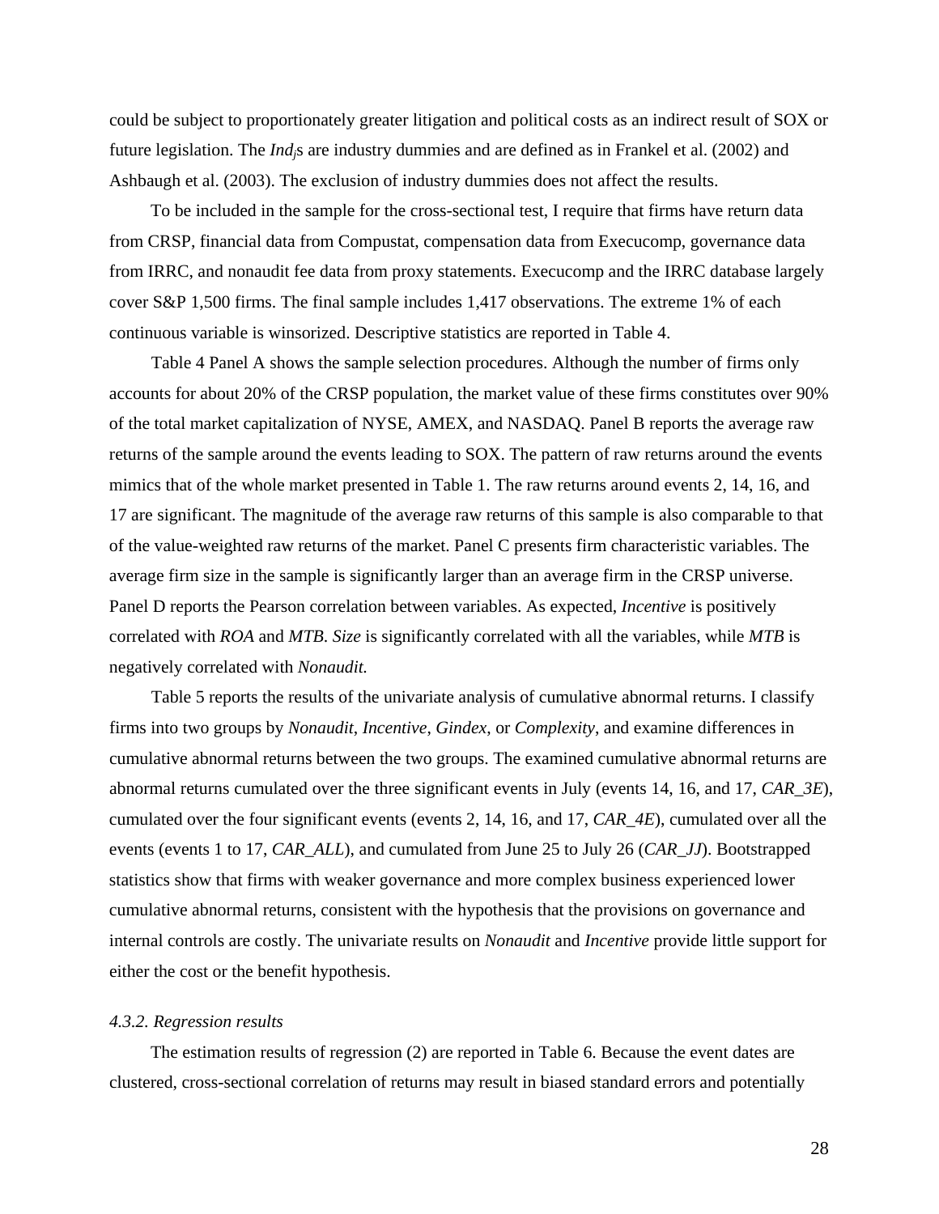could be subject to proportionately greater litigation and political costs as an indirect result of SOX or future legislation. The $Ind_j$s are industry dummies and are defined as in Frankel et al. (2002) and Ashbaugh et al. (2003). The exclusion of industry dummies does not affect the results.

To be included in the sample for the cross-sectional test, I require that firms have return data from CRSP, financial data from Compustat, compensation data from Execucomp, governance data from IRRC, and nonaudit fee data from proxy statements. Execucomp and the IRRC database largely cover S&P 1,500 firms. The final sample includes 1,417 observations. The extreme 1% of each continuous variable is winsorized. Descriptive statistics are reported in Table 4.

Table 4 Panel A shows the sample selection procedures. Although the number of firms only accounts for about 20% of the CRSP population, the market value of these firms constitutes over 90% of the total market capitalization of NYSE, AMEX, and NASDAQ. Panel B reports the average raw returns of the sample around the events leading to SOX. The pattern of raw returns around the events mimics that of the whole market presented in Table 1. The raw returns around events 2, 14, 16, and 17 are significant. The magnitude of the average raw returns of this sample is also comparable to that of the value-weighted raw returns of the market. Panel C presents firm characteristic variables. The average firm size in the sample is significantly larger than an average firm in the CRSP universe. Panel D reports the Pearson correlation between variables. As expected, *Incentive* is positively correlated with *ROA* and *MTB*. *Size* is significantly correlated with all the variables, while *MTB* is negatively correlated with *Nonaudit.*

Table 5 reports the results of the univariate analysis of cumulative abnormal returns. I classify firms into two groups by *Nonaudit*, *Incentive*, *Gindex*, or *Complexity*, and examine differences in cumulative abnormal returns between the two groups. The examined cumulative abnormal returns are abnormal returns cumulated over the three significant events in July (events 14, 16, and 17, *CAR_3E*), cumulated over the four significant events (events 2, 14, 16, and 17, *CAR_4E*), cumulated over all the events (events 1 to 17, *CAR_ALL*), and cumulated from June 25 to July 26 (*CAR_JJ*). Bootstrapped statistics show that firms with weaker governance and more complex business experienced lower cumulative abnormal returns, consistent with the hypothesis that the provisions on governance and internal controls are costly. The univariate results on *Nonaudit* and *Incentive* provide little support for either the cost or the benefit hypothesis.

### *4.3.2. Regression results*

The estimation results of regression (2) are reported in Table 6. Because the event dates are clustered, cross-sectional correlation of returns may result in biased standard errors and potentially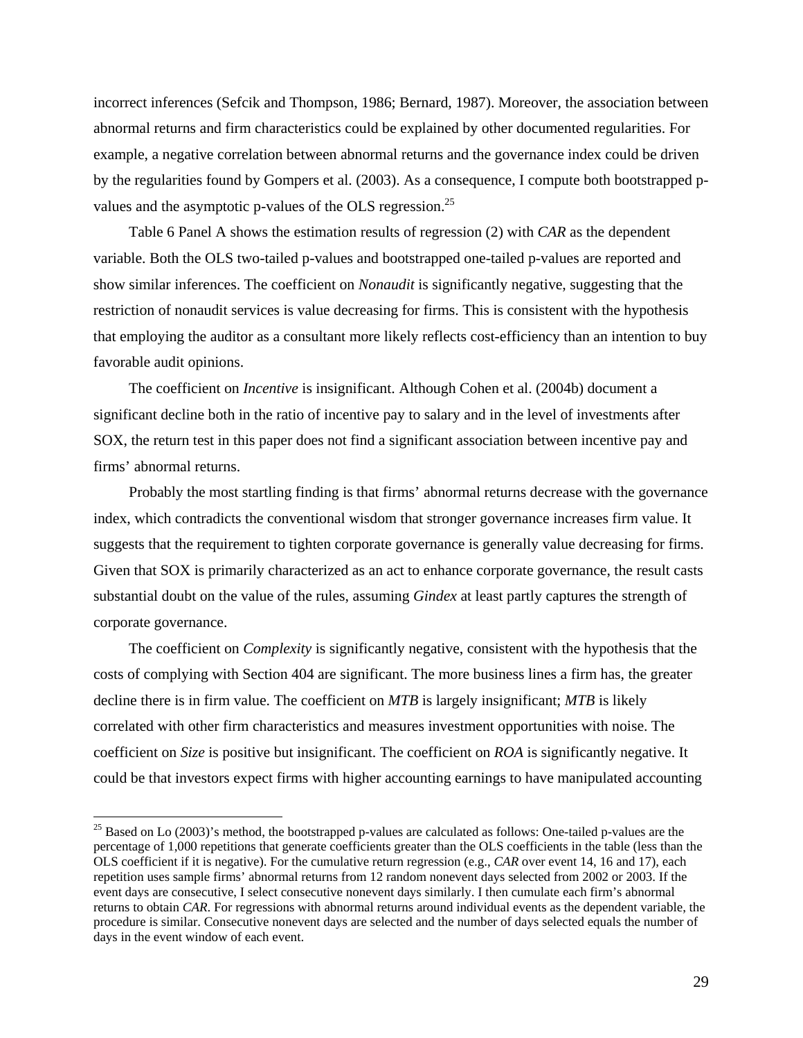incorrect inferences (Sefcik and Thompson, 1986; Bernard, 1987). Moreover, the association between abnormal returns and firm characteristics could be explained by other documented regularities. For example, a negative correlation between abnormal returns and the governance index could be driven by the regularities found by Gompers et al. (2003). As a consequence, I compute both bootstrapped p-values and the asymptotic p-values of the OLS regression.[25]

Table 6 Panel A shows the estimation results of regression (2) with *CAR* as the dependent variable. Both the OLS two-tailed p-values and bootstrapped one-tailed p-values are reported and show similar inferences. The coefficient on *Nonaudit* is significantly negative, suggesting that the restriction of nonaudit services is value decreasing for firms. This is consistent with the hypothesis that employing the auditor as a consultant more likely reflects cost-efficiency than an intention to buy favorable audit opinions.

The coefficient on *Incentive* is insignificant. Although Cohen et al. (2004b) document a significant decline both in the ratio of incentive pay to salary and in the level of investments after SOX, the return test in this paper does not find a significant association between incentive pay and firms' abnormal returns.

Probably the most startling finding is that firms' abnormal returns decrease with the governance index, which contradicts the conventional wisdom that stronger governance increases firm value. It suggests that the requirement to tighten corporate governance is generally value decreasing for firms. Given that SOX is primarily characterized as an act to enhance corporate governance, the result casts substantial doubt on the value of the rules, assuming *Gindex* at least partly captures the strength of corporate governance.

The coefficient on *Complexity* is significantly negative, consistent with the hypothesis that the costs of complying with Section 404 are significant. The more business lines a firm has, the greater decline there is in firm value. The coefficient on *MTB* is largely insignificant; *MTB* is likely correlated with other firm characteristics and measures investment opportunities with noise. The coefficient on *Size* is positive but insignificant. The coefficient on *ROA* is significantly negative. It could be that investors expect firms with higher accounting earnings to have manipulated accounting

[25] Based on Lo (2003)'s method, the bootstrapped p-values are calculated as follows: One-tailed p-values are the percentage of 1,000 repetitions that generate coefficients greater than the OLS coefficients in the table (less than the OLS coefficient if it is negative). For the cumulative return regression (e.g., *CAR* over event 14, 16 and 17), each repetition uses sample firms' abnormal returns from 12 random nonevent days selected from 2002 or 2003. If the event days are consecutive, I select consecutive nonevent days similarly. I then cumulate each firm's abnormal returns to obtain *CAR*. For regressions with abnormal returns around individual events as the dependent variable, the procedure is similar. Consecutive nonevent days are selected and the number of days selected equals the number of days in the event window of each event.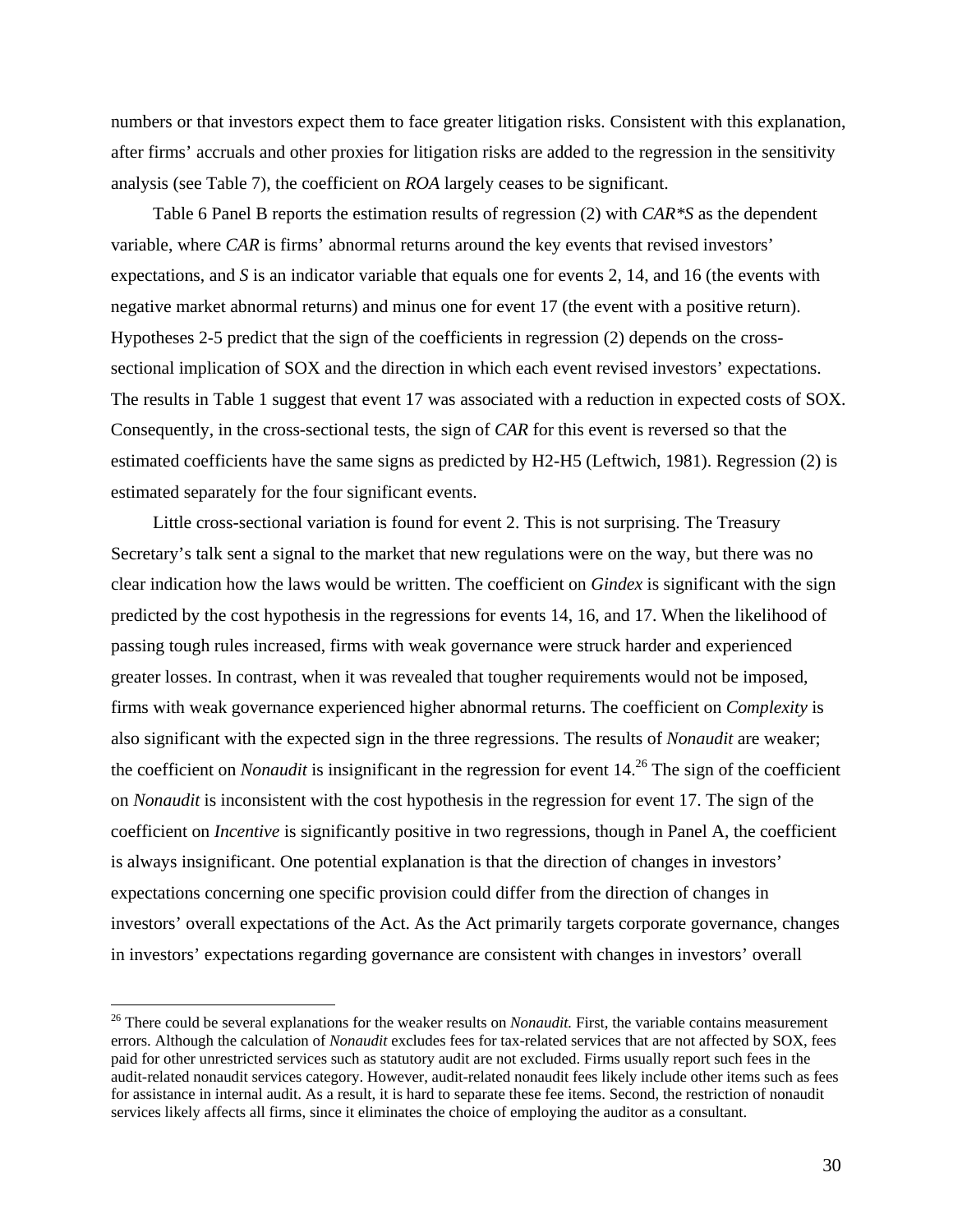numbers or that investors expect them to face greater litigation risks. Consistent with this explanation, after firms' accruals and other proxies for litigation risks are added to the regression in the sensitivity analysis (see Table 7), the coefficient on *ROA* largely ceases to be significant.

Table 6 Panel B reports the estimation results of regression (2) with *CAR*S* as the dependent variable, where *CAR* is firms' abnormal returns around the key events that revised investors' expectations, and *S* is an indicator variable that equals one for events 2, 14, and 16 (the events with negative market abnormal returns) and minus one for event 17 (the event with a positive return). Hypotheses 2-5 predict that the sign of the coefficients in regression (2) depends on the cross-sectional implication of SOX and the direction in which each event revised investors' expectations. The results in Table 1 suggest that event 17 was associated with a reduction in expected costs of SOX. Consequently, in the cross-sectional tests, the sign of *CAR* for this event is reversed so that the estimated coefficients have the same signs as predicted by H2-H5 (Leftwich, 1981). Regression (2) is estimated separately for the four significant events.

Little cross-sectional variation is found for event 2. This is not surprising. The Treasury Secretary's talk sent a signal to the market that new regulations were on the way, but there was no clear indication how the laws would be written. The coefficient on *Gindex* is significant with the sign predicted by the cost hypothesis in the regressions for events 14, 16, and 17. When the likelihood of passing tough rules increased, firms with weak governance were struck harder and experienced greater losses. In contrast, when it was revealed that tougher requirements would not be imposed, firms with weak governance experienced higher abnormal returns. The coefficient on *Complexity* is also significant with the expected sign in the three regressions. The results of *Nonaudit* are weaker; the coefficient on *Nonaudit* is insignificant in the regression for event 14.[26] The sign of the coefficient on *Nonaudit* is inconsistent with the cost hypothesis in the regression for event 17. The sign of the coefficient on *Incentive* is significantly positive in two regressions, though in Panel A, the coefficient is always insignificant. One potential explanation is that the direction of changes in investors' expectations concerning one specific provision could differ from the direction of changes in investors' overall expectations of the Act. As the Act primarily targets corporate governance, changes in investors' expectations regarding governance are consistent with changes in investors' overall

[26] There could be several explanations for the weaker results on *Nonaudit.* First, the variable contains measurement errors. Although the calculation of *Nonaudit* excludes fees for tax-related services that are not affected by SOX, fees paid for other unrestricted services such as statutory audit are not excluded. Firms usually report such fees in the audit-related nonaudit services category. However, audit-related nonaudit fees likely include other items such as fees for assistance in internal audit. As a result, it is hard to separate these fee items. Second, the restriction of nonaudit services likely affects all firms, since it eliminates the choice of employing the auditor as a consultant.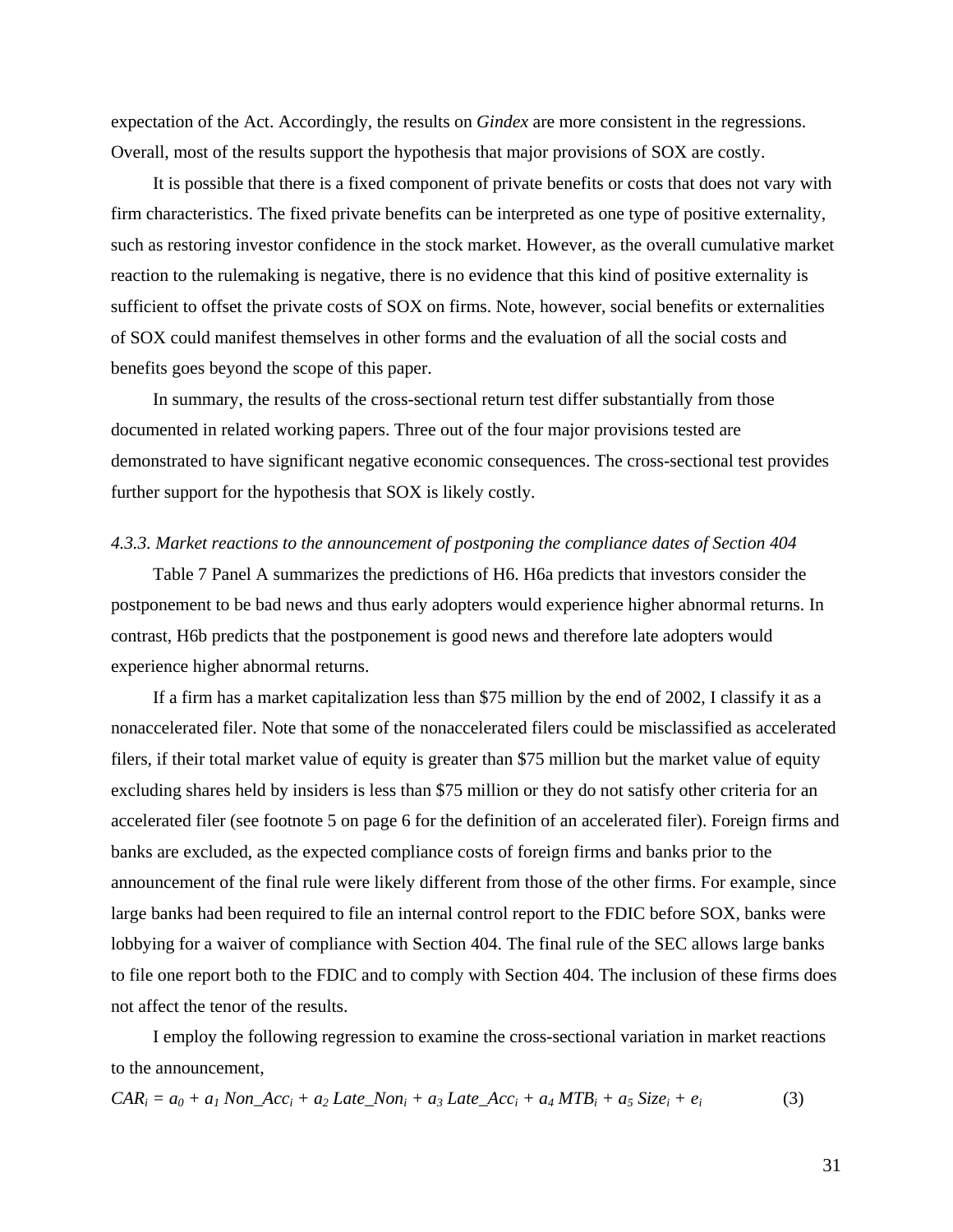expectation of the Act. Accordingly, the results on *Gindex* are more consistent in the regressions. Overall, most of the results support the hypothesis that major provisions of SOX are costly.

It is possible that there is a fixed component of private benefits or costs that does not vary with firm characteristics. The fixed private benefits can be interpreted as one type of positive externality, such as restoring investor confidence in the stock market. However, as the overall cumulative market reaction to the rulemaking is negative, there is no evidence that this kind of positive externality is sufficient to offset the private costs of SOX on firms. Note, however, social benefits or externalities of SOX could manifest themselves in other forms and the evaluation of all the social costs and benefits goes beyond the scope of this paper.

In summary, the results of the cross-sectional return test differ substantially from those documented in related working papers. Three out of the four major provisions tested are demonstrated to have significant negative economic consequences. The cross-sectional test provides further support for the hypothesis that SOX is likely costly.

#### *4.3.3. Market reactions to the announcement of postponing the compliance dates of Section 404*

Table 7 Panel A summarizes the predictions of H6. H6a predicts that investors consider the postponement to be bad news and thus early adopters would experience higher abnormal returns. In contrast, H6b predicts that the postponement is good news and therefore late adopters would experience higher abnormal returns.

If a firm has a market capitalization less than $75 million by the end of 2002, I classify it as a nonaccelerated filer. Note that some of the nonaccelerated filers could be misclassified as accelerated filers, if their total market value of equity is greater than $75 million but the market value of equity excluding shares held by insiders is less than $75 million or they do not satisfy other criteria for an accelerated filer (see footnote 5 on page 6 for the definition of an accelerated filer). Foreign firms and banks are excluded, as the expected compliance costs of foreign firms and banks prior to the announcement of the final rule were likely different from those of the other firms. For example, since large banks had been required to file an internal control report to the FDIC before SOX, banks were lobbying for a waiver of compliance with Section 404. The final rule of the SEC allows large banks to file one report both to the FDIC and to comply with Section 404. The inclusion of these firms does not affect the tenor of the results.

I employ the following regression to examine the cross-sectional variation in market reactions to the announcement,

$$CAR_i = a_0 + a_1\, Non\_Acc_i + a_2\, Late\_Non_i + a_3\, Late\_Acc_i + a_4\, MTB_i + a_5\, Size_i + e_i \qquad (3)$$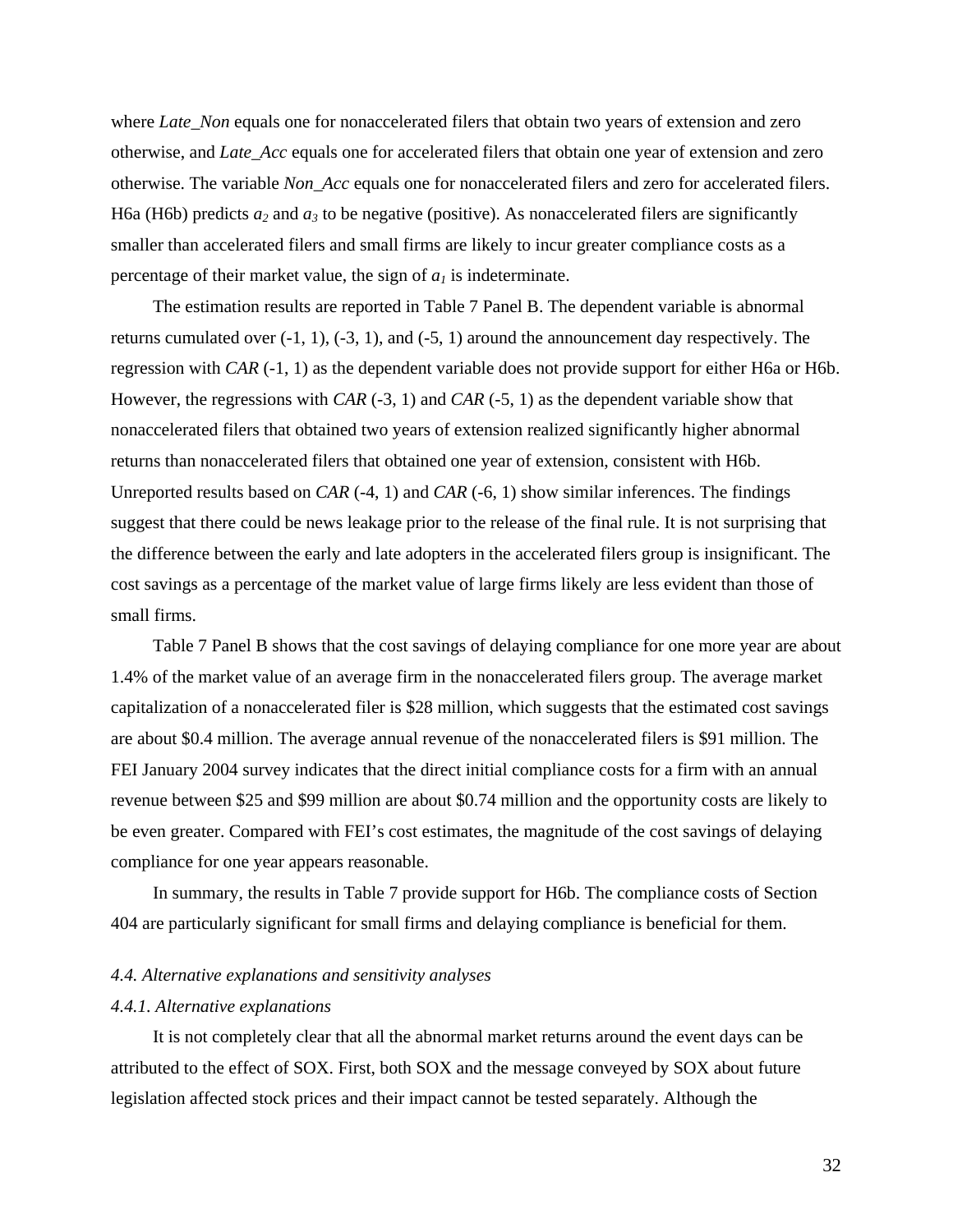where *Late_Non* equals one for nonaccelerated filers that obtain two years of extension and zero otherwise, and *Late_Acc* equals one for accelerated filers that obtain one year of extension and zero otherwise. The variable *Non_Acc* equals one for nonaccelerated filers and zero for accelerated filers. H6a (H6b) predicts $a_2$ and $a_3$ to be negative (positive). As nonaccelerated filers are significantly smaller than accelerated filers and small firms are likely to incur greater compliance costs as a percentage of their market value, the sign of $a_1$ is indeterminate.

The estimation results are reported in Table 7 Panel B. The dependent variable is abnormal returns cumulated over (-1, 1), (-3, 1), and (-5, 1) around the announcement day respectively. The regression with *CAR* (-1, 1) as the dependent variable does not provide support for either H6a or H6b. However, the regressions with *CAR* (-3, 1) and *CAR* (-5, 1) as the dependent variable show that nonaccelerated filers that obtained two years of extension realized significantly higher abnormal returns than nonaccelerated filers that obtained one year of extension, consistent with H6b. Unreported results based on *CAR* (-4, 1) and *CAR* (-6, 1) show similar inferences. The findings suggest that there could be news leakage prior to the release of the final rule. It is not surprising that the difference between the early and late adopters in the accelerated filers group is insignificant. The cost savings as a percentage of the market value of large firms likely are less evident than those of small firms.

Table 7 Panel B shows that the cost savings of delaying compliance for one more year are about 1.4% of the market value of an average firm in the nonaccelerated filers group. The average market capitalization of a nonaccelerated filer is \$28 million, which suggests that the estimated cost savings are about \$0.4 million. The average annual revenue of the nonaccelerated filers is \$91 million. The FEI January 2004 survey indicates that the direct initial compliance costs for a firm with an annual revenue between \$25 and \$99 million are about \$0.74 million and the opportunity costs are likely to be even greater. Compared with FEI's cost estimates, the magnitude of the cost savings of delaying compliance for one year appears reasonable.

In summary, the results in Table 7 provide support for H6b. The compliance costs of Section 404 are particularly significant for small firms and delaying compliance is beneficial for them.

### *4.4. Alternative explanations and sensitivity analyses*

#### *4.4.1. Alternative explanations*

It is not completely clear that all the abnormal market returns around the event days can be attributed to the effect of SOX. First, both SOX and the message conveyed by SOX about future legislation affected stock prices and their impact cannot be tested separately. Although the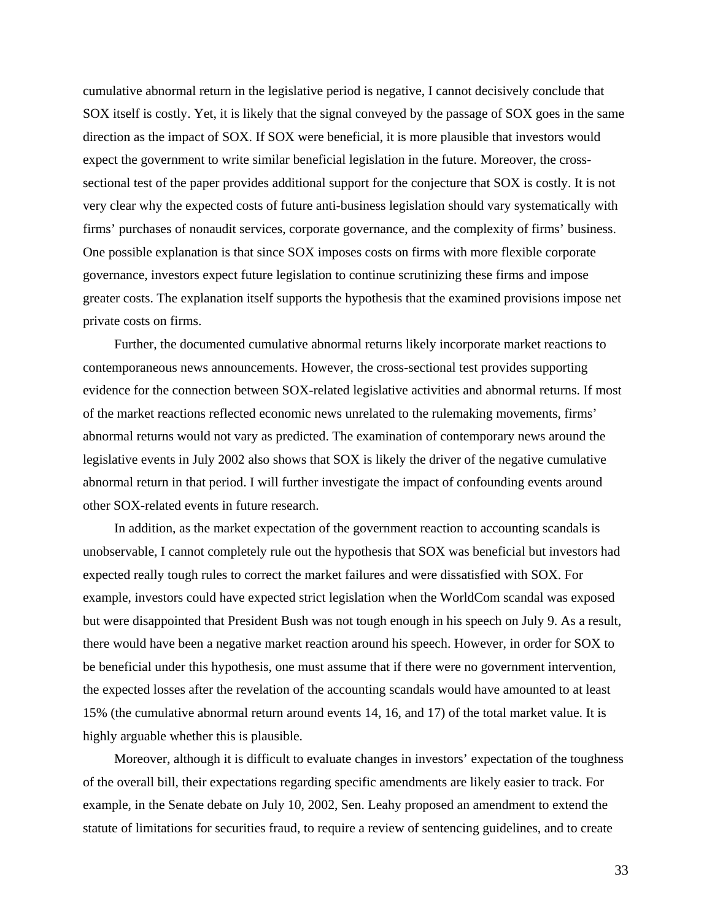cumulative abnormal return in the legislative period is negative, I cannot decisively conclude that SOX itself is costly. Yet, it is likely that the signal conveyed by the passage of SOX goes in the same direction as the impact of SOX. If SOX were beneficial, it is more plausible that investors would expect the government to write similar beneficial legislation in the future. Moreover, the cross-sectional test of the paper provides additional support for the conjecture that SOX is costly. It is not very clear why the expected costs of future anti-business legislation should vary systematically with firms' purchases of nonaudit services, corporate governance, and the complexity of firms' business. One possible explanation is that since SOX imposes costs on firms with more flexible corporate governance, investors expect future legislation to continue scrutinizing these firms and impose greater costs. The explanation itself supports the hypothesis that the examined provisions impose net private costs on firms.

Further, the documented cumulative abnormal returns likely incorporate market reactions to contemporaneous news announcements. However, the cross-sectional test provides supporting evidence for the connection between SOX-related legislative activities and abnormal returns. If most of the market reactions reflected economic news unrelated to the rulemaking movements, firms' abnormal returns would not vary as predicted. The examination of contemporary news around the legislative events in July 2002 also shows that SOX is likely the driver of the negative cumulative abnormal return in that period. I will further investigate the impact of confounding events around other SOX-related events in future research.

In addition, as the market expectation of the government reaction to accounting scandals is unobservable, I cannot completely rule out the hypothesis that SOX was beneficial but investors had expected really tough rules to correct the market failures and were dissatisfied with SOX. For example, investors could have expected strict legislation when the WorldCom scandal was exposed but were disappointed that President Bush was not tough enough in his speech on July 9. As a result, there would have been a negative market reaction around his speech. However, in order for SOX to be beneficial under this hypothesis, one must assume that if there were no government intervention, the expected losses after the revelation of the accounting scandals would have amounted to at least 15% (the cumulative abnormal return around events 14, 16, and 17) of the total market value. It is highly arguable whether this is plausible.

Moreover, although it is difficult to evaluate changes in investors' expectation of the toughness of the overall bill, their expectations regarding specific amendments are likely easier to track. For example, in the Senate debate on July 10, 2002, Sen. Leahy proposed an amendment to extend the statute of limitations for securities fraud, to require a review of sentencing guidelines, and to create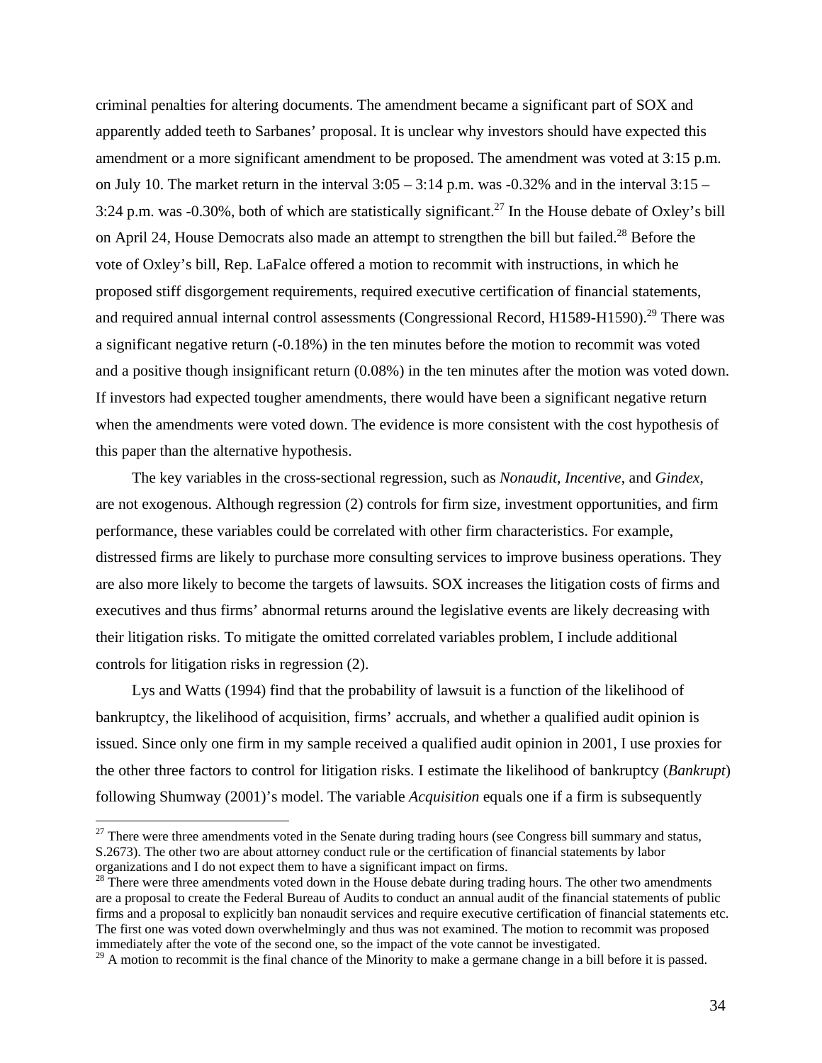criminal penalties for altering documents. The amendment became a significant part of SOX and apparently added teeth to Sarbanes' proposal. It is unclear why investors should have expected this amendment or a more significant amendment to be proposed. The amendment was voted at 3:15 p.m. on July 10. The market return in the interval 3:05 – 3:14 p.m. was -0.32% and in the interval 3:15 – 3:24 p.m. was -0.30%, both of which are statistically significant.[27] In the House debate of Oxley's bill on April 24, House Democrats also made an attempt to strengthen the bill but failed.[28] Before the vote of Oxley's bill, Rep. LaFalce offered a motion to recommit with instructions, in which he proposed stiff disgorgement requirements, required executive certification of financial statements, and required annual internal control assessments (Congressional Record, H1589-H1590).[29] There was a significant negative return (-0.18%) in the ten minutes before the motion to recommit was voted and a positive though insignificant return (0.08%) in the ten minutes after the motion was voted down. If investors had expected tougher amendments, there would have been a significant negative return when the amendments were voted down. The evidence is more consistent with the cost hypothesis of this paper than the alternative hypothesis.

The key variables in the cross-sectional regression, such as *Nonaudit*, *Incentive*, and *Gindex*, are not exogenous. Although regression (2) controls for firm size, investment opportunities, and firm performance, these variables could be correlated with other firm characteristics. For example, distressed firms are likely to purchase more consulting services to improve business operations. They are also more likely to become the targets of lawsuits. SOX increases the litigation costs of firms and executives and thus firms' abnormal returns around the legislative events are likely decreasing with their litigation risks. To mitigate the omitted correlated variables problem, I include additional controls for litigation risks in regression (2).

Lys and Watts (1994) find that the probability of lawsuit is a function of the likelihood of bankruptcy, the likelihood of acquisition, firms' accruals, and whether a qualified audit opinion is issued. Since only one firm in my sample received a qualified audit opinion in 2001, I use proxies for the other three factors to control for litigation risks. I estimate the likelihood of bankruptcy (*Bankrupt*) following Shumway (2001)'s model. The variable *Acquisition* equals one if a firm is subsequently

---

[27] There were three amendments voted in the Senate during trading hours (see Congress bill summary and status, S.2673). The other two are about attorney conduct rule or the certification of financial statements by labor organizations and I do not expect them to have a significant impact on firms.

[28] There were three amendments voted down in the House debate during trading hours. The other two amendments are a proposal to create the Federal Bureau of Audits to conduct an annual audit of the financial statements of public firms and a proposal to explicitly ban nonaudit services and require executive certification of financial statements etc. The first one was voted down overwhelmingly and thus was not examined. The motion to recommit was proposed immediately after the vote of the second one, so the impact of the vote cannot be investigated.

[29] A motion to recommit is the final chance of the Minority to make a germane change in a bill before it is passed.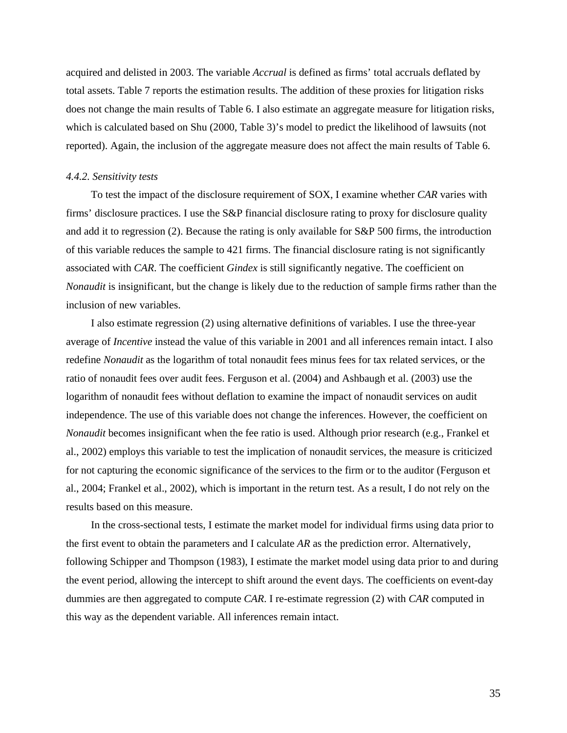acquired and delisted in 2003. The variable *Accrual* is defined as firms' total accruals deflated by total assets. Table 7 reports the estimation results. The addition of these proxies for litigation risks does not change the main results of Table 6. I also estimate an aggregate measure for litigation risks, which is calculated based on Shu (2000, Table 3)'s model to predict the likelihood of lawsuits (not reported). Again, the inclusion of the aggregate measure does not affect the main results of Table 6.

#### *4.4.2. Sensitivity tests*

To test the impact of the disclosure requirement of SOX, I examine whether *CAR* varies with firms' disclosure practices. I use the S&P financial disclosure rating to proxy for disclosure quality and add it to regression (2). Because the rating is only available for S&P 500 firms, the introduction of this variable reduces the sample to 421 firms. The financial disclosure rating is not significantly associated with *CAR*. The coefficient *Gindex* is still significantly negative. The coefficient on *Nonaudit* is insignificant, but the change is likely due to the reduction of sample firms rather than the inclusion of new variables.

I also estimate regression (2) using alternative definitions of variables. I use the three-year average of *Incentive* instead the value of this variable in 2001 and all inferences remain intact. I also redefine *Nonaudit* as the logarithm of total nonaudit fees minus fees for tax related services, or the ratio of nonaudit fees over audit fees. Ferguson et al. (2004) and Ashbaugh et al. (2003) use the logarithm of nonaudit fees without deflation to examine the impact of nonaudit services on audit independence. The use of this variable does not change the inferences. However, the coefficient on *Nonaudit* becomes insignificant when the fee ratio is used. Although prior research (e.g., Frankel et al., 2002) employs this variable to test the implication of nonaudit services, the measure is criticized for not capturing the economic significance of the services to the firm or to the auditor (Ferguson et al., 2004; Frankel et al., 2002), which is important in the return test. As a result, I do not rely on the results based on this measure.

In the cross-sectional tests, I estimate the market model for individual firms using data prior to the first event to obtain the parameters and I calculate *AR* as the prediction error. Alternatively, following Schipper and Thompson (1983), I estimate the market model using data prior to and during the event period, allowing the intercept to shift around the event days. The coefficients on event-day dummies are then aggregated to compute *CAR*. I re-estimate regression (2) with *CAR* computed in this way as the dependent variable. All inferences remain intact.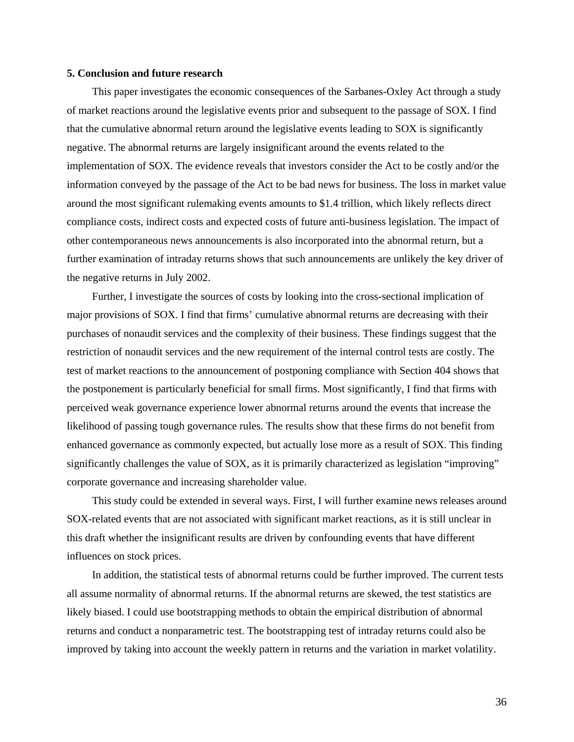## 5. Conclusion and future research

This paper investigates the economic consequences of the Sarbanes-Oxley Act through a study of market reactions around the legislative events prior and subsequent to the passage of SOX. I find that the cumulative abnormal return around the legislative events leading to SOX is significantly negative. The abnormal returns are largely insignificant around the events related to the implementation of SOX. The evidence reveals that investors consider the Act to be costly and/or the information conveyed by the passage of the Act to be bad news for business. The loss in market value around the most significant rulemaking events amounts to $1.4 trillion, which likely reflects direct compliance costs, indirect costs and expected costs of future anti-business legislation. The impact of other contemporaneous news announcements is also incorporated into the abnormal return, but a further examination of intraday returns shows that such announcements are unlikely the key driver of the negative returns in July 2002.

Further, I investigate the sources of costs by looking into the cross-sectional implication of major provisions of SOX. I find that firms' cumulative abnormal returns are decreasing with their purchases of nonaudit services and the complexity of their business. These findings suggest that the restriction of nonaudit services and the new requirement of the internal control tests are costly. The test of market reactions to the announcement of postponing compliance with Section 404 shows that the postponement is particularly beneficial for small firms. Most significantly, I find that firms with perceived weak governance experience lower abnormal returns around the events that increase the likelihood of passing tough governance rules. The results show that these firms do not benefit from enhanced governance as commonly expected, but actually lose more as a result of SOX. This finding significantly challenges the value of SOX, as it is primarily characterized as legislation "improving" corporate governance and increasing shareholder value.

This study could be extended in several ways. First, I will further examine news releases around SOX-related events that are not associated with significant market reactions, as it is still unclear in this draft whether the insignificant results are driven by confounding events that have different influences on stock prices.

In addition, the statistical tests of abnormal returns could be further improved. The current tests all assume normality of abnormal returns. If the abnormal returns are skewed, the test statistics are likely biased. I could use bootstrapping methods to obtain the empirical distribution of abnormal returns and conduct a nonparametric test. The bootstrapping test of intraday returns could also be improved by taking into account the weekly pattern in returns and the variation in market volatility.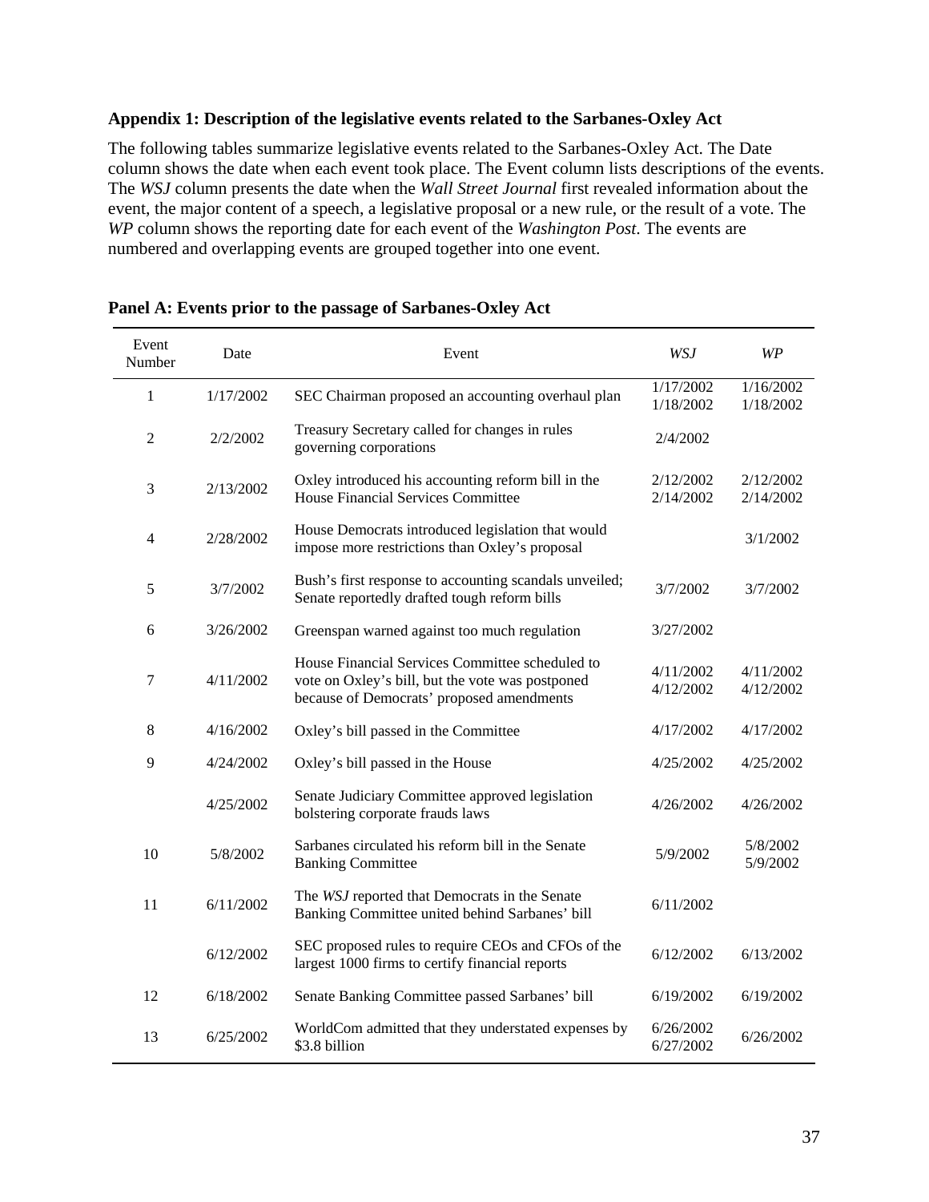**Appendix 1: Description of the legislative events related to the Sarbanes-Oxley Act**

The following tables summarize legislative events related to the Sarbanes-Oxley Act. The Date column shows the date when each event took place. The Event column lists descriptions of the events. The *WSJ* column presents the date when the *Wall Street Journal* first revealed information about the event, the major content of a speech, a legislative proposal or a new rule, or the result of a vote. The *WP* column shows the reporting date for each event of the *Washington Post*. The events are numbered and overlapping events are grouped together into one event.

**Panel A: Events prior to the passage of Sarbanes-Oxley Act**

| Event Number | Date | Event | *WSJ* | *WP* |
|---|---|---|---|---|
| 1 | 1/17/2002 | SEC Chairman proposed an accounting overhaul plan | 1/17/2002<br>1/18/2002 | 1/16/2002<br>1/18/2002 |
| 2 | 2/2/2002 | Treasury Secretary called for changes in rules governing corporations | 2/4/2002 | |
| 3 | 2/13/2002 | Oxley introduced his accounting reform bill in the House Financial Services Committee | 2/12/2002<br>2/14/2002 | 2/12/2002<br>2/14/2002 |
| 4 | 2/28/2002 | House Democrats introduced legislation that would impose more restrictions than Oxley's proposal | | 3/1/2002 |
| 5 | 3/7/2002 | Bush's first response to accounting scandals unveiled; Senate reportedly drafted tough reform bills | 3/7/2002 | 3/7/2002 |
| 6 | 3/26/2002 | Greenspan warned against too much regulation | 3/27/2002 | |
| 7 | 4/11/2002 | House Financial Services Committee scheduled to vote on Oxley's bill, but the vote was postponed because of Democrats' proposed amendments | 4/11/2002<br>4/12/2002 | 4/11/2002<br>4/12/2002 |
| 8 | 4/16/2002 | Oxley's bill passed in the Committee | 4/17/2002 | 4/17/2002 |
| 9 | 4/24/2002 | Oxley's bill passed in the House | 4/25/2002 | 4/25/2002 |
| | 4/25/2002 | Senate Judiciary Committee approved legislation bolstering corporate frauds laws | 4/26/2002 | 4/26/2002 |
| 10 | 5/8/2002 | Sarbanes circulated his reform bill in the Senate Banking Committee | 5/9/2002 | 5/8/2002<br>5/9/2002 |
| 11 | 6/11/2002 | The *WSJ* reported that Democrats in the Senate Banking Committee united behind Sarbanes' bill | 6/11/2002 | |
| | 6/12/2002 | SEC proposed rules to require CEOs and CFOs of the largest 1000 firms to certify financial reports | 6/12/2002 | 6/13/2002 |
| 12 | 6/18/2002 | Senate Banking Committee passed Sarbanes' bill | 6/19/2002 | 6/19/2002 |
| 13 | 6/25/2002 | WorldCom admitted that they understated expenses by \$3.8 billion | 6/26/2002<br>6/27/2002 | 6/26/2002 |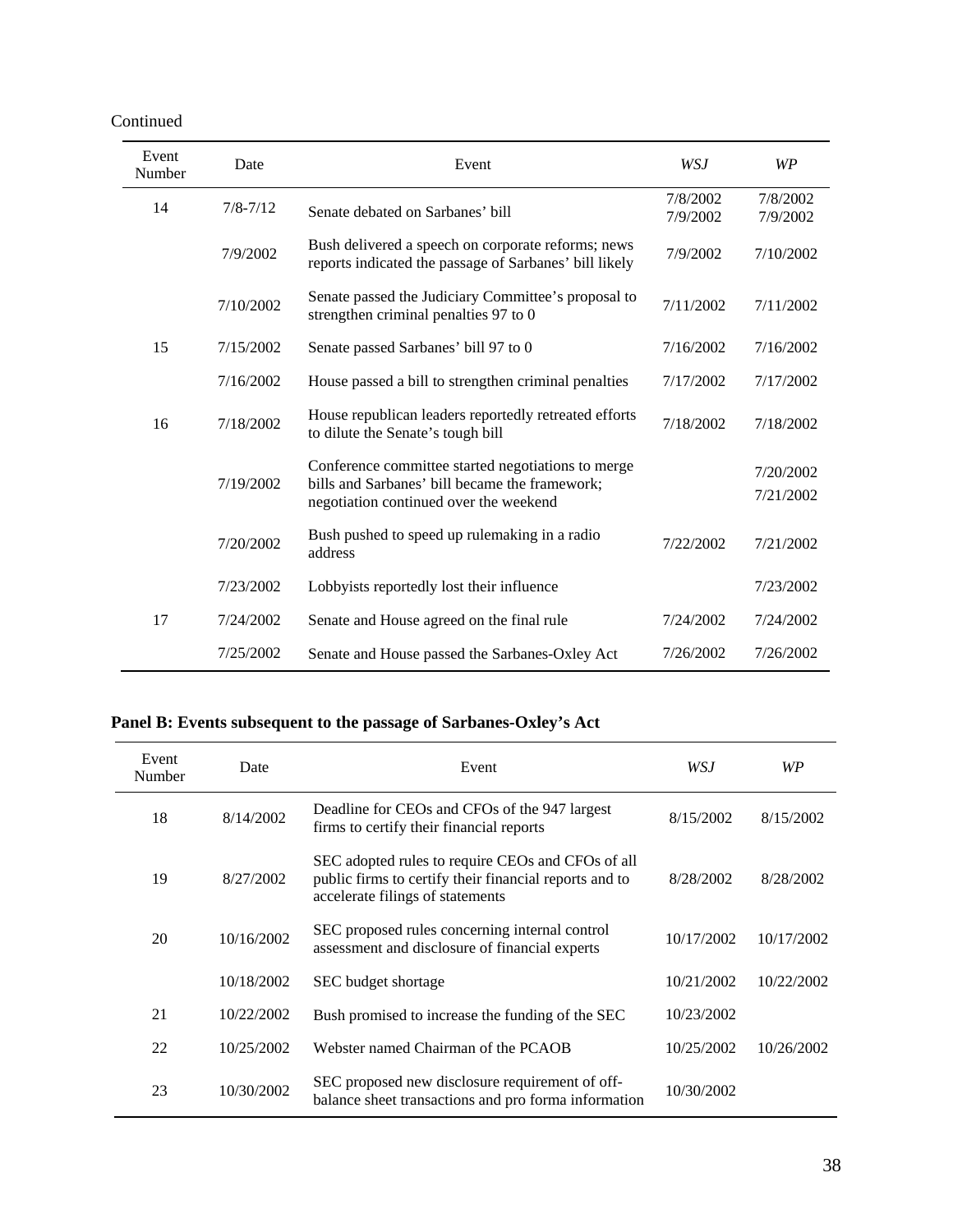Continued

| Event Number | Date | Event | *WSJ* | *WP* |
|---|---|---|---|---|
| 14 | 7/8-7/12 | Senate debated on Sarbanes' bill | 7/8/2002 7/9/2002 | 7/8/2002 7/9/2002 |
| | 7/9/2002 | Bush delivered a speech on corporate reforms; news reports indicated the passage of Sarbanes' bill likely | 7/9/2002 | 7/10/2002 |
| | 7/10/2002 | Senate passed the Judiciary Committee's proposal to strengthen criminal penalties 97 to 0 | 7/11/2002 | 7/11/2002 |
| 15 | 7/15/2002 | Senate passed Sarbanes' bill 97 to 0 | 7/16/2002 | 7/16/2002 |
| | 7/16/2002 | House passed a bill to strengthen criminal penalties | 7/17/2002 | 7/17/2002 |
| 16 | 7/18/2002 | House republican leaders reportedly retreated efforts to dilute the Senate's tough bill | 7/18/2002 | 7/18/2002 |
| | 7/19/2002 | Conference committee started negotiations to merge bills and Sarbanes' bill became the framework; negotiation continued over the weekend | | 7/20/2002 7/21/2002 |
| | 7/20/2002 | Bush pushed to speed up rulemaking in a radio address | 7/22/2002 | 7/21/2002 |
| | 7/23/2002 | Lobbyists reportedly lost their influence | | 7/23/2002 |
| 17 | 7/24/2002 | Senate and House agreed on the final rule | 7/24/2002 | 7/24/2002 |
| | 7/25/2002 | Senate and House passed the Sarbanes-Oxley Act | 7/26/2002 | 7/26/2002 |

**Panel B: Events subsequent to the passage of Sarbanes-Oxley's Act**

| Event Number | Date | Event | *WSJ* | *WP* |
|---|---|---|---|---|
| 18 | 8/14/2002 | Deadline for CEOs and CFOs of the 947 largest firms to certify their financial reports | 8/15/2002 | 8/15/2002 |
| 19 | 8/27/2002 | SEC adopted rules to require CEOs and CFOs of all public firms to certify their financial reports and to accelerate filings of statements | 8/28/2002 | 8/28/2002 |
| 20 | 10/16/2002 | SEC proposed rules concerning internal control assessment and disclosure of financial experts | 10/17/2002 | 10/17/2002 |
| | 10/18/2002 | SEC budget shortage | 10/21/2002 | 10/22/2002 |
| 21 | 10/22/2002 | Bush promised to increase the funding of the SEC | 10/23/2002 | |
| 22 | 10/25/2002 | Webster named Chairman of the PCAOB | 10/25/2002 | 10/26/2002 |
| 23 | 10/30/2002 | SEC proposed new disclosure requirement of off-balance sheet transactions and pro forma information | 10/30/2002 | |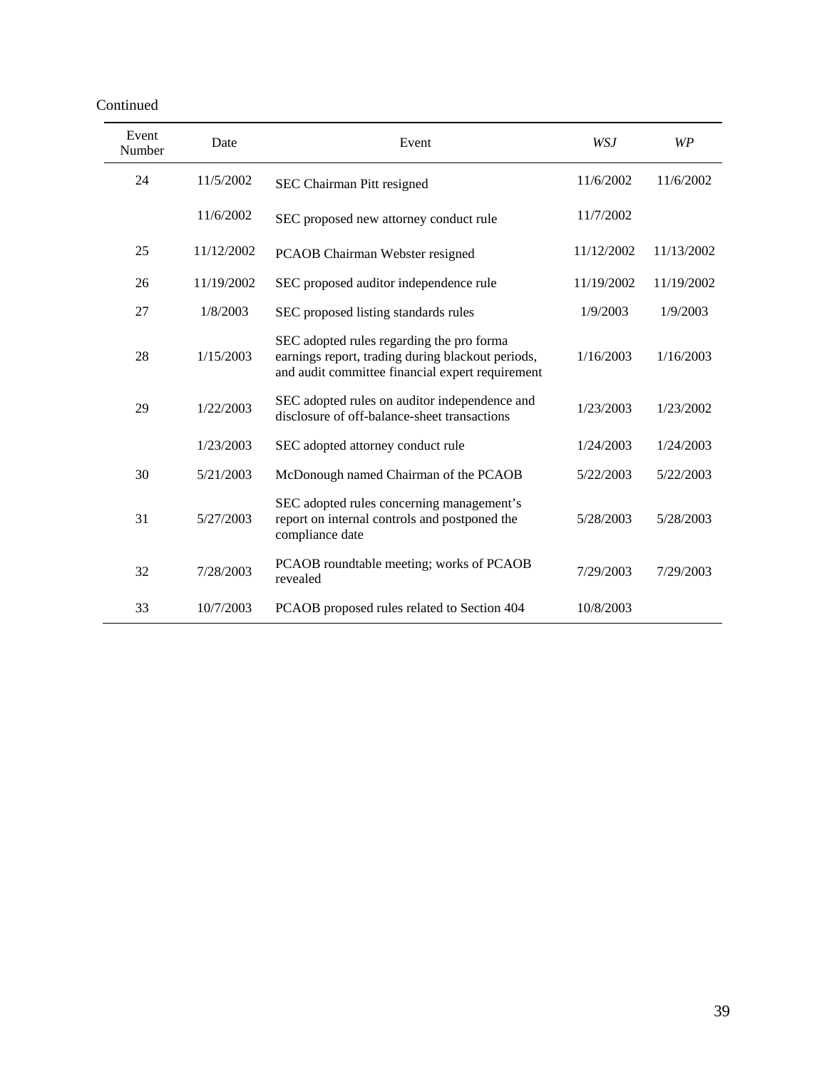Continued

| Event Number | Date | Event | *WSJ* | *WP* |
|---|---|---|---|---|
| 24 | 11/5/2002 | SEC Chairman Pitt resigned | 11/6/2002 | 11/6/2002 |
| | 11/6/2002 | SEC proposed new attorney conduct rule | 11/7/2002 | |
| 25 | 11/12/2002 | PCAOB Chairman Webster resigned | 11/12/2002 | 11/13/2002 |
| 26 | 11/19/2002 | SEC proposed auditor independence rule | 11/19/2002 | 11/19/2002 |
| 27 | 1/8/2003 | SEC proposed listing standards rules | 1/9/2003 | 1/9/2003 |
| 28 | 1/15/2003 | SEC adopted rules regarding the pro forma earnings report, trading during blackout periods, and audit committee financial expert requirement | 1/16/2003 | 1/16/2003 |
| 29 | 1/22/2003 | SEC adopted rules on auditor independence and disclosure of off-balance-sheet transactions | 1/23/2003 | 1/23/2002 |
| | 1/23/2003 | SEC adopted attorney conduct rule | 1/24/2003 | 1/24/2003 |
| 30 | 5/21/2003 | McDonough named Chairman of the PCAOB | 5/22/2003 | 5/22/2003 |
| 31 | 5/27/2003 | SEC adopted rules concerning management's report on internal controls and postponed the compliance date | 5/28/2003 | 5/28/2003 |
| 32 | 7/28/2003 | PCAOB roundtable meeting; works of PCAOB revealed | 7/29/2003 | 7/29/2003 |
| 33 | 10/7/2003 | PCAOB proposed rules related to Section 404 | 10/8/2003 | |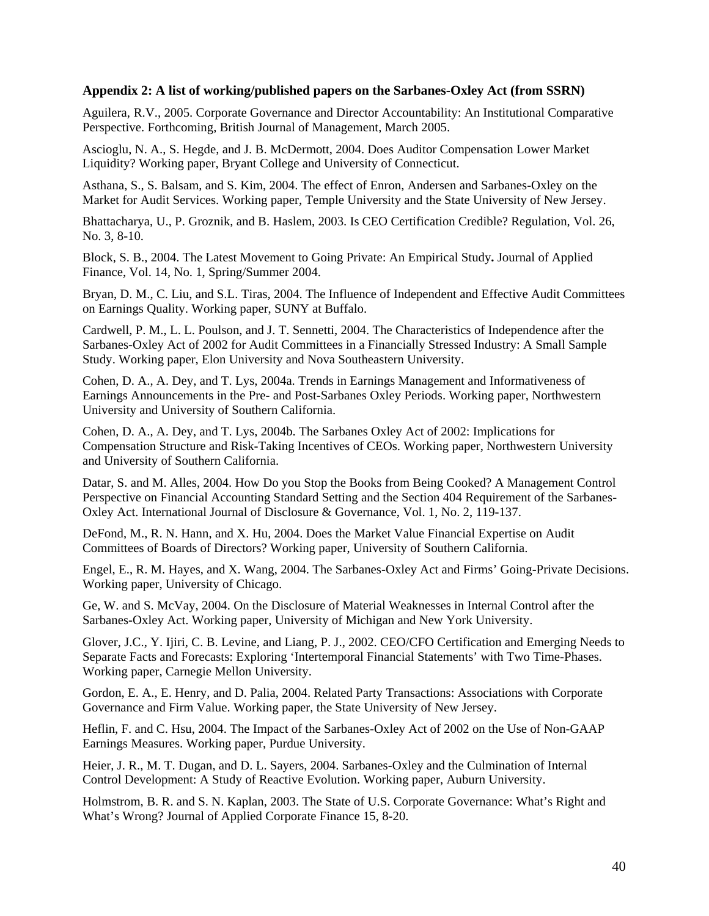**Appendix 2: A list of working/published papers on the Sarbanes-Oxley Act (from SSRN)**

Aguilera, R.V., 2005. Corporate Governance and Director Accountability: An Institutional Comparative Perspective. Forthcoming, British Journal of Management, March 2005.

Ascioglu, N. A., S. Hegde, and J. B. McDermott, 2004. Does Auditor Compensation Lower Market Liquidity? Working paper, Bryant College and University of Connecticut.

Asthana, S., S. Balsam, and S. Kim, 2004. The effect of Enron, Andersen and Sarbanes-Oxley on the Market for Audit Services. Working paper, Temple University and the State University of New Jersey.

Bhattacharya, U., P. Groznik, and B. Haslem, 2003. Is CEO Certification Credible? Regulation, Vol. 26, No. 3, 8-10.

Block, S. B., 2004. The Latest Movement to Going Private: An Empirical Study**.** Journal of Applied Finance, Vol. 14, No. 1, Spring/Summer 2004.

Bryan, D. M., C. Liu, and S.L. Tiras, 2004. The Influence of Independent and Effective Audit Committees on Earnings Quality. Working paper, SUNY at Buffalo.

Cardwell, P. M., L. L. Poulson, and J. T. Sennetti, 2004. The Characteristics of Independence after the Sarbanes-Oxley Act of 2002 for Audit Committees in a Financially Stressed Industry: A Small Sample Study. Working paper, Elon University and Nova Southeastern University.

Cohen, D. A., A. Dey, and T. Lys, 2004a. Trends in Earnings Management and Informativeness of Earnings Announcements in the Pre- and Post-Sarbanes Oxley Periods. Working paper, Northwestern University and University of Southern California.

Cohen, D. A., A. Dey, and T. Lys, 2004b. The Sarbanes Oxley Act of 2002: Implications for Compensation Structure and Risk-Taking Incentives of CEOs. Working paper, Northwestern University and University of Southern California.

Datar, S. and M. Alles, 2004. How Do you Stop the Books from Being Cooked? A Management Control Perspective on Financial Accounting Standard Setting and the Section 404 Requirement of the Sarbanes-Oxley Act. International Journal of Disclosure & Governance, Vol. 1, No. 2, 119-137.

DeFond, M., R. N. Hann, and X. Hu, 2004. Does the Market Value Financial Expertise on Audit Committees of Boards of Directors? Working paper, University of Southern California.

Engel, E., R. M. Hayes, and X. Wang, 2004. The Sarbanes-Oxley Act and Firms' Going-Private Decisions. Working paper, University of Chicago.

Ge, W. and S. McVay, 2004. On the Disclosure of Material Weaknesses in Internal Control after the Sarbanes-Oxley Act. Working paper, University of Michigan and New York University.

Glover, J.C., Y. Ijiri, C. B. Levine, and Liang, P. J., 2002. CEO/CFO Certification and Emerging Needs to Separate Facts and Forecasts: Exploring 'Intertemporal Financial Statements' with Two Time-Phases. Working paper, Carnegie Mellon University.

Gordon, E. A., E. Henry, and D. Palia, 2004. Related Party Transactions: Associations with Corporate Governance and Firm Value. Working paper, the State University of New Jersey.

Heflin, F. and C. Hsu, 2004. The Impact of the Sarbanes-Oxley Act of 2002 on the Use of Non-GAAP Earnings Measures. Working paper, Purdue University.

Heier, J. R., M. T. Dugan, and D. L. Sayers, 2004. Sarbanes-Oxley and the Culmination of Internal Control Development: A Study of Reactive Evolution. Working paper, Auburn University.

Holmstrom, B. R. and S. N. Kaplan, 2003. The State of U.S. Corporate Governance: What's Right and What's Wrong? Journal of Applied Corporate Finance 15, 8-20.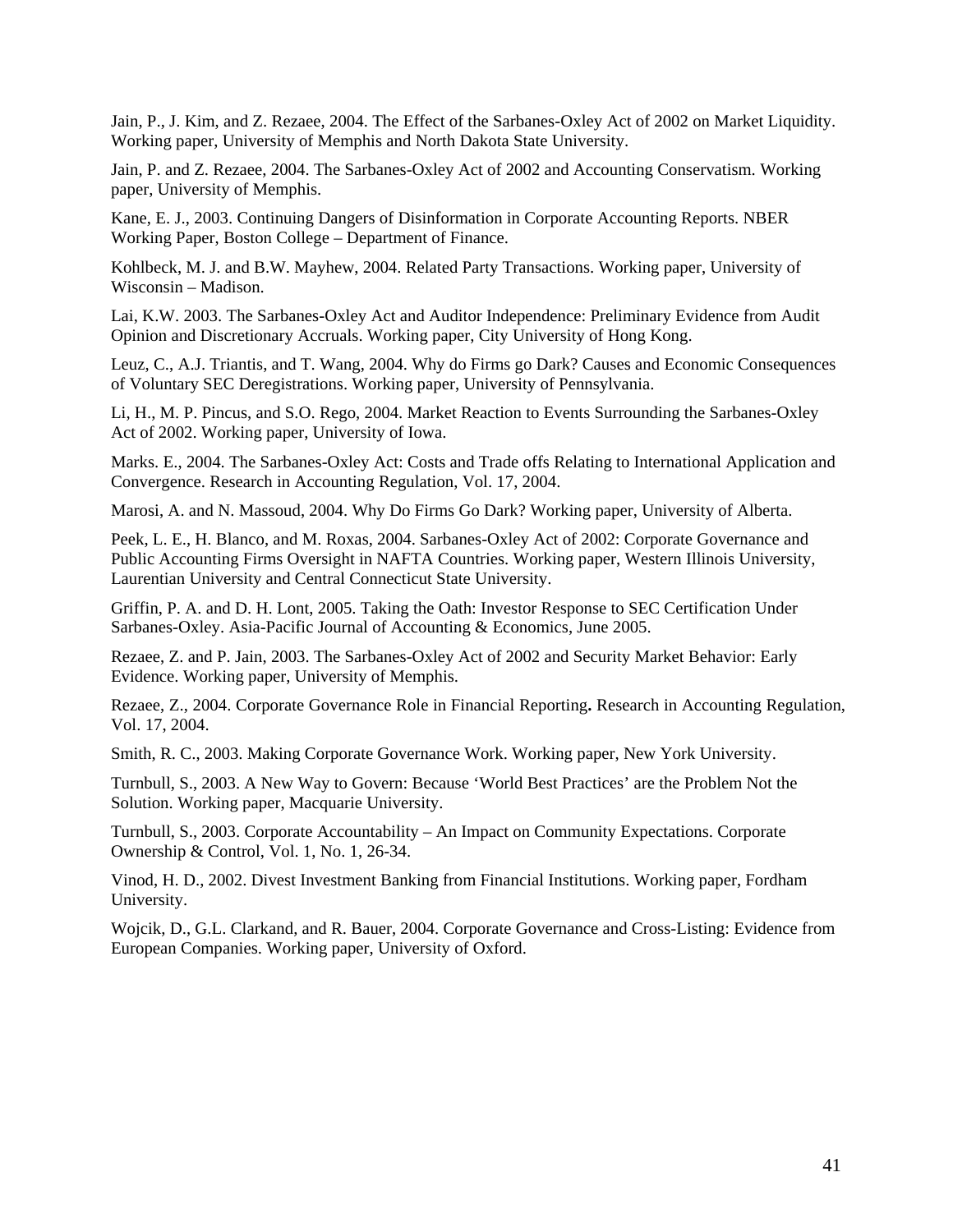Jain, P., J. Kim, and Z. Rezaee, 2004. The Effect of the Sarbanes-Oxley Act of 2002 on Market Liquidity. Working paper, University of Memphis and North Dakota State University.

Jain, P. and Z. Rezaee, 2004. The Sarbanes-Oxley Act of 2002 and Accounting Conservatism. Working paper, University of Memphis.

Kane, E. J., 2003. Continuing Dangers of Disinformation in Corporate Accounting Reports. NBER Working Paper, Boston College – Department of Finance.

Kohlbeck, M. J. and B.W. Mayhew, 2004. Related Party Transactions. Working paper, University of Wisconsin – Madison.

Lai, K.W. 2003. The Sarbanes-Oxley Act and Auditor Independence: Preliminary Evidence from Audit Opinion and Discretionary Accruals. Working paper, City University of Hong Kong.

Leuz, C., A.J. Triantis, and T. Wang, 2004. Why do Firms go Dark? Causes and Economic Consequences of Voluntary SEC Deregistrations. Working paper, University of Pennsylvania.

Li, H., M. P. Pincus, and S.O. Rego, 2004. Market Reaction to Events Surrounding the Sarbanes-Oxley Act of 2002. Working paper, University of Iowa.

Marks. E., 2004. The Sarbanes-Oxley Act: Costs and Trade offs Relating to International Application and Convergence. Research in Accounting Regulation, Vol. 17, 2004.

Marosi, A. and N. Massoud, 2004. Why Do Firms Go Dark? Working paper, University of Alberta.

Peek, L. E., H. Blanco, and M. Roxas, 2004. Sarbanes-Oxley Act of 2002: Corporate Governance and Public Accounting Firms Oversight in NAFTA Countries. Working paper, Western Illinois University, Laurentian University and Central Connecticut State University.

Griffin, P. A. and D. H. Lont, 2005. Taking the Oath: Investor Response to SEC Certification Under Sarbanes-Oxley. Asia-Pacific Journal of Accounting & Economics, June 2005.

Rezaee, Z. and P. Jain, 2003. The Sarbanes-Oxley Act of 2002 and Security Market Behavior: Early Evidence. Working paper, University of Memphis.

Rezaee, Z., 2004. Corporate Governance Role in Financial Reporting**.** Research in Accounting Regulation, Vol. 17, 2004.

Smith, R. C., 2003. Making Corporate Governance Work. Working paper, New York University.

Turnbull, S., 2003. A New Way to Govern: Because 'World Best Practices' are the Problem Not the Solution. Working paper, Macquarie University.

Turnbull, S., 2003. Corporate Accountability – An Impact on Community Expectations. Corporate Ownership & Control, Vol. 1, No. 1, 26-34.

Vinod, H. D., 2002. Divest Investment Banking from Financial Institutions. Working paper, Fordham University.

Wojcik, D., G.L. Clarkand, and R. Bauer, 2004. Corporate Governance and Cross-Listing: Evidence from European Companies. Working paper, University of Oxford.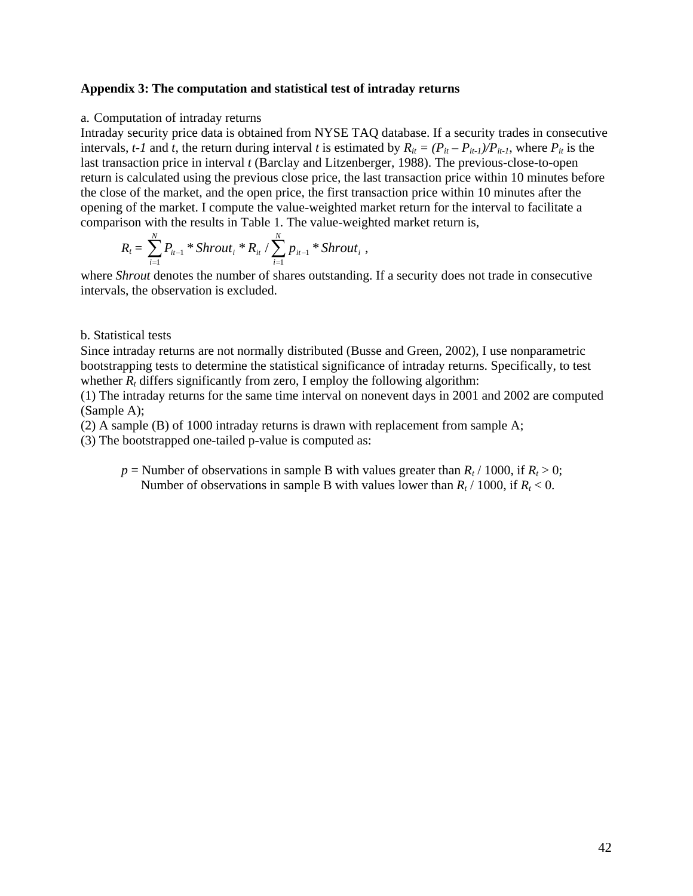**Appendix 3: The computation and statistical test of intraday returns**

a. Computation of intraday returns

Intraday security price data is obtained from NYSE TAQ database. If a security trades in consecutive intervals, *t-1* and *t*, the return during interval *t* is estimated by $R_{it} = (P_{it} - P_{it-1})/P_{it-1}$, where $P_{it}$ is the last transaction price in interval *t* (Barclay and Litzenberger, 1988). The previous-close-to-open return is calculated using the previous close price, the last transaction price within 10 minutes before the close of the market, and the open price, the first transaction price within 10 minutes after the opening of the market. I compute the value-weighted market return for the interval to facilitate a comparison with the results in Table 1. The value-weighted market return is,

$$R_t = \sum_{i=1}^{N} P_{it-1} * Shrout_i * R_{it} \Big/ \sum_{i=1}^{N} p_{it-1} * Shrout_i \ ,$$

where *Shrout* denotes the number of shares outstanding. If a security does not trade in consecutive intervals, the observation is excluded.

b. Statistical tests

Since intraday returns are not normally distributed (Busse and Green, 2002), I use nonparametric bootstrapping tests to determine the statistical significance of intraday returns. Specifically, to test whether $R_t$ differs significantly from zero, I employ the following algorithm:

(1) The intraday returns for the same time interval on nonevent days in 2001 and 2002 are computed (Sample A);

(2) A sample (B) of 1000 intraday returns is drawn with replacement from sample A;

(3) The bootstrapped one-tailed p-value is computed as:

$p$ = Number of observations in sample B with values greater than $R_t$ / 1000, if $R_t > 0$;
Number of observations in sample B with values lower than $R_t$ / 1000, if $R_t < 0$.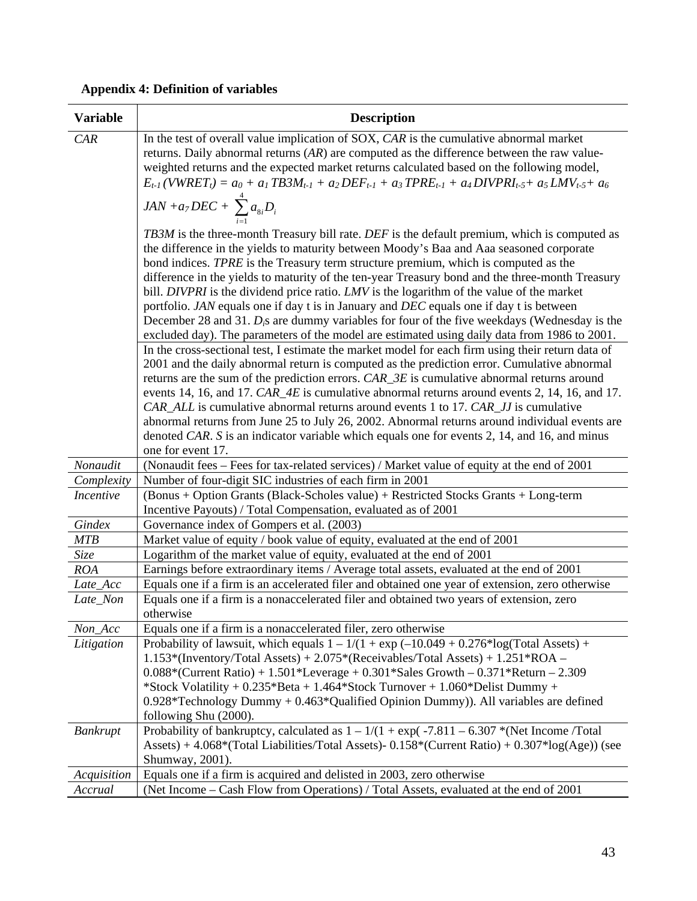**Appendix 4: Definition of variables**

| Variable | Description |
|---|---|
| *CAR* | In the test of overall value implication of SOX, *CAR* is the cumulative abnormal market returns. Daily abnormal returns (*AR*) are computed as the difference between the raw value-weighted returns and the expected market returns calculated based on the following model, $E_{t-1}(VWRET_t) = a_0 + a_1 TB3M_{t-1} + a_2 DEF_{t-1} + a_3 TPRE_{t-1} + a_4 DIVPRI_{t-5} + a_5 LMV_{t-5} + a_6 JAN + a_7 DEC + \sum_{i=1}^{4} a_{8i} D_i$ *TB3M* is the three-month Treasury bill rate. *DEF* is the default premium, which is computed as the difference in the yields to maturity between Moody's Baa and Aaa seasoned corporate bond indices. *TPRE* is the Treasury term structure premium, which is computed as the difference in the yields to maturity of the ten-year Treasury bond and the three-month Treasury bill. *DIVPRI* is the dividend price ratio. *LMV* is the logarithm of the value of the market portfolio. *JAN* equals one if day t is in January and *DEC* equals one if day t is between December 28 and 31. $D_i$s are dummy variables for four of the five weekdays (Wednesday is the excluded day). The parameters of the model are estimated using daily data from 1986 to 2001. |
| | In the cross-sectional test, I estimate the market model for each firm using their return data of 2001 and the daily abnormal return is computed as the prediction error. Cumulative abnormal returns are the sum of the prediction errors. *CAR_3E* is cumulative abnormal returns around events 14, 16, and 17. *CAR_4E* is cumulative abnormal returns around events 2, 14, 16, and 17. *CAR_ALL* is cumulative abnormal returns around events 1 to 17. *CAR_JJ* is cumulative abnormal returns from June 25 to July 26, 2002. Abnormal returns around individual events are denoted *CAR*. *S* is an indicator variable which equals one for events 2, 14, and 16, and minus one for event 17. |
| *Nonaudit* | (Nonaudit fees – Fees for tax-related services) / Market value of equity at the end of 2001 |
| *Complexity* | Number of four-digit SIC industries of each firm in 2001 |
| *Incentive* | (Bonus + Option Grants (Black-Scholes value) + Restricted Stocks Grants + Long-term Incentive Payouts) / Total Compensation, evaluated as of 2001 |
| *Gindex* | Governance index of Gompers et al. (2003) |
| *MTB* | Market value of equity / book value of equity, evaluated at the end of 2001 |
| *Size* | Logarithm of the market value of equity, evaluated at the end of 2001 |
| *ROA* | Earnings before extraordinary items / Average total assets, evaluated at the end of 2001 |
| *Late_Acc* | Equals one if a firm is an accelerated filer and obtained one year of extension, zero otherwise |
| *Late_Non* | Equals one if a firm is a nonaccelerated filer and obtained two years of extension, zero otherwise |
| *Non_Acc* | Equals one if a firm is a nonaccelerated filer, zero otherwise |
| *Litigation* | Probability of lawsuit, which equals 1 – 1/(1 + exp (–10.049 + 0.276*log(Total Assets) + 1.153*(Inventory/Total Assets) + 2.075*(Receivables/Total Assets) + 1.251*ROA – 0.088*(Current Ratio) + 1.501*Leverage + 0.301*Sales Growth – 0.371*Return – 2.309 *Stock Volatility + 0.235*Beta + 1.464*Stock Turnover + 1.060*Delist Dummy + 0.928*Technology Dummy + 0.463*Qualified Opinion Dummy)). All variables are defined following Shu (2000). |
| *Bankrupt* | Probability of bankruptcy, calculated as 1 – 1/(1 + exp( -7.811 – 6.307 *(Net Income /Total Assets) + 4.068*(Total Liabilities/Total Assets)- 0.158*(Current Ratio) + 0.307*log(Age)) (see Shumway, 2001). |
| *Acquisition* | Equals one if a firm is acquired and delisted in 2003, zero otherwise |
| *Accrual* | (Net Income – Cash Flow from Operations) / Total Assets, evaluated at the end of 2001 |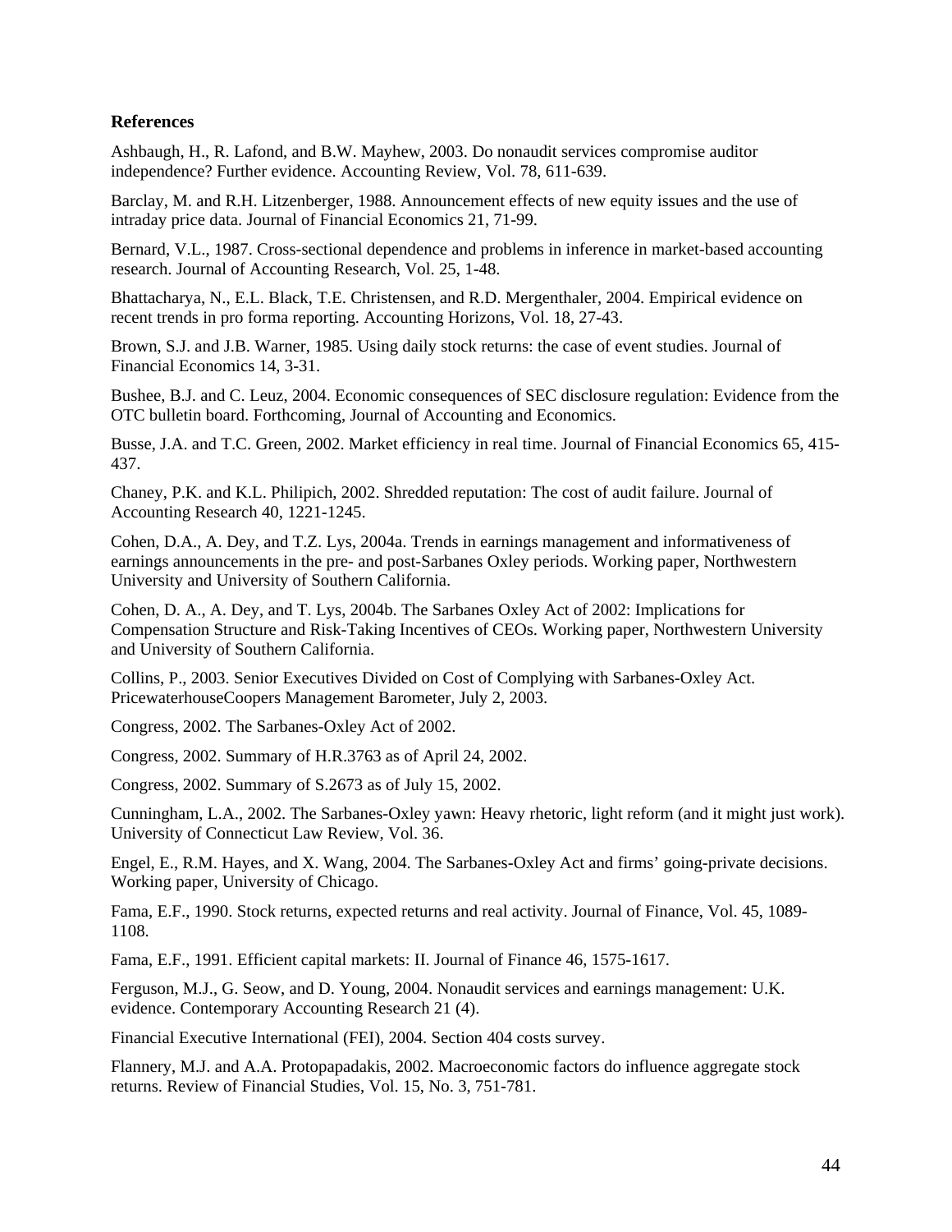## References

Ashbaugh, H., R. Lafond, and B.W. Mayhew, 2003. Do nonaudit services compromise auditor independence? Further evidence. Accounting Review, Vol. 78, 611-639.

Barclay, M. and R.H. Litzenberger, 1988. Announcement effects of new equity issues and the use of intraday price data. Journal of Financial Economics 21, 71-99.

Bernard, V.L., 1987. Cross-sectional dependence and problems in inference in market-based accounting research. Journal of Accounting Research, Vol. 25, 1-48.

Bhattacharya, N., E.L. Black, T.E. Christensen, and R.D. Mergenthaler, 2004. Empirical evidence on recent trends in pro forma reporting. Accounting Horizons, Vol. 18, 27-43.

Brown, S.J. and J.B. Warner, 1985. Using daily stock returns: the case of event studies. Journal of Financial Economics 14, 3-31.

Bushee, B.J. and C. Leuz, 2004. Economic consequences of SEC disclosure regulation: Evidence from the OTC bulletin board. Forthcoming, Journal of Accounting and Economics.

Busse, J.A. and T.C. Green, 2002. Market efficiency in real time. Journal of Financial Economics 65, 415-437.

Chaney, P.K. and K.L. Philipich, 2002. Shredded reputation: The cost of audit failure. Journal of Accounting Research 40, 1221-1245.

Cohen, D.A., A. Dey, and T.Z. Lys, 2004a. Trends in earnings management and informativeness of earnings announcements in the pre- and post-Sarbanes Oxley periods. Working paper, Northwestern University and University of Southern California.

Cohen, D. A., A. Dey, and T. Lys, 2004b. The Sarbanes Oxley Act of 2002: Implications for Compensation Structure and Risk-Taking Incentives of CEOs. Working paper, Northwestern University and University of Southern California.

Collins, P., 2003. Senior Executives Divided on Cost of Complying with Sarbanes-Oxley Act. PricewaterhouseCoopers Management Barometer, July 2, 2003.

Congress, 2002. The Sarbanes-Oxley Act of 2002.

Congress, 2002. Summary of H.R.3763 as of April 24, 2002.

Congress, 2002. Summary of S.2673 as of July 15, 2002.

Cunningham, L.A., 2002. The Sarbanes-Oxley yawn: Heavy rhetoric, light reform (and it might just work). University of Connecticut Law Review, Vol. 36.

Engel, E., R.M. Hayes, and X. Wang, 2004. The Sarbanes-Oxley Act and firms' going-private decisions. Working paper, University of Chicago.

Fama, E.F., 1990. Stock returns, expected returns and real activity. Journal of Finance, Vol. 45, 1089-1108.

Fama, E.F., 1991. Efficient capital markets: II. Journal of Finance 46, 1575-1617.

Ferguson, M.J., G. Seow, and D. Young, 2004. Nonaudit services and earnings management: U.K. evidence. Contemporary Accounting Research 21 (4).

Financial Executive International (FEI), 2004. Section 404 costs survey.

Flannery, M.J. and A.A. Protopapadakis, 2002. Macroeconomic factors do influence aggregate stock returns. Review of Financial Studies, Vol. 15, No. 3, 751-781.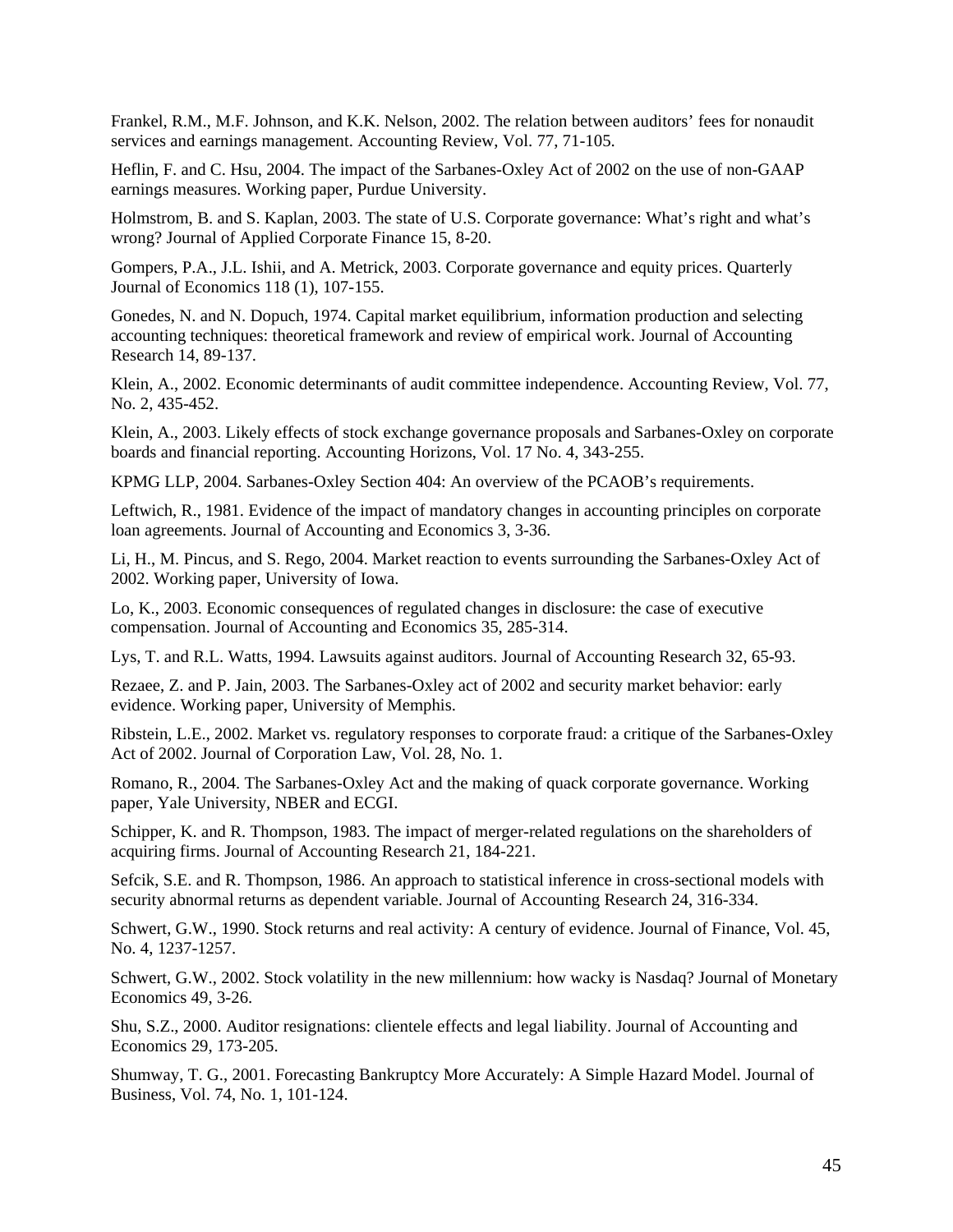Frankel, R.M., M.F. Johnson, and K.K. Nelson, 2002. The relation between auditors' fees for nonaudit services and earnings management. Accounting Review, Vol. 77, 71-105.

Heflin, F. and C. Hsu, 2004. The impact of the Sarbanes-Oxley Act of 2002 on the use of non-GAAP earnings measures. Working paper, Purdue University.

Holmstrom, B. and S. Kaplan, 2003. The state of U.S. Corporate governance: What's right and what's wrong? Journal of Applied Corporate Finance 15, 8-20.

Gompers, P.A., J.L. Ishii, and A. Metrick, 2003. Corporate governance and equity prices. Quarterly Journal of Economics 118 (1), 107-155.

Gonedes, N. and N. Dopuch, 1974. Capital market equilibrium, information production and selecting accounting techniques: theoretical framework and review of empirical work. Journal of Accounting Research 14, 89-137.

Klein, A., 2002. Economic determinants of audit committee independence. Accounting Review, Vol. 77, No. 2, 435-452.

Klein, A., 2003. Likely effects of stock exchange governance proposals and Sarbanes-Oxley on corporate boards and financial reporting. Accounting Horizons, Vol. 17 No. 4, 343-255.

KPMG LLP, 2004. Sarbanes-Oxley Section 404: An overview of the PCAOB's requirements.

Leftwich, R., 1981. Evidence of the impact of mandatory changes in accounting principles on corporate loan agreements. Journal of Accounting and Economics 3, 3-36.

Li, H., M. Pincus, and S. Rego, 2004. Market reaction to events surrounding the Sarbanes-Oxley Act of 2002. Working paper, University of Iowa.

Lo, K., 2003. Economic consequences of regulated changes in disclosure: the case of executive compensation. Journal of Accounting and Economics 35, 285-314.

Lys, T. and R.L. Watts, 1994. Lawsuits against auditors. Journal of Accounting Research 32, 65-93.

Rezaee, Z. and P. Jain, 2003. The Sarbanes-Oxley act of 2002 and security market behavior: early evidence. Working paper, University of Memphis.

Ribstein, L.E., 2002. Market vs. regulatory responses to corporate fraud: a critique of the Sarbanes-Oxley Act of 2002. Journal of Corporation Law, Vol. 28, No. 1.

Romano, R., 2004. The Sarbanes-Oxley Act and the making of quack corporate governance. Working paper, Yale University, NBER and ECGI.

Schipper, K. and R. Thompson, 1983. The impact of merger-related regulations on the shareholders of acquiring firms. Journal of Accounting Research 21, 184-221.

Sefcik, S.E. and R. Thompson, 1986. An approach to statistical inference in cross-sectional models with security abnormal returns as dependent variable. Journal of Accounting Research 24, 316-334.

Schwert, G.W., 1990. Stock returns and real activity: A century of evidence. Journal of Finance, Vol. 45, No. 4, 1237-1257.

Schwert, G.W., 2002. Stock volatility in the new millennium: how wacky is Nasdaq? Journal of Monetary Economics 49, 3-26.

Shu, S.Z., 2000. Auditor resignations: clientele effects and legal liability. Journal of Accounting and Economics 29, 173-205.

Shumway, T. G., 2001. Forecasting Bankruptcy More Accurately: A Simple Hazard Model. Journal of Business, Vol. 74, No. 1, 101-124.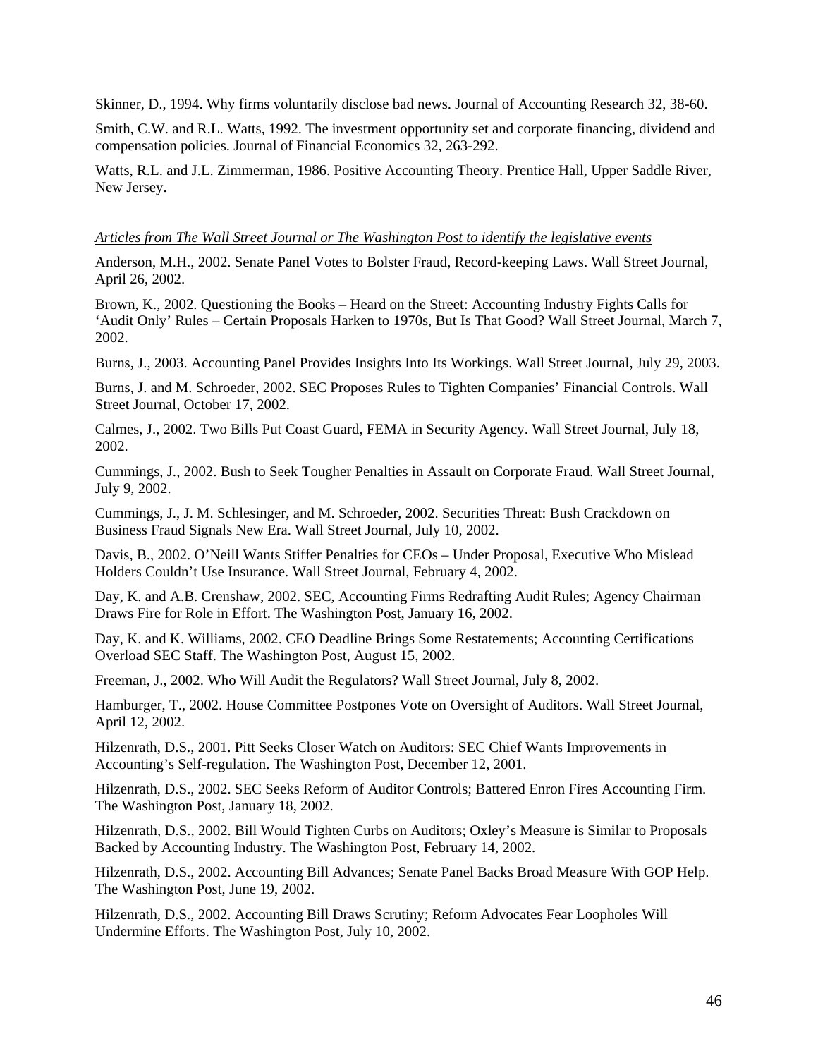Skinner, D., 1994. Why firms voluntarily disclose bad news. Journal of Accounting Research 32, 38-60.

Smith, C.W. and R.L. Watts, 1992. The investment opportunity set and corporate financing, dividend and compensation policies. Journal of Financial Economics 32, 263-292.

Watts, R.L. and J.L. Zimmerman, 1986. Positive Accounting Theory. Prentice Hall, Upper Saddle River, New Jersey.

*Articles from The Wall Street Journal or The Washington Post to identify the legislative events*

Anderson, M.H., 2002. Senate Panel Votes to Bolster Fraud, Record-keeping Laws. Wall Street Journal, April 26, 2002.

Brown, K., 2002. Questioning the Books – Heard on the Street: Accounting Industry Fights Calls for 'Audit Only' Rules – Certain Proposals Harken to 1970s, But Is That Good? Wall Street Journal, March 7, 2002.

Burns, J., 2003. Accounting Panel Provides Insights Into Its Workings. Wall Street Journal, July 29, 2003.

Burns, J. and M. Schroeder, 2002. SEC Proposes Rules to Tighten Companies' Financial Controls. Wall Street Journal, October 17, 2002.

Calmes, J., 2002. Two Bills Put Coast Guard, FEMA in Security Agency. Wall Street Journal, July 18, 2002.

Cummings, J., 2002. Bush to Seek Tougher Penalties in Assault on Corporate Fraud. Wall Street Journal, July 9, 2002.

Cummings, J., J. M. Schlesinger, and M. Schroeder, 2002. Securities Threat: Bush Crackdown on Business Fraud Signals New Era. Wall Street Journal, July 10, 2002.

Davis, B., 2002. O'Neill Wants Stiffer Penalties for CEOs – Under Proposal, Executive Who Mislead Holders Couldn't Use Insurance. Wall Street Journal, February 4, 2002.

Day, K. and A.B. Crenshaw, 2002. SEC, Accounting Firms Redrafting Audit Rules; Agency Chairman Draws Fire for Role in Effort. The Washington Post, January 16, 2002.

Day, K. and K. Williams, 2002. CEO Deadline Brings Some Restatements; Accounting Certifications Overload SEC Staff. The Washington Post, August 15, 2002.

Freeman, J., 2002. Who Will Audit the Regulators? Wall Street Journal, July 8, 2002.

Hamburger, T., 2002. House Committee Postpones Vote on Oversight of Auditors. Wall Street Journal, April 12, 2002.

Hilzenrath, D.S., 2001. Pitt Seeks Closer Watch on Auditors: SEC Chief Wants Improvements in Accounting's Self-regulation. The Washington Post, December 12, 2001.

Hilzenrath, D.S., 2002. SEC Seeks Reform of Auditor Controls; Battered Enron Fires Accounting Firm. The Washington Post, January 18, 2002.

Hilzenrath, D.S., 2002. Bill Would Tighten Curbs on Auditors; Oxley's Measure is Similar to Proposals Backed by Accounting Industry. The Washington Post, February 14, 2002.

Hilzenrath, D.S., 2002. Accounting Bill Advances; Senate Panel Backs Broad Measure With GOP Help. The Washington Post, June 19, 2002.

Hilzenrath, D.S., 2002. Accounting Bill Draws Scrutiny; Reform Advocates Fear Loopholes Will Undermine Efforts. The Washington Post, July 10, 2002.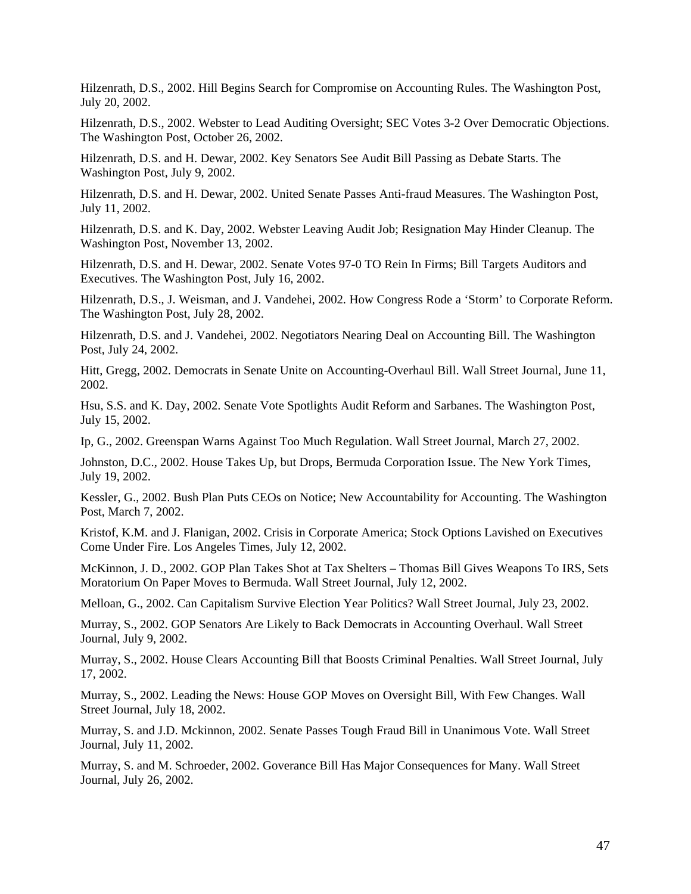Hilzenrath, D.S., 2002. Hill Begins Search for Compromise on Accounting Rules. The Washington Post, July 20, 2002.

Hilzenrath, D.S., 2002. Webster to Lead Auditing Oversight; SEC Votes 3-2 Over Democratic Objections. The Washington Post, October 26, 2002.

Hilzenrath, D.S. and H. Dewar, 2002. Key Senators See Audit Bill Passing as Debate Starts. The Washington Post, July 9, 2002.

Hilzenrath, D.S. and H. Dewar, 2002. United Senate Passes Anti-fraud Measures. The Washington Post, July 11, 2002.

Hilzenrath, D.S. and K. Day, 2002. Webster Leaving Audit Job; Resignation May Hinder Cleanup. The Washington Post, November 13, 2002.

Hilzenrath, D.S. and H. Dewar, 2002. Senate Votes 97-0 TO Rein In Firms; Bill Targets Auditors and Executives. The Washington Post, July 16, 2002.

Hilzenrath, D.S., J. Weisman, and J. Vandehei, 2002. How Congress Rode a 'Storm' to Corporate Reform. The Washington Post, July 28, 2002.

Hilzenrath, D.S. and J. Vandehei, 2002. Negotiators Nearing Deal on Accounting Bill. The Washington Post, July 24, 2002.

Hitt, Gregg, 2002. Democrats in Senate Unite on Accounting-Overhaul Bill. Wall Street Journal, June 11, 2002.

Hsu, S.S. and K. Day, 2002. Senate Vote Spotlights Audit Reform and Sarbanes. The Washington Post, July 15, 2002.

Ip, G., 2002. Greenspan Warns Against Too Much Regulation. Wall Street Journal, March 27, 2002.

Johnston, D.C., 2002. House Takes Up, but Drops, Bermuda Corporation Issue. The New York Times, July 19, 2002.

Kessler, G., 2002. Bush Plan Puts CEOs on Notice; New Accountability for Accounting. The Washington Post, March 7, 2002.

Kristof, K.M. and J. Flanigan, 2002. Crisis in Corporate America; Stock Options Lavished on Executives Come Under Fire. Los Angeles Times, July 12, 2002.

McKinnon, J. D., 2002. GOP Plan Takes Shot at Tax Shelters – Thomas Bill Gives Weapons To IRS, Sets Moratorium On Paper Moves to Bermuda. Wall Street Journal, July 12, 2002.

Melloan, G., 2002. Can Capitalism Survive Election Year Politics? Wall Street Journal, July 23, 2002.

Murray, S., 2002. GOP Senators Are Likely to Back Democrats in Accounting Overhaul. Wall Street Journal, July 9, 2002.

Murray, S., 2002. House Clears Accounting Bill that Boosts Criminal Penalties. Wall Street Journal, July 17, 2002.

Murray, S., 2002. Leading the News: House GOP Moves on Oversight Bill, With Few Changes. Wall Street Journal, July 18, 2002.

Murray, S. and J.D. Mckinnon, 2002. Senate Passes Tough Fraud Bill in Unanimous Vote. Wall Street Journal, July 11, 2002.

Murray, S. and M. Schroeder, 2002. Goverance Bill Has Major Consequences for Many. Wall Street Journal, July 26, 2002.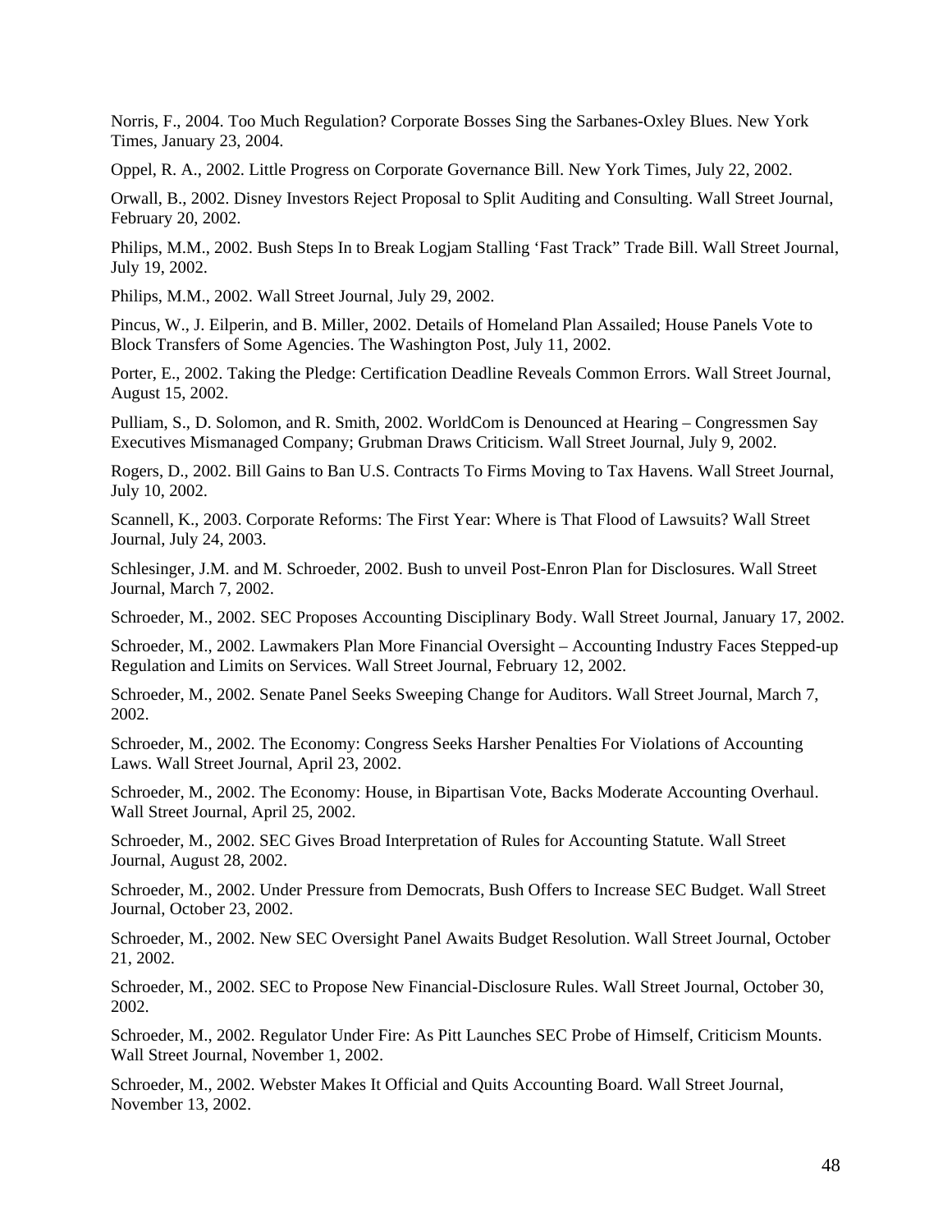Norris, F., 2004. Too Much Regulation? Corporate Bosses Sing the Sarbanes-Oxley Blues. New York Times, January 23, 2004.

Oppel, R. A., 2002. Little Progress on Corporate Governance Bill. New York Times, July 22, 2002.

Orwall, B., 2002. Disney Investors Reject Proposal to Split Auditing and Consulting. Wall Street Journal, February 20, 2002.

Philips, M.M., 2002. Bush Steps In to Break Logjam Stalling 'Fast Track" Trade Bill. Wall Street Journal, July 19, 2002.

Philips, M.M., 2002. Wall Street Journal, July 29, 2002.

Pincus, W., J. Eilperin, and B. Miller, 2002. Details of Homeland Plan Assailed; House Panels Vote to Block Transfers of Some Agencies. The Washington Post, July 11, 2002.

Porter, E., 2002. Taking the Pledge: Certification Deadline Reveals Common Errors. Wall Street Journal, August 15, 2002.

Pulliam, S., D. Solomon, and R. Smith, 2002. WorldCom is Denounced at Hearing – Congressmen Say Executives Mismanaged Company; Grubman Draws Criticism. Wall Street Journal, July 9, 2002.

Rogers, D., 2002. Bill Gains to Ban U.S. Contracts To Firms Moving to Tax Havens. Wall Street Journal, July 10, 2002.

Scannell, K., 2003. Corporate Reforms: The First Year: Where is That Flood of Lawsuits? Wall Street Journal, July 24, 2003.

Schlesinger, J.M. and M. Schroeder, 2002. Bush to unveil Post-Enron Plan for Disclosures. Wall Street Journal, March 7, 2002.

Schroeder, M., 2002. SEC Proposes Accounting Disciplinary Body. Wall Street Journal, January 17, 2002.

Schroeder, M., 2002. Lawmakers Plan More Financial Oversight – Accounting Industry Faces Stepped-up Regulation and Limits on Services. Wall Street Journal, February 12, 2002.

Schroeder, M., 2002. Senate Panel Seeks Sweeping Change for Auditors. Wall Street Journal, March 7, 2002.

Schroeder, M., 2002. The Economy: Congress Seeks Harsher Penalties For Violations of Accounting Laws. Wall Street Journal, April 23, 2002.

Schroeder, M., 2002. The Economy: House, in Bipartisan Vote, Backs Moderate Accounting Overhaul. Wall Street Journal, April 25, 2002.

Schroeder, M., 2002. SEC Gives Broad Interpretation of Rules for Accounting Statute. Wall Street Journal, August 28, 2002.

Schroeder, M., 2002. Under Pressure from Democrats, Bush Offers to Increase SEC Budget. Wall Street Journal, October 23, 2002.

Schroeder, M., 2002. New SEC Oversight Panel Awaits Budget Resolution. Wall Street Journal, October 21, 2002.

Schroeder, M., 2002. SEC to Propose New Financial-Disclosure Rules. Wall Street Journal, October 30, 2002.

Schroeder, M., 2002. Regulator Under Fire: As Pitt Launches SEC Probe of Himself, Criticism Mounts. Wall Street Journal, November 1, 2002.

Schroeder, M., 2002. Webster Makes It Official and Quits Accounting Board. Wall Street Journal, November 13, 2002.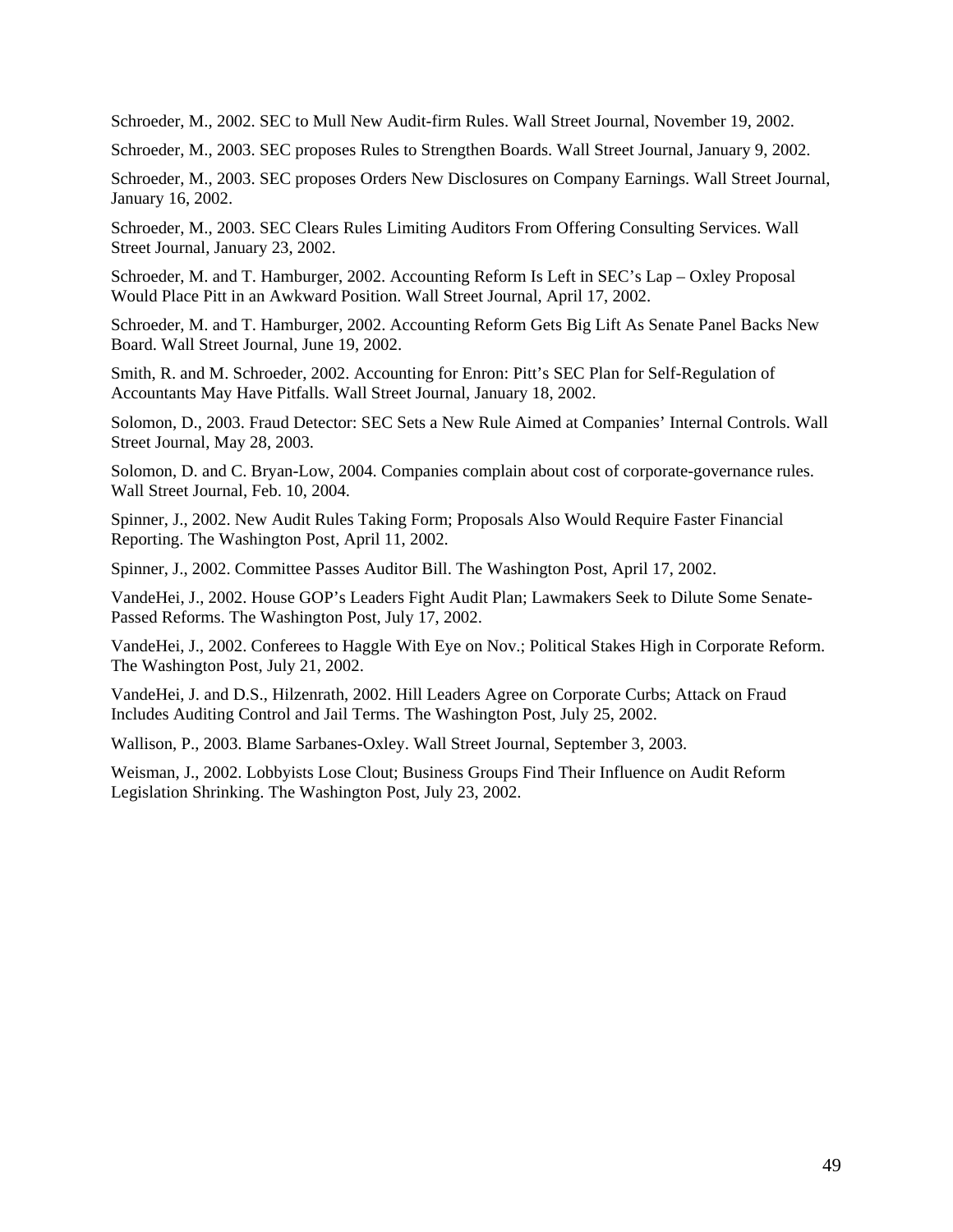Schroeder, M., 2002. SEC to Mull New Audit-firm Rules. Wall Street Journal, November 19, 2002.

Schroeder, M., 2003. SEC proposes Rules to Strengthen Boards. Wall Street Journal, January 9, 2002.

Schroeder, M., 2003. SEC proposes Orders New Disclosures on Company Earnings. Wall Street Journal, January 16, 2002.

Schroeder, M., 2003. SEC Clears Rules Limiting Auditors From Offering Consulting Services. Wall Street Journal, January 23, 2002.

Schroeder, M. and T. Hamburger, 2002. Accounting Reform Is Left in SEC's Lap – Oxley Proposal Would Place Pitt in an Awkward Position. Wall Street Journal, April 17, 2002.

Schroeder, M. and T. Hamburger, 2002. Accounting Reform Gets Big Lift As Senate Panel Backs New Board. Wall Street Journal, June 19, 2002.

Smith, R. and M. Schroeder, 2002. Accounting for Enron: Pitt's SEC Plan for Self-Regulation of Accountants May Have Pitfalls. Wall Street Journal, January 18, 2002.

Solomon, D., 2003. Fraud Detector: SEC Sets a New Rule Aimed at Companies' Internal Controls. Wall Street Journal, May 28, 2003.

Solomon, D. and C. Bryan-Low, 2004. Companies complain about cost of corporate-governance rules. Wall Street Journal, Feb. 10, 2004.

Spinner, J., 2002. New Audit Rules Taking Form; Proposals Also Would Require Faster Financial Reporting. The Washington Post, April 11, 2002.

Spinner, J., 2002. Committee Passes Auditor Bill. The Washington Post, April 17, 2002.

VandeHei, J., 2002. House GOP's Leaders Fight Audit Plan; Lawmakers Seek to Dilute Some Senate-Passed Reforms. The Washington Post, July 17, 2002.

VandeHei, J., 2002. Conferees to Haggle With Eye on Nov.; Political Stakes High in Corporate Reform. The Washington Post, July 21, 2002.

VandeHei, J. and D.S., Hilzenrath, 2002. Hill Leaders Agree on Corporate Curbs; Attack on Fraud Includes Auditing Control and Jail Terms. The Washington Post, July 25, 2002.

Wallison, P., 2003. Blame Sarbanes-Oxley. Wall Street Journal, September 3, 2003.

Weisman, J., 2002. Lobbyists Lose Clout; Business Groups Find Their Influence on Audit Reform Legislation Shrinking. The Washington Post, July 23, 2002.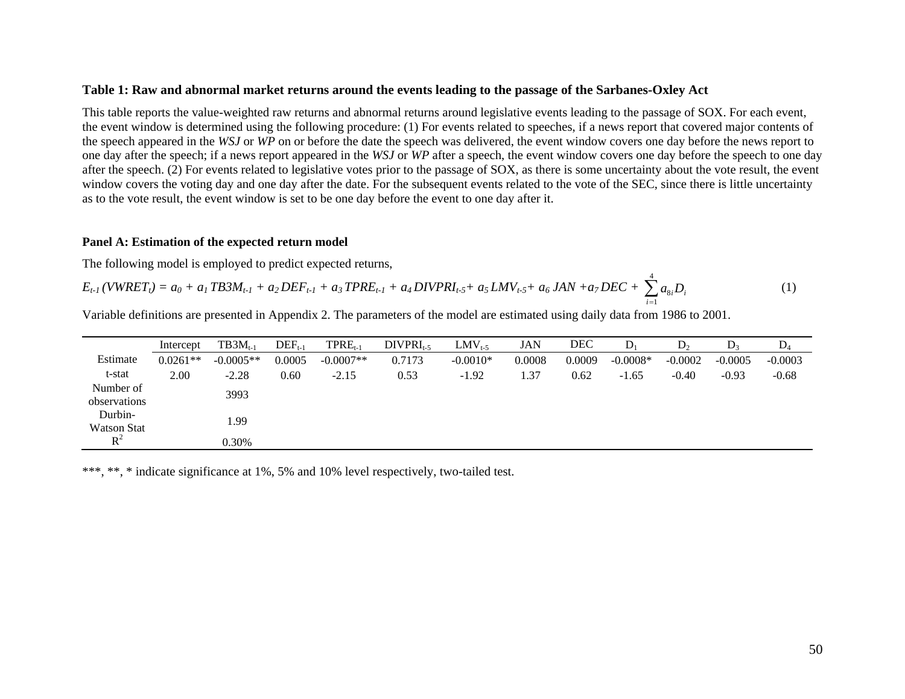**Table 1: Raw and abnormal market returns around the events leading to the passage of the Sarbanes-Oxley Act**

This table reports the value-weighted raw returns and abnormal returns around legislative events leading to the passage of SOX. For each event, the event window is determined using the following procedure: (1) For events related to speeches, if a news report that covered major contents of the speech appeared in the *WSJ* or *WP* on or before the date the speech was delivered, the event window covers one day before the news report to one day after the speech; if a news report appeared in the *WSJ* or *WP* after a speech, the event window covers one day before the speech to one day after the speech. (2) For events related to legislative votes prior to the passage of SOX, as there is some uncertainty about the vote result, the event window covers the voting day and one day after the date. For the subsequent events related to the vote of the SEC, since there is little uncertainty as to the vote result, the event window is set to be one day before the event to one day after it.

**Panel A: Estimation of the expected return model**

The following model is employed to predict expected returns,

$$E_{t-1}(VWRET_t) = a_0 + a_1\, TB3M_{t-1} + a_2\, DEF_{t-1} + a_3\, TPRE_{t-1} + a_4\, DIVPRI_{t-5} + a_5\, LMV_{t-5} + a_6\, JAN + a_7\, DEC + \sum_{i=1}^{4} a_{8i} D_i \quad (1)$$

Variable definitions are presented in Appendix 2. The parameters of the model are estimated using daily data from 1986 to 2001.

| | Intercept | $TB3M_{t-1}$ | $DEF_{t-1}$ | $TPRE_{t-1}$ | $DIVPRI_{t-5}$ | $LMV_{t-5}$ | JAN | DEC | $D_1$ | $D_2$ | $D_3$ | $D_4$ |
|---|---|---|---|---|---|---|---|---|---|---|---|---|
| Estimate | 0.0261** | -0.0005** | 0.0005 | -0.0007** | 0.7173 | -0.0010* | 0.0008 | 0.0009 | -0.0008* | -0.0002 | -0.0005 | -0.0003 |
| t-stat | 2.00 | -2.28 | 0.60 | -2.15 | 0.53 | -1.92 | 1.37 | 0.62 | -1.65 | -0.40 | -0.93 | -0.68 |
| Number of observations | | 3993 | | | | | | | | | | |
| Durbin-Watson Stat | | 1.99 | | | | | | | | | | |
| $R^2$ | | 0.30% | | | | | | | | | | |

***, **, * indicate significance at 1%, 5% and 10% level respectively, two-tailed test.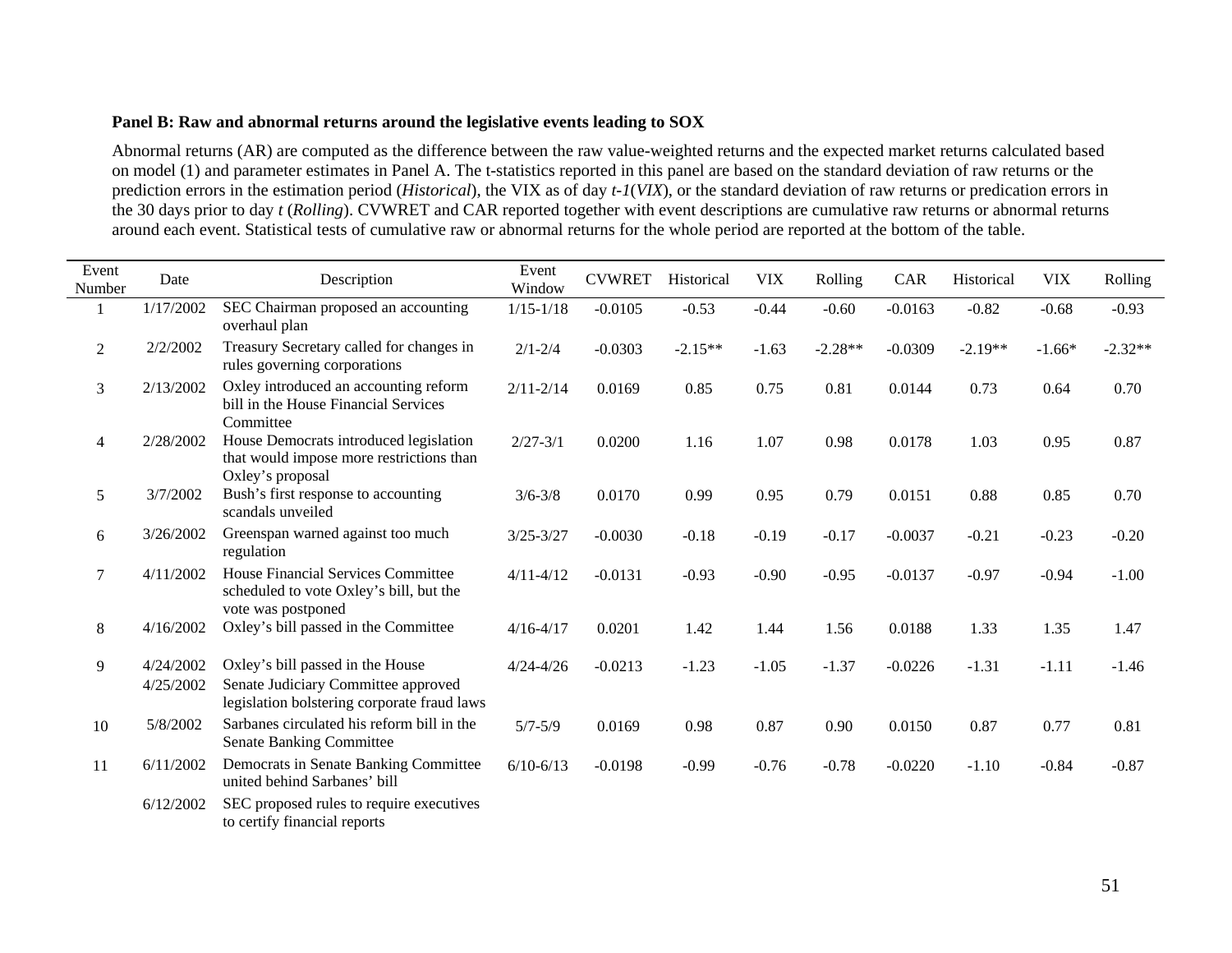**Panel B: Raw and abnormal returns around the legislative events leading to SOX**

Abnormal returns (AR) are computed as the difference between the raw value-weighted returns and the expected market returns calculated based on model (1) and parameter estimates in Panel A. The t-statistics reported in this panel are based on the standard deviation of raw returns or the prediction errors in the estimation period (*Historical*), the VIX as of day *t-1*(*VIX*), or the standard deviation of raw returns or predication errors in the 30 days prior to day *t* (*Rolling*). CVWRET and CAR reported together with event descriptions are cumulative raw returns or abnormal returns around each event. Statistical tests of cumulative raw or abnormal returns for the whole period are reported at the bottom of the table.

| Event Number | Date | Description | Event Window | CVWRET | Historical | VIX | Rolling | CAR | Historical | VIX | Rolling |
|---|---|---|---|---|---|---|---|---|---|---|---|
| 1 | 1/17/2002 | SEC Chairman proposed an accounting overhaul plan | 1/15-1/18 | -0.0105 | -0.53 | -0.44 | -0.60 | -0.0163 | -0.82 | -0.68 | -0.93 |
| 2 | 2/2/2002 | Treasury Secretary called for changes in rules governing corporations | 2/1-2/4 | -0.0303 | -2.15** | -1.63 | -2.28** | -0.0309 | -2.19** | -1.66* | -2.32** |
| 3 | 2/13/2002 | Oxley introduced an accounting reform bill in the House Financial Services Committee | 2/11-2/14 | 0.0169 | 0.85 | 0.75 | 0.81 | 0.0144 | 0.73 | 0.64 | 0.70 |
| 4 | 2/28/2002 | House Democrats introduced legislation that would impose more restrictions than Oxley's proposal | 2/27-3/1 | 0.0200 | 1.16 | 1.07 | 0.98 | 0.0178 | 1.03 | 0.95 | 0.87 |
| 5 | 3/7/2002 | Bush's first response to accounting scandals unveiled | 3/6-3/8 | 0.0170 | 0.99 | 0.95 | 0.79 | 0.0151 | 0.88 | 0.85 | 0.70 |
| 6 | 3/26/2002 | Greenspan warned against too much regulation | 3/25-3/27 | -0.0030 | -0.18 | -0.19 | -0.17 | -0.0037 | -0.21 | -0.23 | -0.20 |
| 7 | 4/11/2002 | House Financial Services Committee scheduled to vote Oxley's bill, but the vote was postponed | 4/11-4/12 | -0.0131 | -0.93 | -0.90 | -0.95 | -0.0137 | -0.97 | -0.94 | -1.00 |
| 8 | 4/16/2002 | Oxley's bill passed in the Committee | 4/16-4/17 | 0.0201 | 1.42 | 1.44 | 1.56 | 0.0188 | 1.33 | 1.35 | 1.47 |
| 9 | 4/24/2002 | Oxley's bill passed in the House | 4/24-4/26 | -0.0213 | -1.23 | -1.05 | -1.37 | -0.0226 | -1.31 | -1.11 | -1.46 |
| | 4/25/2002 | Senate Judiciary Committee approved legislation bolstering corporate fraud laws | | | | | | | | | |
| 10 | 5/8/2002 | Sarbanes circulated his reform bill in the Senate Banking Committee | 5/7-5/9 | 0.0169 | 0.98 | 0.87 | 0.90 | 0.0150 | 0.87 | 0.77 | 0.81 |
| 11 | 6/11/2002 | Democrats in Senate Banking Committee united behind Sarbanes' bill | 6/10-6/13 | -0.0198 | -0.99 | -0.76 | -0.78 | -0.0220 | -1.10 | -0.84 | -0.87 |
| | 6/12/2002 | SEC proposed rules to require executives to certify financial reports | | | | | | | | | |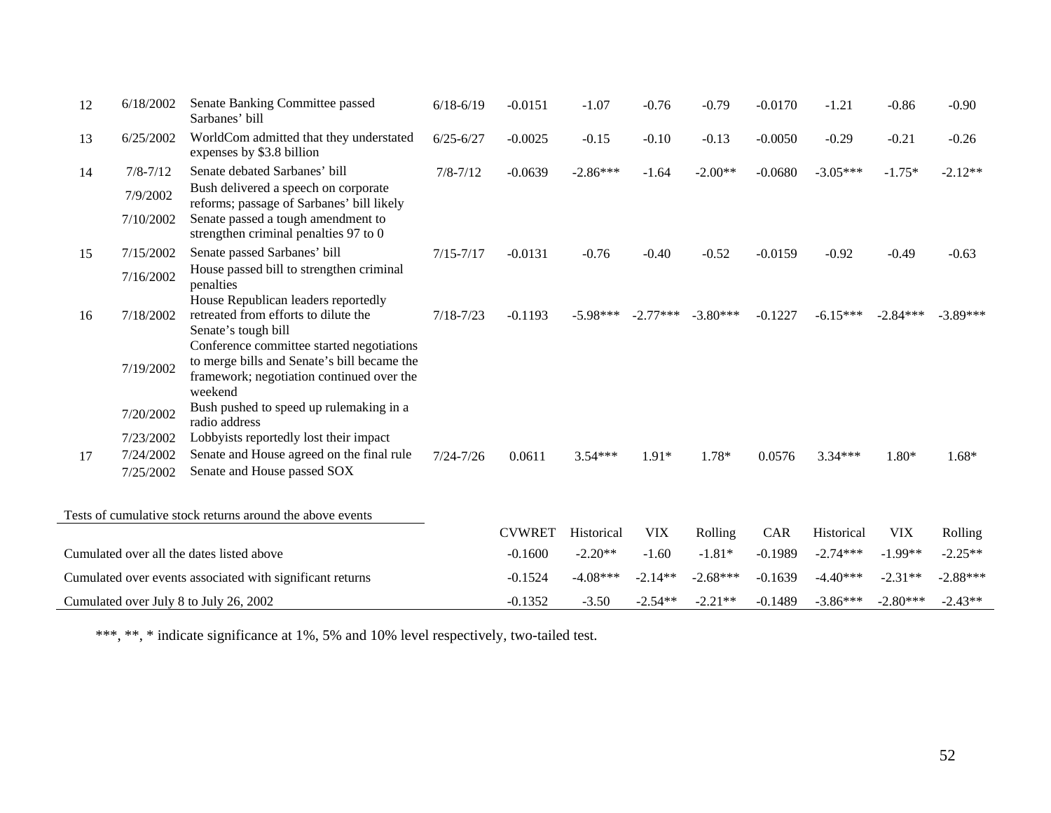| | | | | | | | | | | | |
|---|---|---|---|---|---|---|---|---|---|---|---|
| 12 | 6/18/2002 | Senate Banking Committee passed Sarbanes' bill | 6/18-6/19 | -0.0151 | -1.07 | -0.76 | -0.79 | -0.0170 | -1.21 | -0.86 | -0.90 |
| 13 | 6/25/2002 | WorldCom admitted that they understated expenses by $3.8 billion | 6/25-6/27 | -0.0025 | -0.15 | -0.10 | -0.13 | -0.0050 | -0.29 | -0.21 | -0.26 |
| 14 | 7/8-7/12 | Senate debated Sarbanes' bill | 7/8-7/12 | -0.0639 | -2.86*** | -1.64 | -2.00** | -0.0680 | -3.05*** | -1.75* | -2.12** |
| | 7/9/2002 | Bush delivered a speech on corporate reforms; passage of Sarbanes' bill likely | | | | | | | | | |
| | 7/10/2002 | Senate passed a tough amendment to strengthen criminal penalties 97 to 0 | | | | | | | | | |
| 15 | 7/15/2002 | Senate passed Sarbanes' bill | 7/15-7/17 | -0.0131 | -0.76 | -0.40 | -0.52 | -0.0159 | -0.92 | -0.49 | -0.63 |
| | 7/16/2002 | House passed bill to strengthen criminal penalties | | | | | | | | | |
| 16 | 7/18/2002 | House Republican leaders reportedly retreated from efforts to dilute the Senate's tough bill | 7/18-7/23 | -0.1193 | -5.98*** | -2.77*** | -3.80*** | -0.1227 | -6.15*** | -2.84*** | -3.89*** |
| | 7/19/2002 | Conference committee started negotiations to merge bills and Senate's bill became the framework; negotiation continued over the weekend | | | | | | | | | |
| | 7/20/2002 | Bush pushed to speed up rulemaking in a radio address | | | | | | | | | |
| | 7/23/2002 | Lobbyists reportedly lost their impact | | | | | | | | | |
| 17 | 7/24/2002 | Senate and House agreed on the final rule | 7/24-7/26 | 0.0611 | 3.54*** | 1.91* | 1.78* | 0.0576 | 3.34*** | 1.80* | 1.68* |
| | 7/25/2002 | Senate and House passed SOX | | | | | | | | | |

| Tests of cumulative stock returns around the above events | CVWRET | Historical | VIX | Rolling | CAR | Historical | VIX | Rolling |
|---|---|---|---|---|---|---|---|---|
| Cumulated over all the dates listed above | -0.1600 | -2.20** | -1.60 | -1.81* | -0.1989 | -2.74*** | -1.99** | -2.25** |
| Cumulated over events associated with significant returns | -0.1524 | -4.08*** | -2.14** | -2.68*** | -0.1639 | -4.40*** | -2.31** | -2.88*** |
| Cumulated over July 8 to July 26, 2002 | -0.1352 | -3.50 | -2.54** | -2.21** | -0.1489 | -3.86*** | -2.80*** | -2.43** |

***, **, * indicate significance at 1%, 5% and 10% level respectively, two-tailed test.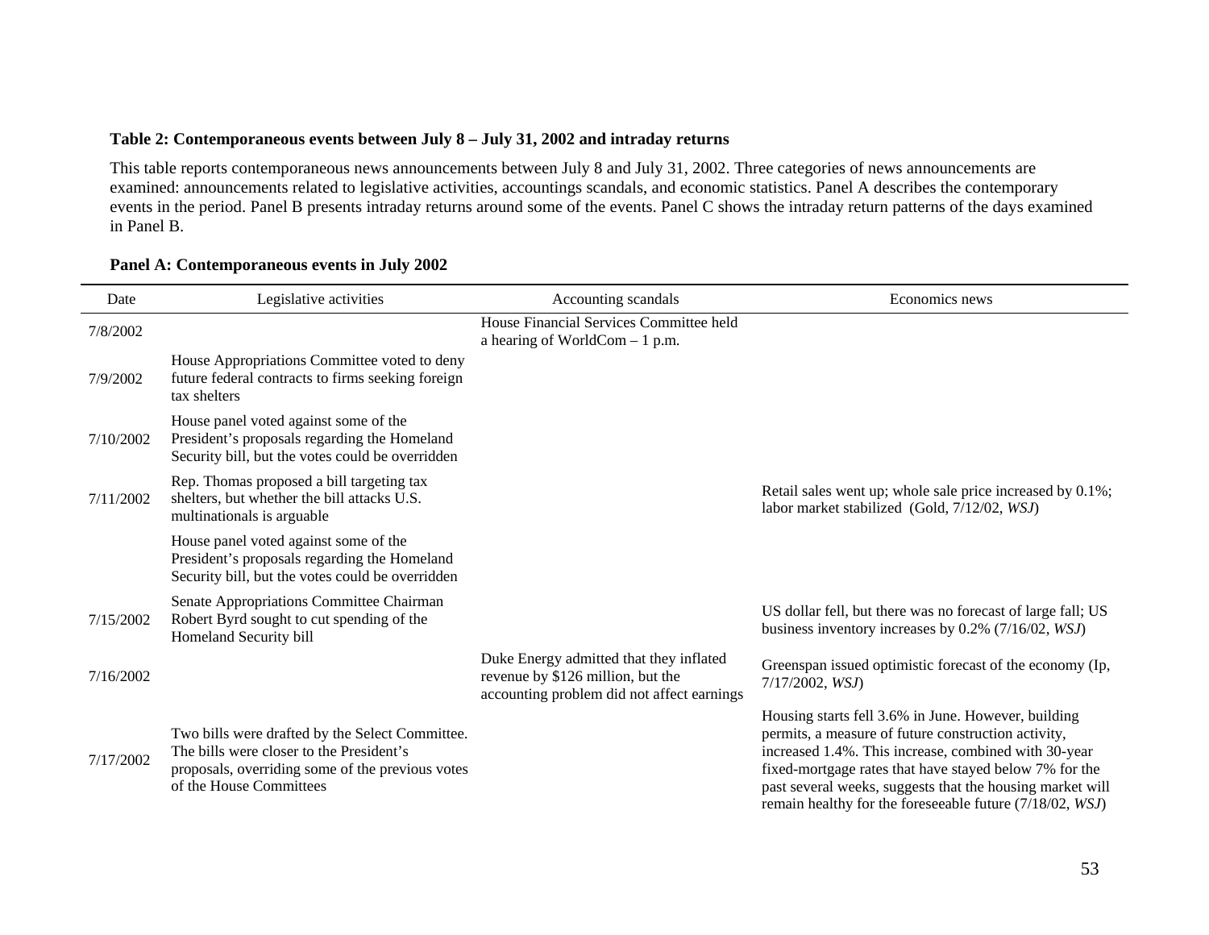**Table 2: Contemporaneous events between July 8 – July 31, 2002 and intraday returns**

This table reports contemporaneous news announcements between July 8 and July 31, 2002. Three categories of news announcements are examined: announcements related to legislative activities, accountings scandals, and economic statistics. Panel A describes the contemporary events in the period. Panel B presents intraday returns around some of the events. Panel C shows the intraday return patterns of the days examined in Panel B.

**Panel A: Contemporaneous events in July 2002**

| Date | Legislative activities | Accounting scandals | Economics news |
|---|---|---|---|
| 7/8/2002 | | House Financial Services Committee held a hearing of WorldCom – 1 p.m. | |
| 7/9/2002 | House Appropriations Committee voted to deny future federal contracts to firms seeking foreign tax shelters | | |
| 7/10/2002 | House panel voted against some of the President's proposals regarding the Homeland Security bill, but the votes could be overridden | | |
| 7/11/2002 | Rep. Thomas proposed a bill targeting tax shelters, but whether the bill attacks U.S. multinationals is arguable | | Retail sales went up; whole sale price increased by 0.1%; labor market stabilized (Gold, 7/12/02, *WSJ*) |
| | House panel voted against some of the President's proposals regarding the Homeland Security bill, but the votes could be overridden | | |
| 7/15/2002 | Senate Appropriations Committee Chairman Robert Byrd sought to cut spending of the Homeland Security bill | | US dollar fell, but there was no forecast of large fall; US business inventory increases by 0.2% (7/16/02, *WSJ*) |
| 7/16/2002 | | Duke Energy admitted that they inflated revenue by $126 million, but the accounting problem did not affect earnings | Greenspan issued optimistic forecast of the economy (Ip, 7/17/2002, *WSJ*) |
| 7/17/2002 | Two bills were drafted by the Select Committee. The bills were closer to the President's proposals, overriding some of the previous votes of the House Committees | | Housing starts fell 3.6% in June. However, building permits, a measure of future construction activity, increased 1.4%. This increase, combined with 30-year fixed-mortgage rates that have stayed below 7% for the past several weeks, suggests that the housing market will remain healthy for the foreseeable future (7/18/02, *WSJ*) |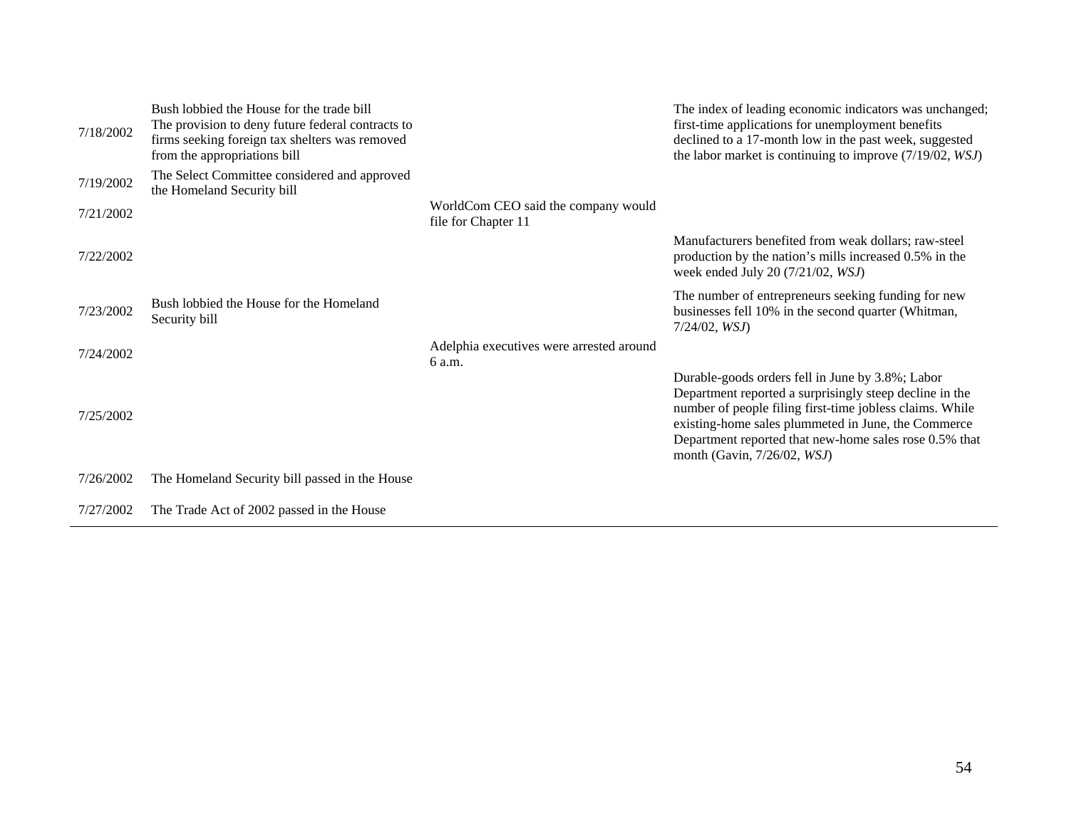| | | | |
|---|---|---|---|
| 7/18/2002 | Bush lobbied the House for the trade bill<br>The provision to deny future federal contracts to firms seeking foreign tax shelters was removed from the appropriations bill | | The index of leading economic indicators was unchanged; first-time applications for unemployment benefits declined to a 17-month low in the past week, suggested the labor market is continuing to improve (7/19/02, *WSJ*) |
| 7/19/2002 | The Select Committee considered and approved the Homeland Security bill | | |
| 7/21/2002 | | WorldCom CEO said the company would file for Chapter 11 | |
| 7/22/2002 | | | Manufacturers benefited from weak dollars; raw-steel production by the nation's mills increased 0.5% in the week ended July 20 (7/21/02, *WSJ*) |
| 7/23/2002 | Bush lobbied the House for the Homeland Security bill | | The number of entrepreneurs seeking funding for new businesses fell 10% in the second quarter (Whitman, 7/24/02, *WSJ*) |
| 7/24/2002 | | Adelphia executives were arrested around 6 a.m. | |
| 7/25/2002 | | | Durable-goods orders fell in June by 3.8%; Labor Department reported a surprisingly steep decline in the number of people filing first-time jobless claims. While existing-home sales plummeted in June, the Commerce Department reported that new-home sales rose 0.5% that month (Gavin, 7/26/02, *WSJ*) |
| 7/26/2002 | The Homeland Security bill passed in the House | | |
| 7/27/2002 | The Trade Act of 2002 passed in the House | | |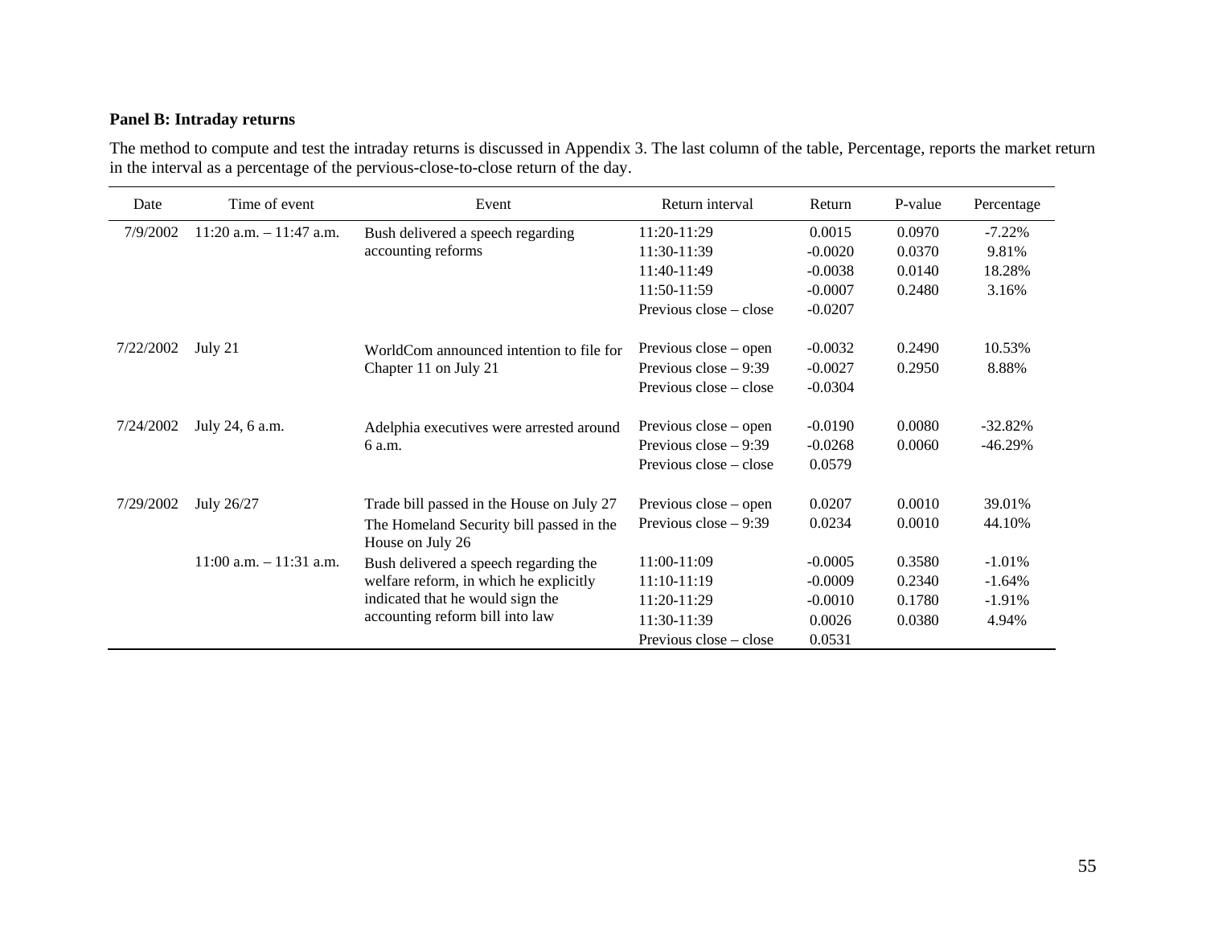**Panel B: Intraday returns**

The method to compute and test the intraday returns is discussed in Appendix 3. The last column of the table, Percentage, reports the market return in the interval as a percentage of the pervious-close-to-close return of the day.

| Date | Time of event | Event | Return interval | Return | P-value | Percentage |
|---|---|---|---|---|---|---|
| 7/9/2002 | 11:20 a.m. – 11:47 a.m. | Bush delivered a speech regarding accounting reforms | 11:20-11:29 | 0.0015 | 0.0970 | -7.22% |
| | | | 11:30-11:39 | -0.0020 | 0.0370 | 9.81% |
| | | | 11:40-11:49 | -0.0038 | 0.0140 | 18.28% |
| | | | 11:50-11:59 | -0.0007 | 0.2480 | 3.16% |
| | | | Previous close – close | -0.0207 | | |
| 7/22/2002 | July 21 | WorldCom announced intention to file for Chapter 11 on July 21 | Previous close – open | -0.0032 | 0.2490 | 10.53% |
| | | | Previous close – 9:39 | -0.0027 | 0.2950 | 8.88% |
| | | | Previous close – close | -0.0304 | | |
| 7/24/2002 | July 24, 6 a.m. | Adelphia executives were arrested around 6 a.m. | Previous close – open | -0.0190 | 0.0080 | -32.82% |
| | | | Previous close – 9:39 | -0.0268 | 0.0060 | -46.29% |
| | | | Previous close – close | 0.0579 | | |
| 7/29/2002 | July 26/27 | Trade bill passed in the House on July 27 | Previous close – open | 0.0207 | 0.0010 | 39.01% |
| | | The Homeland Security bill passed in the House on July 26 | Previous close – 9:39 | 0.0234 | 0.0010 | 44.10% |
| | 11:00 a.m. – 11:31 a.m. | Bush delivered a speech regarding the welfare reform, in which he explicitly indicated that he would sign the accounting reform bill into law | 11:00-11:09 | -0.0005 | 0.3580 | -1.01% |
| | | | 11:10-11:19 | -0.0009 | 0.2340 | -1.64% |
| | | | 11:20-11:29 | -0.0010 | 0.1780 | -1.91% |
| | | | 11:30-11:39 | 0.0026 | 0.0380 | 4.94% |
| | | | Previous close – close | 0.0531 | | |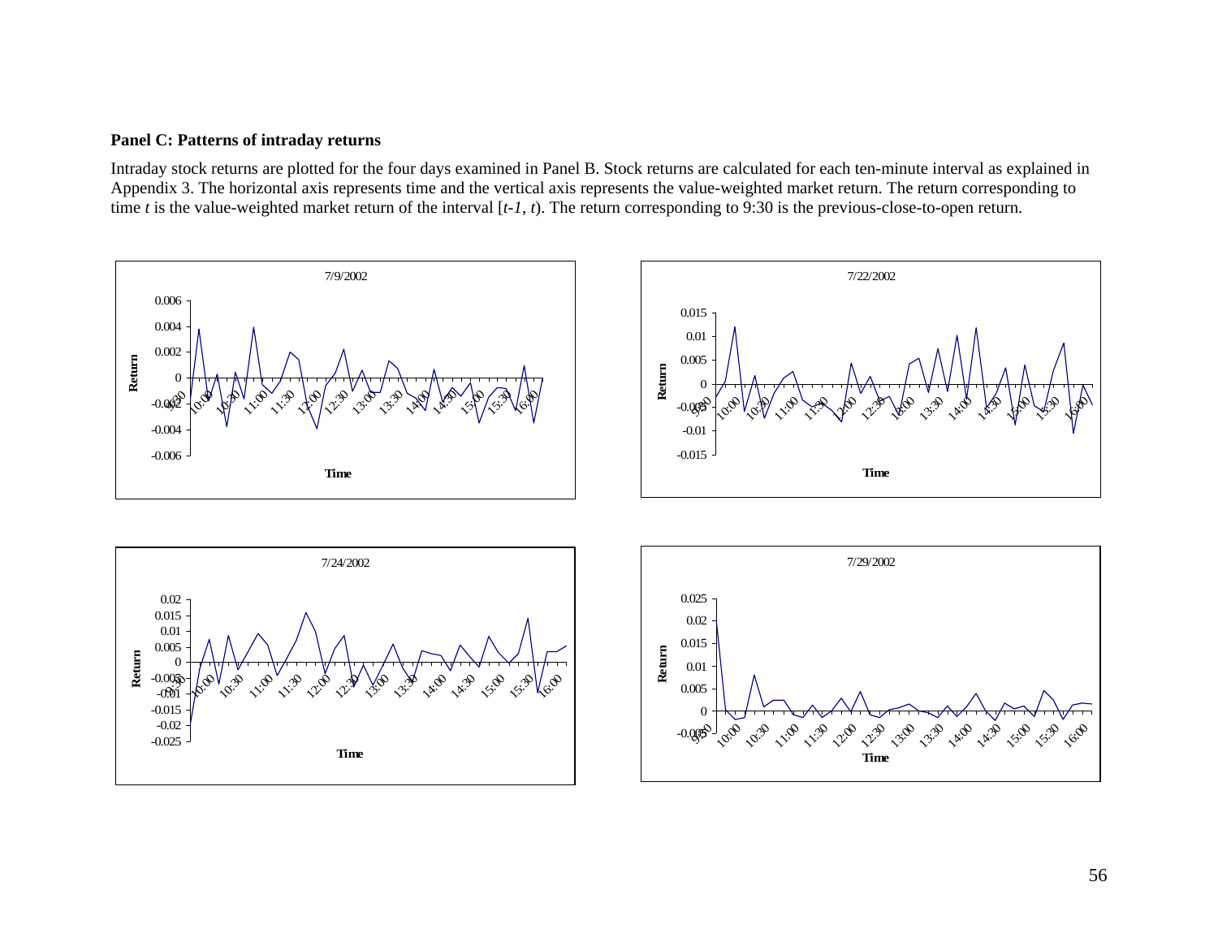**Panel C: Patterns of intraday returns**

Intraday stock returns are plotted for the four days examined in Panel B. Stock returns are calculated for each ten-minute interval as explained in Appendix 3. The horizontal axis represents time and the vertical axis represents the value-weighted market return. The return corresponding to time *t* is the value-weighted market return of the interval [*t-1*, *t*). The return corresponding to 9:30 is the previous-close-to-open return.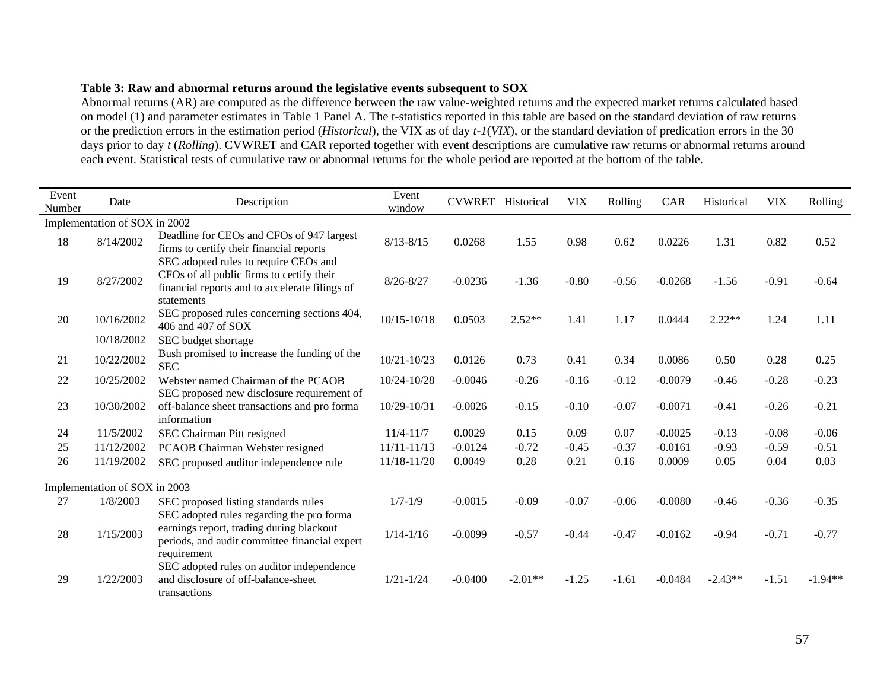**Table 3: Raw and abnormal returns around the legislative events subsequent to SOX**

Abnormal returns (AR) are computed as the difference between the raw value-weighted returns and the expected market returns calculated based on model (1) and parameter estimates in Table 1 Panel A. The t-statistics reported in this table are based on the standard deviation of raw returns or the prediction errors in the estimation period (*Historical*), the VIX as of day *t-1*(*VIX*), or the standard deviation of predication errors in the 30 days prior to day *t* (*Rolling*). CVWRET and CAR reported together with event descriptions are cumulative raw returns or abnormal returns around each event. Statistical tests of cumulative raw or abnormal returns for the whole period are reported at the bottom of the table.

| Event Number | Date | Description | Event window | CVWRET | Historical | VIX | Rolling | CAR | Historical | VIX | Rolling |
|---|---|---|---|---|---|---|---|---|---|---|---|
| Implementation of SOX in 2002 | | | | | | | | | | | |
| 18 | 8/14/2002 | Deadline for CEOs and CFOs of 947 largest firms to certify their financial reports | 8/13-8/15 | 0.0268 | 1.55 | 0.98 | 0.62 | 0.0226 | 1.31 | 0.82 | 0.52 |
| 19 | 8/27/2002 | SEC adopted rules to require CEOs and CFOs of all public firms to certify their financial reports and to accelerate filings of statements | 8/26-8/27 | -0.0236 | -1.36 | -0.80 | -0.56 | -0.0268 | -1.56 | -0.91 | -0.64 |
| 20 | 10/16/2002 | SEC proposed rules concerning sections 404, 406 and 407 of SOX | 10/15-10/18 | 0.0503 | 2.52** | 1.41 | 1.17 | 0.0444 | 2.22** | 1.24 | 1.11 |
| | 10/18/2002 | SEC budget shortage | | | | | | | | | |
| 21 | 10/22/2002 | Bush promised to increase the funding of the SEC | 10/21-10/23 | 0.0126 | 0.73 | 0.41 | 0.34 | 0.0086 | 0.50 | 0.28 | 0.25 |
| 22 | 10/25/2002 | Webster named Chairman of the PCAOB | 10/24-10/28 | -0.0046 | -0.26 | -0.16 | -0.12 | -0.0079 | -0.46 | -0.28 | -0.23 |
| 23 | 10/30/2002 | SEC proposed new disclosure requirement of off-balance sheet transactions and pro forma information | 10/29-10/31 | -0.0026 | -0.15 | -0.10 | -0.07 | -0.0071 | -0.41 | -0.26 | -0.21 |
| 24 | 11/5/2002 | SEC Chairman Pitt resigned | 11/4-11/7 | 0.0029 | 0.15 | 0.09 | 0.07 | -0.0025 | -0.13 | -0.08 | -0.06 |
| 25 | 11/12/2002 | PCAOB Chairman Webster resigned | 11/11-11/13 | -0.0124 | -0.72 | -0.45 | -0.37 | -0.0161 | -0.93 | -0.59 | -0.51 |
| 26 | 11/19/2002 | SEC proposed auditor independence rule | 11/18-11/20 | 0.0049 | 0.28 | 0.21 | 0.16 | 0.0009 | 0.05 | 0.04 | 0.03 |
| Implementation of SOX in 2003 | | | | | | | | | | | |
| 27 | 1/8/2003 | SEC proposed listing standards rules | 1/7-1/9 | -0.0015 | -0.09 | -0.07 | -0.06 | -0.0080 | -0.46 | -0.36 | -0.35 |
| 28 | 1/15/2003 | SEC adopted rules regarding the pro forma earnings report, trading during blackout periods, and audit committee financial expert requirement | 1/14-1/16 | -0.0099 | -0.57 | -0.44 | -0.47 | -0.0162 | -0.94 | -0.71 | -0.77 |
| 29 | 1/22/2003 | SEC adopted rules on auditor independence and disclosure of off-balance-sheet transactions | 1/21-1/24 | -0.0400 | -2.01** | -1.25 | -1.61 | -0.0484 | -2.43** | -1.51 | -1.94** |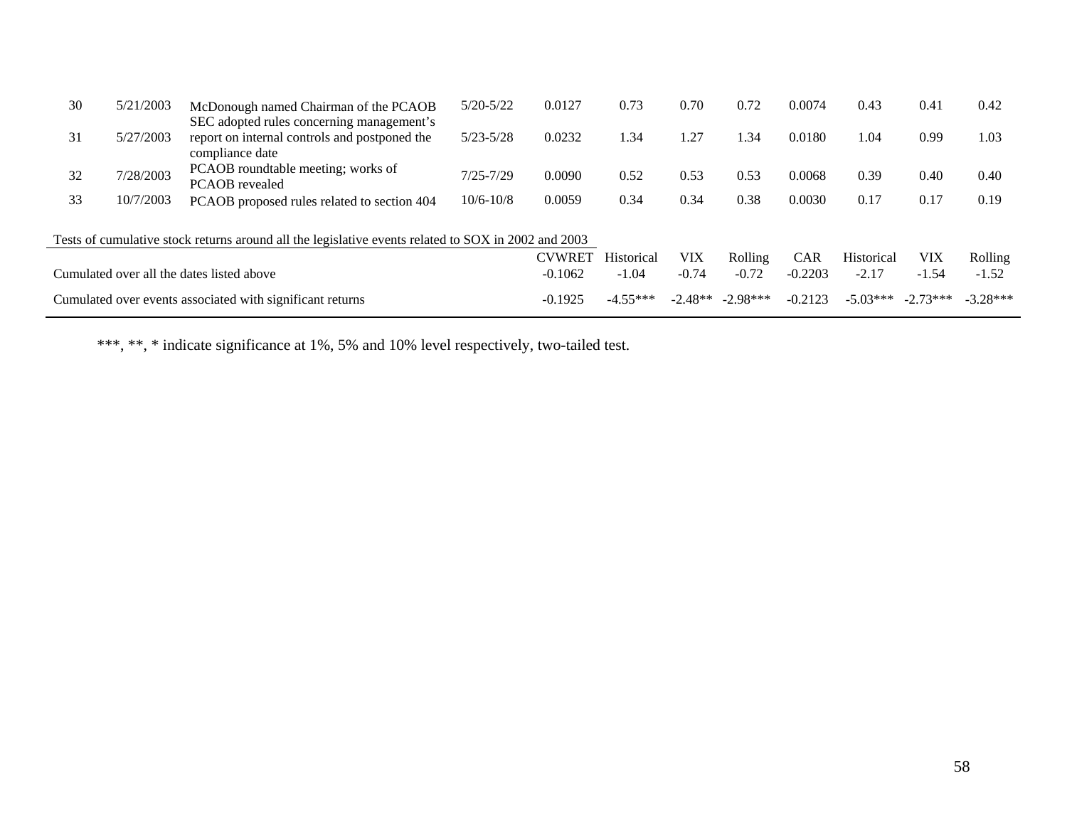| | | | | | | | | | | | | |
|---|---|---|---|---|---|---|---|---|---|---|---|---|
| 30 | 5/21/2003 | McDonough named Chairman of the PCAOB | 5/20-5/22 | 0.0127 | 0.73 | 0.70 | 0.72 | 0.0074 | 0.43 | 0.41 | 0.42 |
| 31 | 5/27/2003 | SEC adopted rules concerning management's report on internal controls and postponed the compliance date | 5/23-5/28 | 0.0232 | 1.34 | 1.27 | 1.34 | 0.0180 | 1.04 | 0.99 | 1.03 |
| 32 | 7/28/2003 | PCAOB roundtable meeting; works of PCAOB revealed | 7/25-7/29 | 0.0090 | 0.52 | 0.53 | 0.53 | 0.0068 | 0.39 | 0.40 | 0.40 |
| 33 | 10/7/2003 | PCAOB proposed rules related to section 404 | 10/6-10/8 | 0.0059 | 0.34 | 0.34 | 0.38 | 0.0030 | 0.17 | 0.17 | 0.19 |

Tests of cumulative stock returns around all the legislative events related to SOX in 2002 and 2003

| | CVWRET | Historical | VIX | Rolling | CAR | Historical | VIX | Rolling |
|---|---|---|---|---|---|---|---|---|
| Cumulated over all the dates listed above | -0.1062 | -1.04 | -0.74 | -0.72 | -0.2203 | -2.17 | -1.54 | -1.52 |
| Cumulated over events associated with significant returns | -0.1925 | -4.55*** | -2.48** | -2.98*** | -0.2123 | -5.03*** | -2.73*** | -3.28*** |

***, **, * indicate significance at 1%, 5% and 10% level respectively, two-tailed test.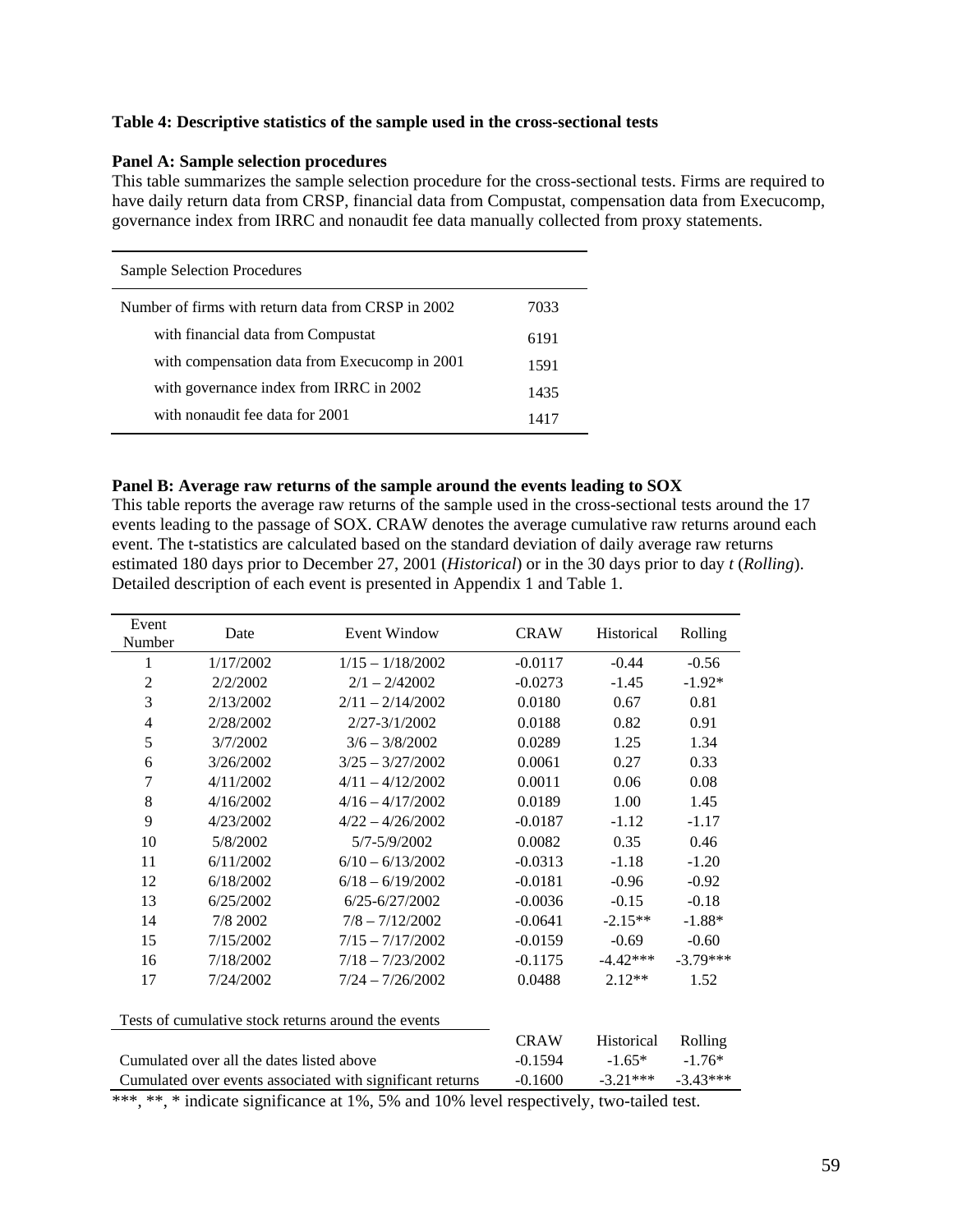**Table 4: Descriptive statistics of the sample used in the cross-sectional tests**

**Panel A: Sample selection procedures**

This table summarizes the sample selection procedure for the cross-sectional tests. Firms are required to have daily return data from CRSP, financial data from Compustat, compensation data from Execucomp, governance index from IRRC and nonaudit fee data manually collected from proxy statements.

| Sample Selection Procedures | |
|---|---|
| Number of firms with return data from CRSP in 2002 | 7033 |
| with financial data from Compustat | 6191 |
| with compensation data from Execucomp in 2001 | 1591 |
| with governance index from IRRC in 2002 | 1435 |
| with nonaudit fee data for 2001 | 1417 |

**Panel B: Average raw returns of the sample around the events leading to SOX**

This table reports the average raw returns of the sample used in the cross-sectional tests around the 17 events leading to the passage of SOX. CRAW denotes the average cumulative raw returns around each event. The t-statistics are calculated based on the standard deviation of daily average raw returns estimated 180 days prior to December 27, 2001 (*Historical*) or in the 30 days prior to day *t* (*Rolling*). Detailed description of each event is presented in Appendix 1 and Table 1.

| Event Number | Date | Event Window | CRAW | Historical | Rolling |
|---|---|---|---|---|---|
| 1 | 1/17/2002 | 1/15 – 1/18/2002 | -0.0117 | -0.44 | -0.56 |
| 2 | 2/2/2002 | 2/1 – 2/42002 | -0.0273 | -1.45 | -1.92* |
| 3 | 2/13/2002 | 2/11 – 2/14/2002 | 0.0180 | 0.67 | 0.81 |
| 4 | 2/28/2002 | 2/27-3/1/2002 | 0.0188 | 0.82 | 0.91 |
| 5 | 3/7/2002 | 3/6 – 3/8/2002 | 0.0289 | 1.25 | 1.34 |
| 6 | 3/26/2002 | 3/25 – 3/27/2002 | 0.0061 | 0.27 | 0.33 |
| 7 | 4/11/2002 | 4/11 – 4/12/2002 | 0.0011 | 0.06 | 0.08 |
| 8 | 4/16/2002 | 4/16 – 4/17/2002 | 0.0189 | 1.00 | 1.45 |
| 9 | 4/23/2002 | 4/22 – 4/26/2002 | -0.0187 | -1.12 | -1.17 |
| 10 | 5/8/2002 | 5/7-5/9/2002 | 0.0082 | 0.35 | 0.46 |
| 11 | 6/11/2002 | 6/10 – 6/13/2002 | -0.0313 | -1.18 | -1.20 |
| 12 | 6/18/2002 | 6/18 – 6/19/2002 | -0.0181 | -0.96 | -0.92 |
| 13 | 6/25/2002 | 6/25-6/27/2002 | -0.0036 | -0.15 | -0.18 |
| 14 | 7/8 2002 | 7/8 – 7/12/2002 | -0.0641 | -2.15** | -1.88* |
| 15 | 7/15/2002 | 7/15 – 7/17/2002 | -0.0159 | -0.69 | -0.60 |
| 16 | 7/18/2002 | 7/18 – 7/23/2002 | -0.1175 | -4.42*** | -3.79*** |
| 17 | 7/24/2002 | 7/24 – 7/26/2002 | 0.0488 | 2.12** | 1.52 |

| Tests of cumulative stock returns around the events | CRAW | Historical | Rolling |
|---|---|---|---|
| Cumulated over all the dates listed above | -0.1594 | -1.65* | -1.76* |
| Cumulated over events associated with significant returns | -0.1600 | -3.21*** | -3.43*** |

***, **, * indicate significance at 1%, 5% and 10% level respectively, two-tailed test.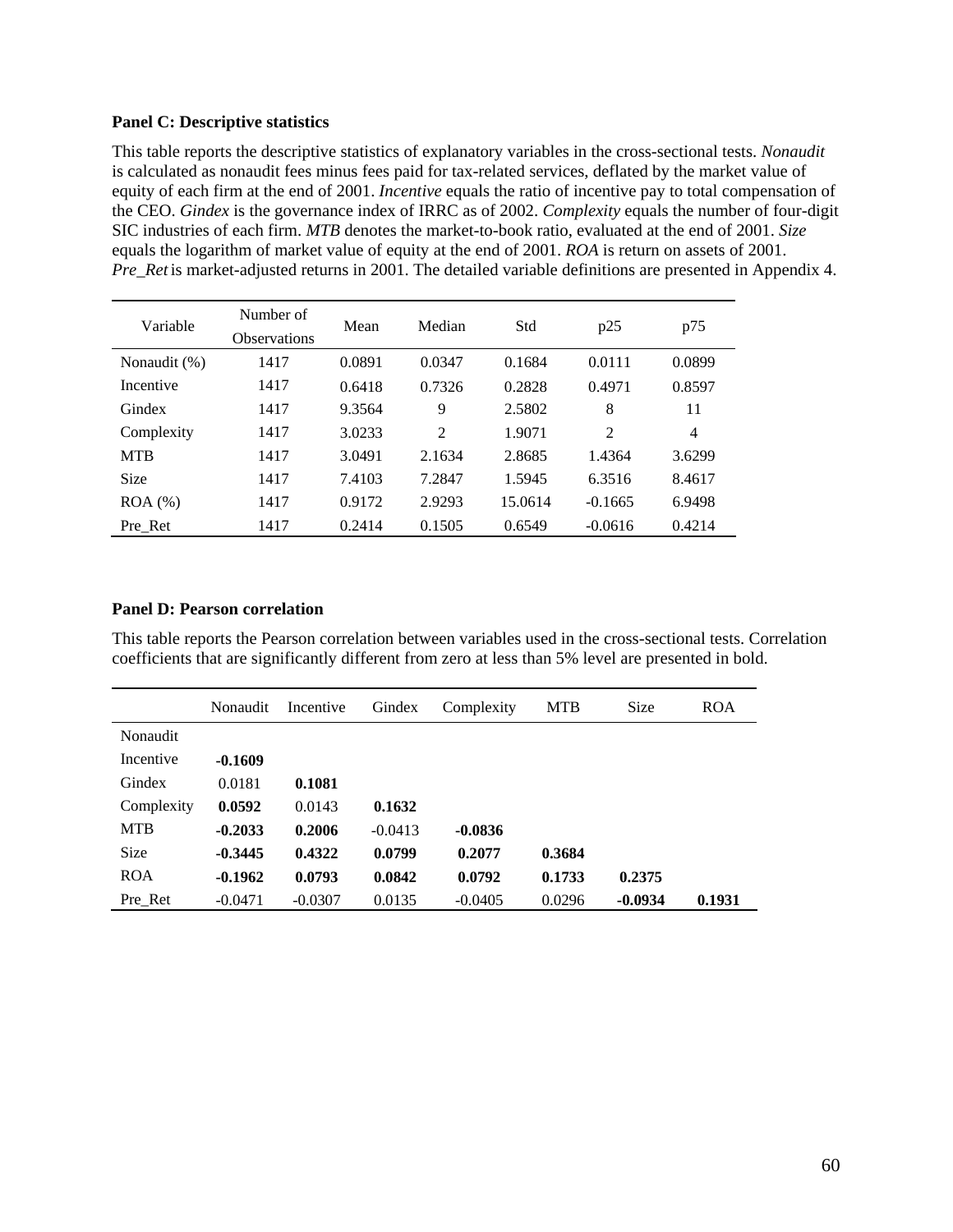**Panel C: Descriptive statistics**

This table reports the descriptive statistics of explanatory variables in the cross-sectional tests. *Nonaudit* is calculated as nonaudit fees minus fees paid for tax-related services, deflated by the market value of equity of each firm at the end of 2001. *Incentive* equals the ratio of incentive pay to total compensation of the CEO. *Gindex* is the governance index of IRRC as of 2002. *Complexity* equals the number of four-digit SIC industries of each firm. *MTB* denotes the market-to-book ratio, evaluated at the end of 2001. *Size* equals the logarithm of market value of equity at the end of 2001. *ROA* is return on assets of 2001. *Pre_Ret* is market-adjusted returns in 2001. The detailed variable definitions are presented in Appendix 4.

| Variable | Number of Observations | Mean | Median | Std | p25 | p75 |
|---|---|---|---|---|---|---|
| Nonaudit (%) | 1417 | 0.0891 | 0.0347 | 0.1684 | 0.0111 | 0.0899 |
| Incentive | 1417 | 0.6418 | 0.7326 | 0.2828 | 0.4971 | 0.8597 |
| Gindex | 1417 | 9.3564 | 9 | 2.5802 | 8 | 11 |
| Complexity | 1417 | 3.0233 | 2 | 1.9071 | 2 | 4 |
| MTB | 1417 | 3.0491 | 2.1634 | 2.8685 | 1.4364 | 3.6299 |
| Size | 1417 | 7.4103 | 7.2847 | 1.5945 | 6.3516 | 8.4617 |
| ROA (%) | 1417 | 0.9172 | 2.9293 | 15.0614 | -0.1665 | 6.9498 |
| Pre_Ret | 1417 | 0.2414 | 0.1505 | 0.6549 | -0.0616 | 0.4214 |

**Panel D: Pearson correlation**

This table reports the Pearson correlation between variables used in the cross-sectional tests. Correlation coefficients that are significantly different from zero at less than 5% level are presented in bold.

| | Nonaudit | Incentive | Gindex | Complexity | MTB | Size | ROA |
|---|---|---|---|---|---|---|---|
| Nonaudit | | | | | | | |
| Incentive | **-0.1609** | | | | | | |
| Gindex | 0.0181 | **0.1081** | | | | | |
| Complexity | **0.0592** | 0.0143 | **0.1632** | | | | |
| MTB | **-0.2033** | **0.2006** | -0.0413 | **-0.0836** | | | |
| Size | **-0.3445** | **0.4322** | **0.0799** | **0.2077** | **0.3684** | | |
| ROA | **-0.1962** | **0.0793** | **0.0842** | **0.0792** | **0.1733** | **0.2375** | |
| Pre_Ret | -0.0471 | -0.0307 | 0.0135 | -0.0405 | 0.0296 | **-0.0934** | **0.1931** |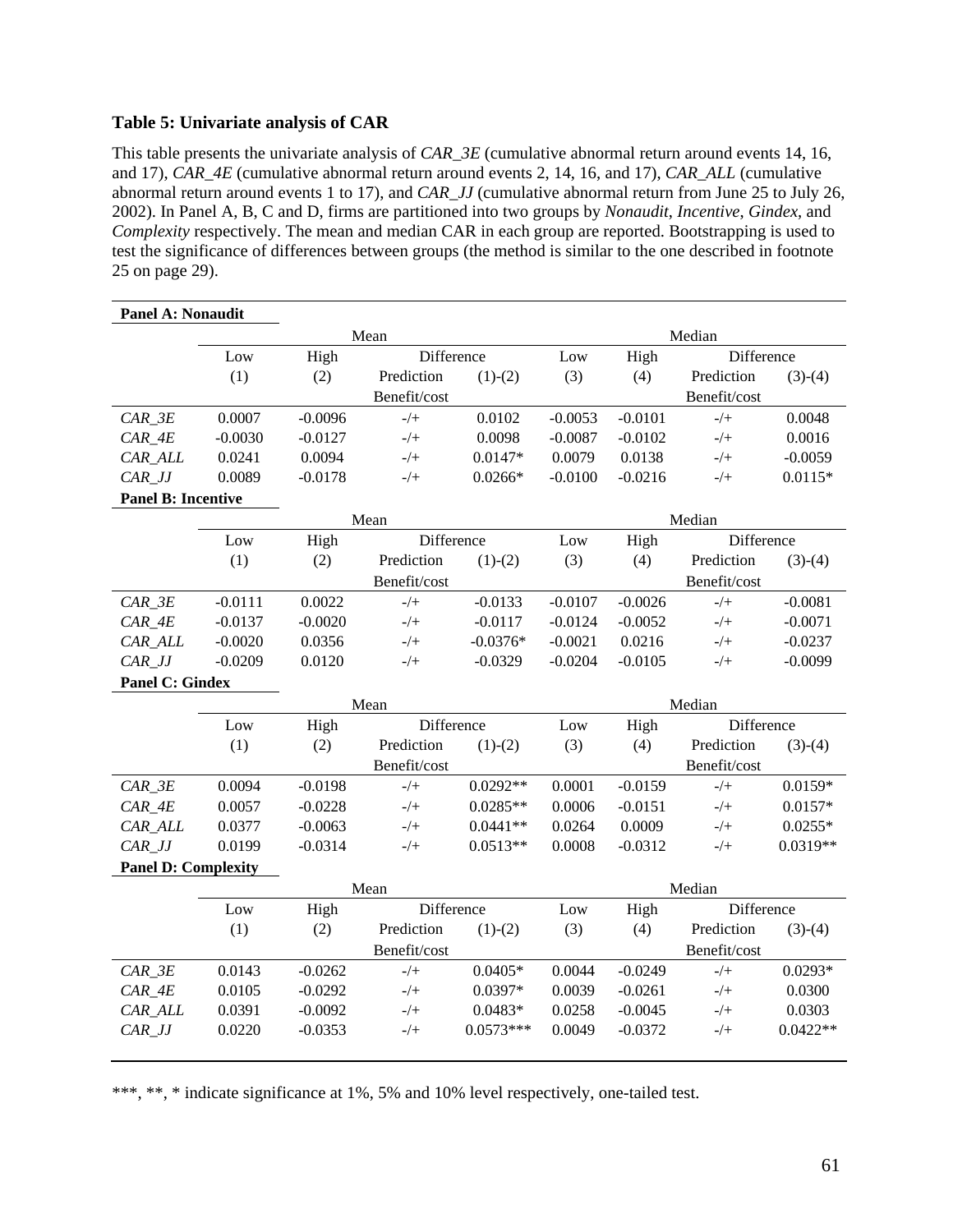**Table 5: Univariate analysis of CAR**

This table presents the univariate analysis of *CAR_3E* (cumulative abnormal return around events 14, 16, and 17), *CAR_4E* (cumulative abnormal return around events 2, 14, 16, and 17), *CAR_ALL* (cumulative abnormal return around events 1 to 17), and *CAR_JJ* (cumulative abnormal return from June 25 to July 26, 2002). In Panel A, B, C and D, firms are partitioned into two groups by *Nonaudit*, *Incentive*, *Gindex*, and *Complexity* respectively. The mean and median CAR in each group are reported. Bootstrapping is used to test the significance of differences between groups (the method is similar to the one described in footnote 25 on page 29).

**Panel A: Nonaudit**

| | Mean | | | | Median | | | |
|---|---|---|---|---|---|---|---|---|
| | Low | High | Difference | | Low | High | Difference | |
| | (1) | (2) | Prediction Benefit/cost | (1)-(2) | (3) | (4) | Prediction Benefit/cost | (3)-(4) |
| *CAR_3E* | 0.0007 | -0.0096 | -/+ | 0.0102 | -0.0053 | -0.0101 | -/+ | 0.0048 |
| *CAR_4E* | -0.0030 | -0.0127 | -/+ | 0.0098 | -0.0087 | -0.0102 | -/+ | 0.0016 |
| *CAR_ALL* | 0.0241 | 0.0094 | -/+ | 0.0147* | 0.0079 | 0.0138 | -/+ | -0.0059 |
| *CAR_JJ* | 0.0089 | -0.0178 | -/+ | 0.0266* | -0.0100 | -0.0216 | -/+ | 0.0115* |

**Panel B: Incentive**

| | Mean | | | | Median | | | |
|---|---|---|---|---|---|---|---|---|
| | Low | High | Difference | | Low | High | Difference | |
| | (1) | (2) | Prediction Benefit/cost | (1)-(2) | (3) | (4) | Prediction Benefit/cost | (3)-(4) |
| *CAR_3E* | -0.0111 | 0.0022 | -/+ | -0.0133 | -0.0107 | -0.0026 | -/+ | -0.0081 |
| *CAR_4E* | -0.0137 | -0.0020 | -/+ | -0.0117 | -0.0124 | -0.0052 | -/+ | -0.0071 |
| *CAR_ALL* | -0.0020 | 0.0356 | -/+ | -0.0376* | -0.0021 | 0.0216 | -/+ | -0.0237 |
| *CAR_JJ* | -0.0209 | 0.0120 | -/+ | -0.0329 | -0.0204 | -0.0105 | -/+ | -0.0099 |

**Panel C: Gindex**

| | Mean | | | | Median | | | |
|---|---|---|---|---|---|---|---|---|
| | Low | High | Difference | | Low | High | Difference | |
| | (1) | (2) | Prediction Benefit/cost | (1)-(2) | (3) | (4) | Prediction Benefit/cost | (3)-(4) |
| *CAR_3E* | 0.0094 | -0.0198 | -/+ | 0.0292** | 0.0001 | -0.0159 | -/+ | 0.0159* |
| *CAR_4E* | 0.0057 | -0.0228 | -/+ | 0.0285** | 0.0006 | -0.0151 | -/+ | 0.0157* |
| *CAR_ALL* | 0.0377 | -0.0063 | -/+ | 0.0441** | 0.0264 | 0.0009 | -/+ | 0.0255* |
| *CAR_JJ* | 0.0199 | -0.0314 | -/+ | 0.0513** | 0.0008 | -0.0312 | -/+ | 0.0319** |

**Panel D: Complexity**

| | Mean | | | | Median | | | |
|---|---|---|---|---|---|---|---|---|
| | Low | High | Difference | | Low | High | Difference | |
| | (1) | (2) | Prediction Benefit/cost | (1)-(2) | (3) | (4) | Prediction Benefit/cost | (3)-(4) |
| *CAR_3E* | 0.0143 | -0.0262 | -/+ | 0.0405* | 0.0044 | -0.0249 | -/+ | 0.0293* |
| *CAR_4E* | 0.0105 | -0.0292 | -/+ | 0.0397* | 0.0039 | -0.0261 | -/+ | 0.0300 |
| *CAR_ALL* | 0.0391 | -0.0092 | -/+ | 0.0483* | 0.0258 | -0.0045 | -/+ | 0.0303 |
| *CAR_JJ* | 0.0220 | -0.0353 | -/+ | 0.0573*** | 0.0049 | -0.0372 | -/+ | 0.0422** |

***, **, * indicate significance at 1%, 5% and 10% level respectively, one-tailed test.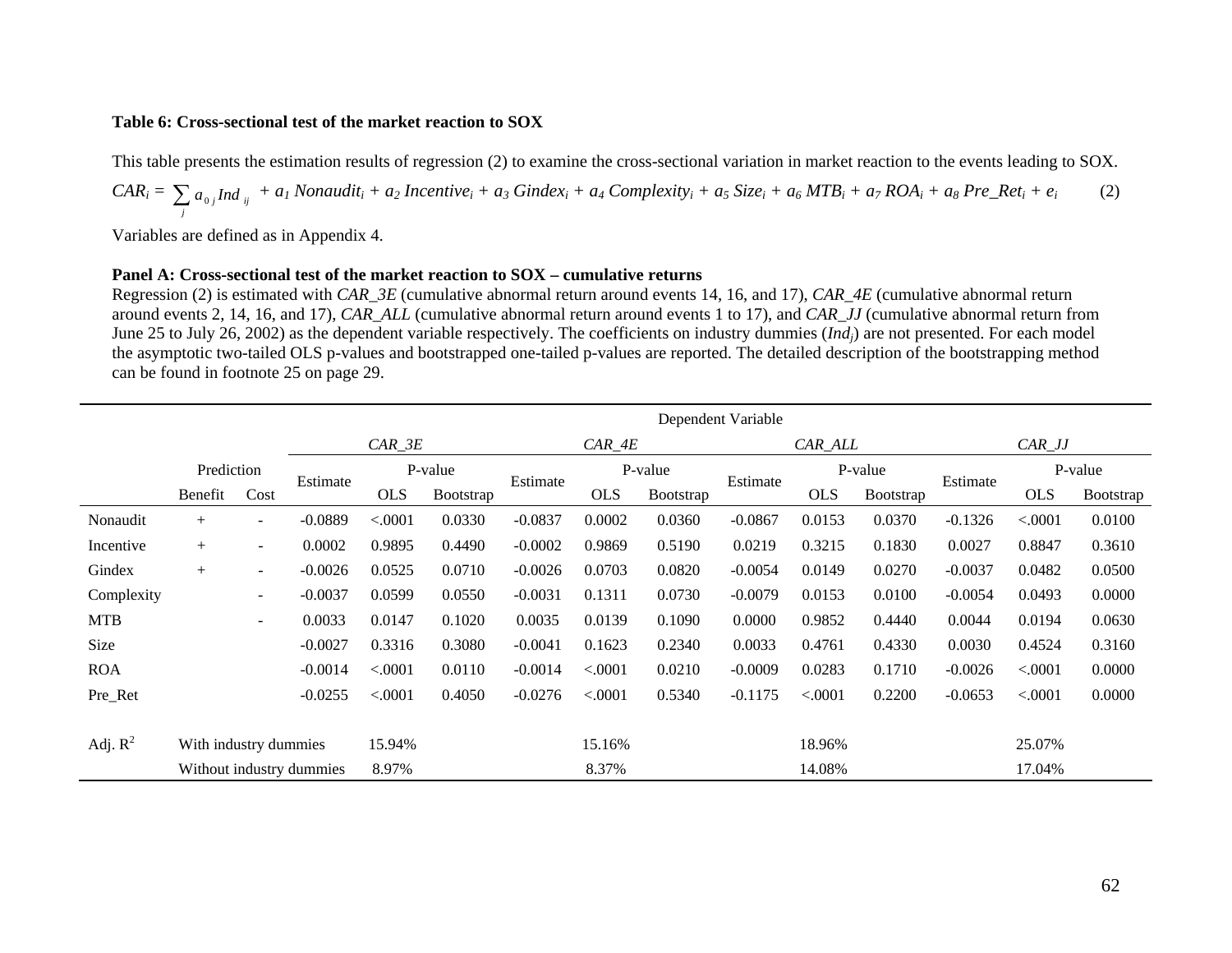**Table 6: Cross-sectional test of the market reaction to SOX**

This table presents the estimation results of regression (2) to examine the cross-sectional variation in market reaction to the events leading to SOX.

$$CAR_i = \sum_j a_{0j} Ind_{ij} + a_1\, Nonaudit_i + a_2\, Incentive_i + a_3\, Gindex_i + a_4\, Complexity_i + a_5\, Size_i + a_6\, MTB_i + a_7\, ROA_i + a_8\, Pre\_Ret_i + e_i \qquad (2)$$

Variables are defined as in Appendix 4.

**Panel A: Cross-sectional test of the market reaction to SOX – cumulative returns**

Regression (2) is estimated with *CAR_3E* (cumulative abnormal return around events 14, 16, and 17), *CAR_4E* (cumulative abnormal return around events 2, 14, 16, and 17), *CAR_ALL* (cumulative abnormal return around events 1 to 17), and *CAR_JJ* (cumulative abnormal return from June 25 to July 26, 2002) as the dependent variable respectively. The coefficients on industry dummies ($Ind_j$) are not presented. For each model the asymptotic two-tailed OLS p-values and bootstrapped one-tailed p-values are reported. The detailed description of the bootstrapping method can be found in footnote 25 on page 29.

| | Prediction | | *CAR_3E* | | | *CAR_4E* | | | *CAR_ALL* | | | *CAR_JJ* | | |
|---|---|---|---|---|---|---|---|---|---|---|---|---|---|---|
| | Benefit | Cost | Estimate | P-value OLS | P-value Bootstrap | Estimate | P-value OLS | P-value Bootstrap | Estimate | P-value OLS | P-value Bootstrap | Estimate | P-value OLS | P-value Bootstrap |
| Nonaudit | + | - | -0.0889 | <.0001 | 0.0330 | -0.0837 | 0.0002 | 0.0360 | -0.0867 | 0.0153 | 0.0370 | -0.1326 | <.0001 | 0.0100 |
| Incentive | + | - | 0.0002 | 0.9895 | 0.4490 | -0.0002 | 0.9869 | 0.5190 | 0.0219 | 0.3215 | 0.1830 | 0.0027 | 0.8847 | 0.3610 |
| Gindex | + | - | -0.0026 | 0.0525 | 0.0710 | -0.0026 | 0.0703 | 0.0820 | -0.0054 | 0.0149 | 0.0270 | -0.0037 | 0.0482 | 0.0500 |
| Complexity | | - | -0.0037 | 0.0599 | 0.0550 | -0.0031 | 0.1311 | 0.0730 | -0.0079 | 0.0153 | 0.0100 | -0.0054 | 0.0493 | 0.0000 |
| MTB | | - | 0.0033 | 0.0147 | 0.1020 | 0.0035 | 0.0139 | 0.1090 | 0.0000 | 0.9852 | 0.4440 | 0.0044 | 0.0194 | 0.0630 |
| Size | | | -0.0027 | 0.3316 | 0.3080 | -0.0041 | 0.1623 | 0.2340 | 0.0033 | 0.4761 | 0.4330 | 0.0030 | 0.4524 | 0.3160 |
| ROA | | | -0.0014 | <.0001 | 0.0110 | -0.0014 | <.0001 | 0.0210 | -0.0009 | 0.0283 | 0.1710 | -0.0026 | <.0001 | 0.0000 |
| Pre_Ret | | | -0.0255 | <.0001 | 0.4050 | -0.0276 | <.0001 | 0.5340 | -0.1175 | <.0001 | 0.2200 | -0.0653 | <.0001 | 0.0000 |
| Adj. $R^2$ | With industry dummies | | 15.94% | | | 15.16% | | | 18.96% | | | 25.07% | | |
| | Without industry dummies | | 8.97% | | | 8.37% | | | 14.08% | | | 17.04% | | |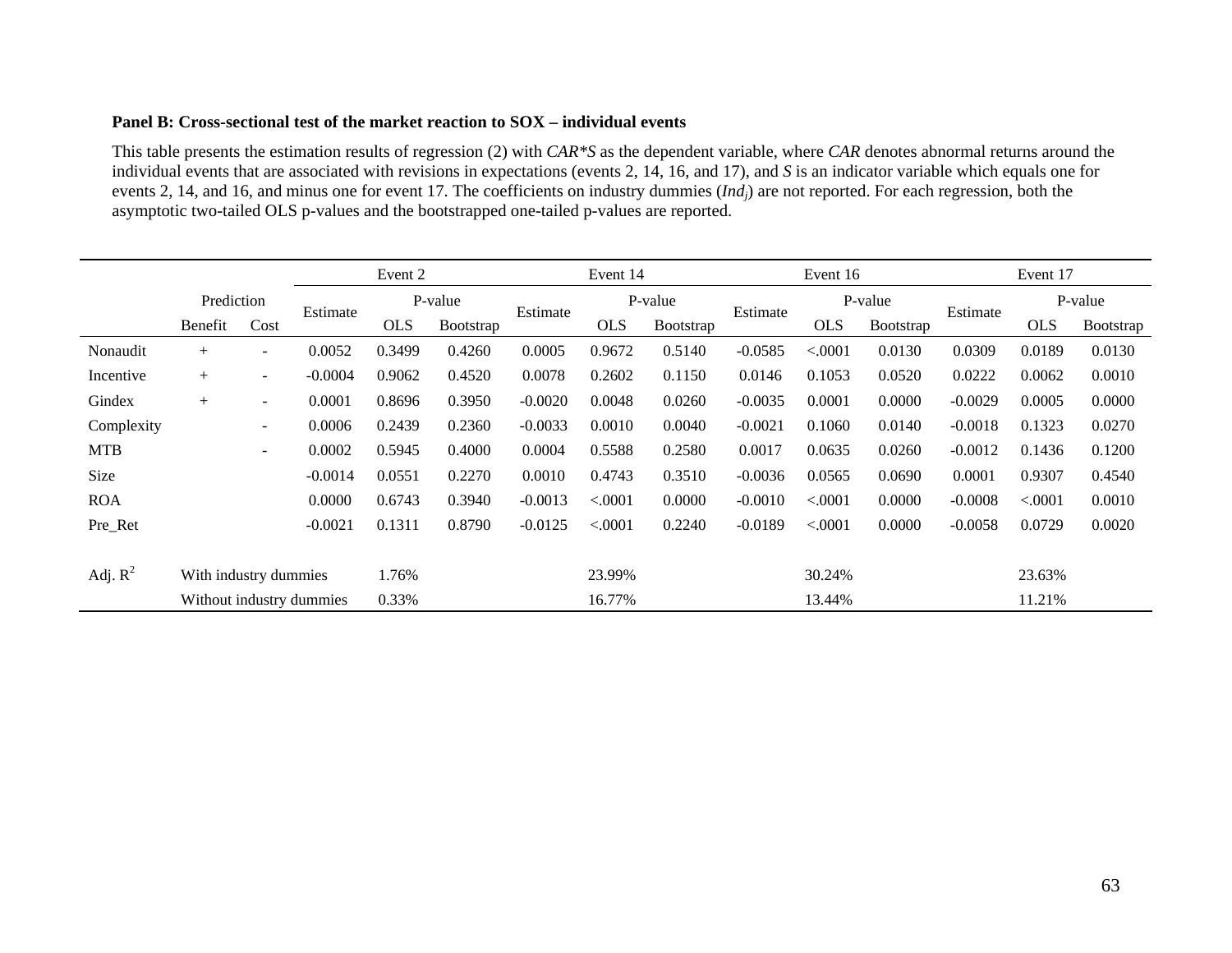**Panel B: Cross-sectional test of the market reaction to SOX – individual events**

This table presents the estimation results of regression (2) with *CAR*S* as the dependent variable, where *CAR* denotes abnormal returns around the individual events that are associated with revisions in expectations (events 2, 14, 16, and 17), and *S* is an indicator variable which equals one for events 2, 14, and 16, and minus one for event 17. The coefficients on industry dummies ($Ind_j$) are not reported. For each regression, both the asymptotic two-tailed OLS p-values and the bootstrapped one-tailed p-values are reported.

| | Prediction | | Event 2 | | | Event 14 | | | Event 16 | | | Event 17 | | |
|---|---|---|---|---|---|---|---|---|---|---|---|---|---|---|
| | | | Estimate | P-value | | Estimate | P-value | | Estimate | P-value | | Estimate | P-value | |
| | Benefit | Cost | | OLS | Bootstrap | | OLS | Bootstrap | | OLS | Bootstrap | | OLS | Bootstrap |
| Nonaudit | + | - | 0.0052 | 0.3499 | 0.4260 | 0.0005 | 0.9672 | 0.5140 | -0.0585 | <.0001 | 0.0130 | 0.0309 | 0.0189 | 0.0130 |
| Incentive | + | - | -0.0004 | 0.9062 | 0.4520 | 0.0078 | 0.2602 | 0.1150 | 0.0146 | 0.1053 | 0.0520 | 0.0222 | 0.0062 | 0.0010 |
| Gindex | + | - | 0.0001 | 0.8696 | 0.3950 | -0.0020 | 0.0048 | 0.0260 | -0.0035 | 0.0001 | 0.0000 | -0.0029 | 0.0005 | 0.0000 |
| Complexity | | - | 0.0006 | 0.2439 | 0.2360 | -0.0033 | 0.0010 | 0.0040 | -0.0021 | 0.1060 | 0.0140 | -0.0018 | 0.1323 | 0.0270 |
| MTB | | - | 0.0002 | 0.5945 | 0.4000 | 0.0004 | 0.5588 | 0.2580 | 0.0017 | 0.0635 | 0.0260 | -0.0012 | 0.1436 | 0.1200 |
| Size | | | -0.0014 | 0.0551 | 0.2270 | 0.0010 | 0.4743 | 0.3510 | -0.0036 | 0.0565 | 0.0690 | 0.0001 | 0.9307 | 0.4540 |
| ROA | | | 0.0000 | 0.6743 | 0.3940 | -0.0013 | <.0001 | 0.0000 | -0.0010 | <.0001 | 0.0000 | -0.0008 | <.0001 | 0.0010 |
| Pre_Ret | | | -0.0021 | 0.1311 | 0.8790 | -0.0125 | <.0001 | 0.2240 | -0.0189 | <.0001 | 0.0000 | -0.0058 | 0.0729 | 0.0020 |
| Adj. $R^2$ | With industry dummies | | 1.76% | | | 23.99% | | | 30.24% | | | 23.63% | | |
| | Without industry dummies | | 0.33% | | | 16.77% | | | 13.44% | | | 11.21% | | |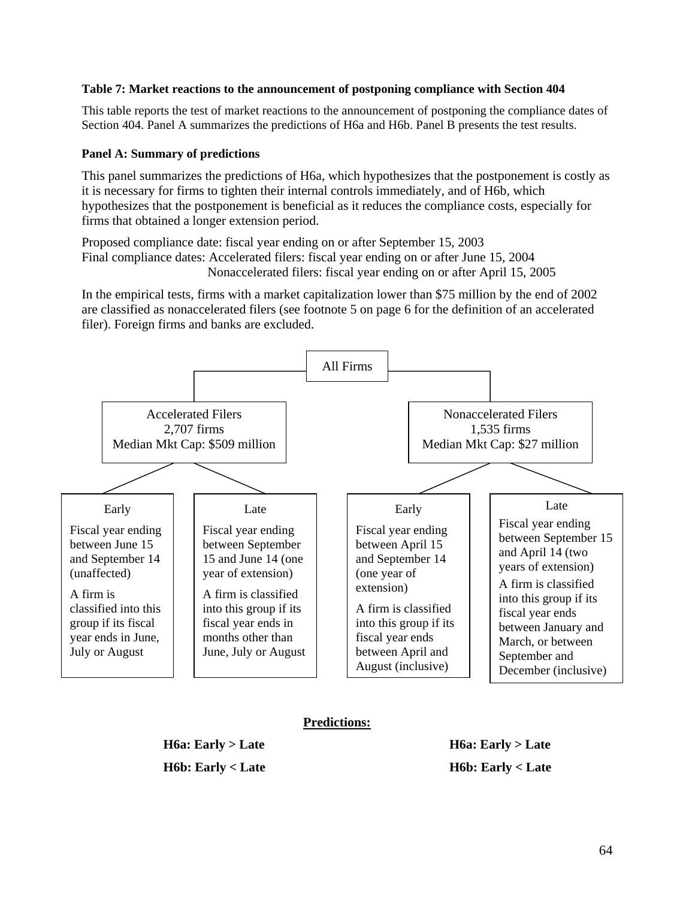**Table 7: Market reactions to the announcement of postponing compliance with Section 404**

This table reports the test of market reactions to the announcement of postponing the compliance dates of Section 404. Panel A summarizes the predictions of H6a and H6b. Panel B presents the test results.

**Panel A: Summary of predictions**

This panel summarizes the predictions of H6a, which hypothesizes that the postponement is costly as it is necessary for firms to tighten their internal controls immediately, and of H6b, which hypothesizes that the postponement is beneficial as it reduces the compliance costs, especially for firms that obtained a longer extension period.

Proposed compliance date: fiscal year ending on or after September 15, 2003
Final compliance dates: Accelerated filers: fiscal year ending on or after June 15, 2004
Nonaccelerated filers: fiscal year ending on or after April 15, 2005

In the empirical tests, firms with a market capitalization lower than $75 million by the end of 2002 are classified as nonaccelerated filers (see footnote 5 on page 6 for the definition of an accelerated filer). Foreign firms and banks are excluded.

All Firms

- Accelerated Filers — 2,707 firms — Median Mkt Cap: $509 million
  - Early: Fiscal year ending between June 15 and September 14 (unaffected). A firm is classified into this group if its fiscal year ends in June, July or August
  - Late: Fiscal year ending between September 15 and June 14 (one year of extension). A firm is classified into this group if its fiscal year ends in months other than June, July or August
- Nonaccelerated Filers — 1,535 firms — Median Mkt Cap: $27 million
  - Early: Fiscal year ending between April 15 and September 14 (one year of extension). A firm is classified into this group if its fiscal year ends between April and August (inclusive)
  - Late: Fiscal year ending between September 15 and April 14 (two years of extension). A firm is classified into this group if its fiscal year ends between January and March, or between September and December (inclusive)

**Predictions:**

| | Accelerated Filers | Nonaccelerated Filers |
|---|---|---|
| H6a | **Early > Late** | **Early > Late** |
| H6b | **Early < Late** | **Early < Late** |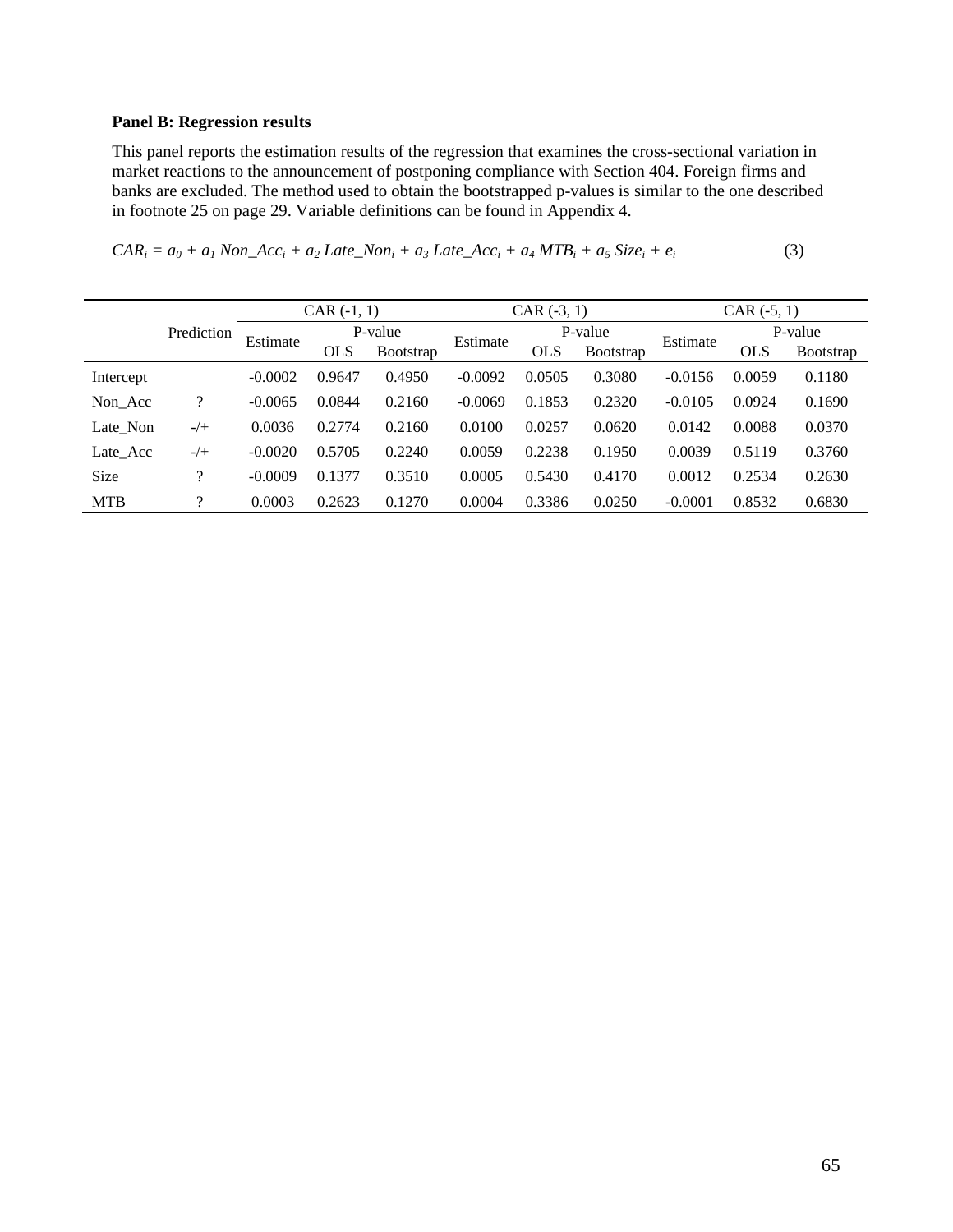**Panel B: Regression results**

This panel reports the estimation results of the regression that examines the cross-sectional variation in market reactions to the announcement of postponing compliance with Section 404. Foreign firms and banks are excluded. The method used to obtain the bootstrapped p-values is similar to the one described in footnote 25 on page 29. Variable definitions can be found in Appendix 4.

$$CAR_i = a_0 + a_1\ Non\_Acc_i + a_2\ Late\_Non_i + a_3\ Late\_Acc_i + a_4\ MTB_i + a_5\ Size_i + e_i \quad (3)$$

| | Prediction | CAR (-1, 1) | | | CAR (-3, 1) | | | CAR (-5, 1) | | |
|---|---|---|---|---|---|---|---|---|---|---|
| | | Estimate | P-value | | Estimate | P-value | | Estimate | P-value | |
| | | | OLS | Bootstrap | | OLS | Bootstrap | | OLS | Bootstrap |
| Intercept | | -0.0002 | 0.9647 | 0.4950 | -0.0092 | 0.0505 | 0.3080 | -0.0156 | 0.0059 | 0.1180 |
| Non_Acc | ? | -0.0065 | 0.0844 | 0.2160 | -0.0069 | 0.1853 | 0.2320 | -0.0105 | 0.0924 | 0.1690 |
| Late_Non | -/+ | 0.0036 | 0.2774 | 0.2160 | 0.0100 | 0.0257 | 0.0620 | 0.0142 | 0.0088 | 0.0370 |
| Late_Acc | -/+ | -0.0020 | 0.5705 | 0.2240 | 0.0059 | 0.2238 | 0.1950 | 0.0039 | 0.5119 | 0.3760 |
| Size | ? | -0.0009 | 0.1377 | 0.3510 | 0.0005 | 0.5430 | 0.4170 | 0.0012 | 0.2534 | 0.2630 |
| MTB | ? | 0.0003 | 0.2623 | 0.1270 | 0.0004 | 0.3386 | 0.0250 | -0.0001 | 0.8532 | 0.6830 |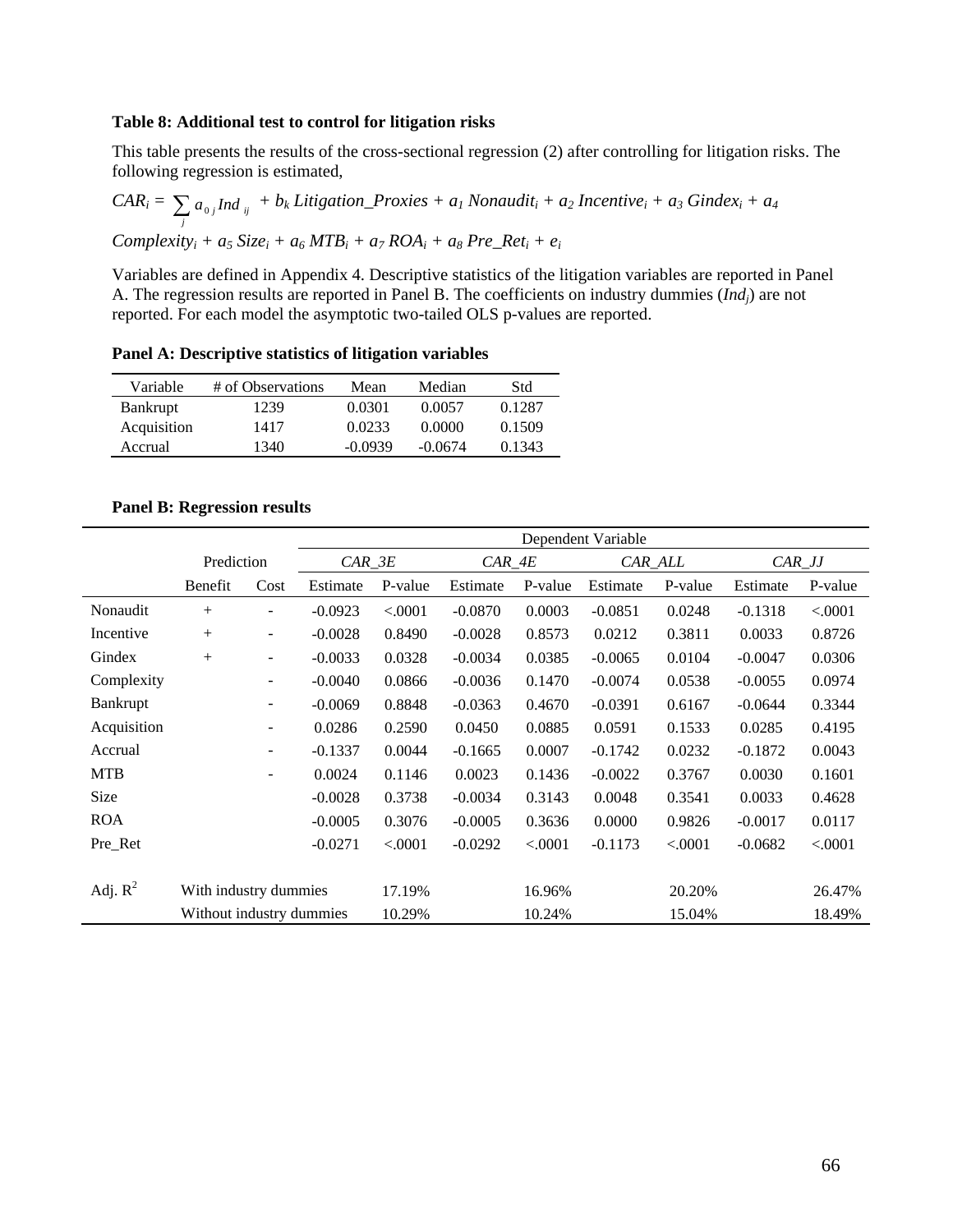**Table 8: Additional test to control for litigation risks**

This table presents the results of the cross-sectional regression (2) after controlling for litigation risks. The following regression is estimated,

$$CAR_i = \sum_j a_{0j} Ind_{ij} + b_k\, Litigation\_Proxies + a_1\, Nonaudit_i + a_2\, Incentive_i + a_3\, Gindex_i + a_4\, Complexity_i + a_5\, Size_i + a_6\, MTB_i + a_7\, ROA_i + a_8\, Pre\_Ret_i + e_i$$

Variables are defined in Appendix 4. Descriptive statistics of the litigation variables are reported in Panel A. The regression results are reported in Panel B. The coefficients on industry dummies ($Ind_j$) are not reported. For each model the asymptotic two-tailed OLS p-values are reported.

**Panel A: Descriptive statistics of litigation variables**

| Variable | # of Observations | Mean | Median | Std |
|---|---|---|---|---|
| Bankrupt | 1239 | 0.0301 | 0.0057 | 0.1287 |
| Acquisition | 1417 | 0.0233 | 0.0000 | 0.1509 |
| Accrual | 1340 | -0.0939 | -0.0674 | 0.1343 |

**Panel B: Regression results**

| | Prediction | | Dependent Variable | | | | | | | |
|---|---|---|---|---|---|---|---|---|---|---|
| | | | *CAR_3E* | | *CAR_4E* | | *CAR_ALL* | | *CAR_JJ* | |
| | Benefit | Cost | Estimate | P-value | Estimate | P-value | Estimate | P-value | Estimate | P-value |
| Nonaudit | + | - | -0.0923 | <.0001 | -0.0870 | 0.0003 | -0.0851 | 0.0248 | -0.1318 | <.0001 |
| Incentive | + | - | -0.0028 | 0.8490 | -0.0028 | 0.8573 | 0.0212 | 0.3811 | 0.0033 | 0.8726 |
| Gindex | + | - | -0.0033 | 0.0328 | -0.0034 | 0.0385 | -0.0065 | 0.0104 | -0.0047 | 0.0306 |
| Complexity | | - | -0.0040 | 0.0866 | -0.0036 | 0.1470 | -0.0074 | 0.0538 | -0.0055 | 0.0974 |
| Bankrupt | | - | -0.0069 | 0.8848 | -0.0363 | 0.4670 | -0.0391 | 0.6167 | -0.0644 | 0.3344 |
| Acquisition | | - | 0.0286 | 0.2590 | 0.0450 | 0.0885 | 0.0591 | 0.1533 | 0.0285 | 0.4195 |
| Accrual | | - | -0.1337 | 0.0044 | -0.1665 | 0.0007 | -0.1742 | 0.0232 | -0.1872 | 0.0043 |
| MTB | | - | 0.0024 | 0.1146 | 0.0023 | 0.1436 | -0.0022 | 0.3767 | 0.0030 | 0.1601 |
| Size | | | -0.0028 | 0.3738 | -0.0034 | 0.3143 | 0.0048 | 0.3541 | 0.0033 | 0.4628 |
| ROA | | | -0.0005 | 0.3076 | -0.0005 | 0.3636 | 0.0000 | 0.9826 | -0.0017 | 0.0117 |
| Pre_Ret | | | -0.0271 | <.0001 | -0.0292 | <.0001 | -0.1173 | <.0001 | -0.0682 | <.0001 |
| Adj. $R^2$ | With industry dummies | | | 17.19% | | 16.96% | | 20.20% | | 26.47% |
| | Without industry dummies | | | 10.29% | | 10.24% | | 15.04% | | 18.49% |